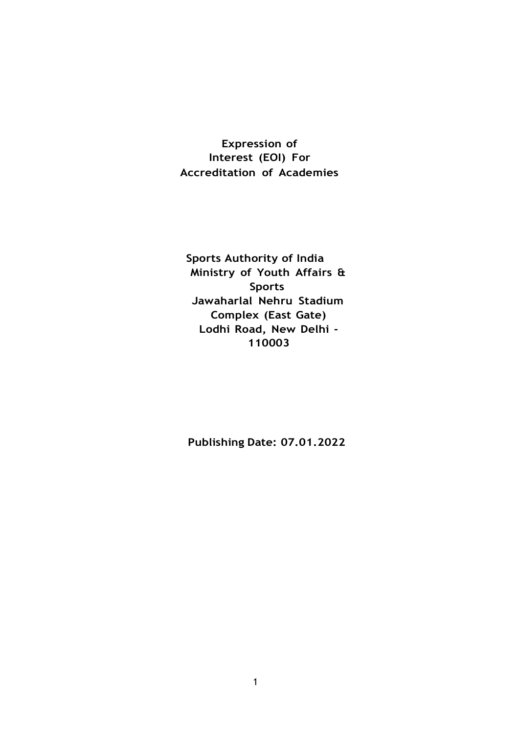# Expression of Interest (EOI) For Accreditation of Academies

**Sports Authority of India**
**Ministry of Youth Affairs & Sports**
**Jawaharlal Nehru Stadium Complex (East Gate)**
**Lodhi Road, New Delhi - 110003**

**Publishing Date: 07.01.2022**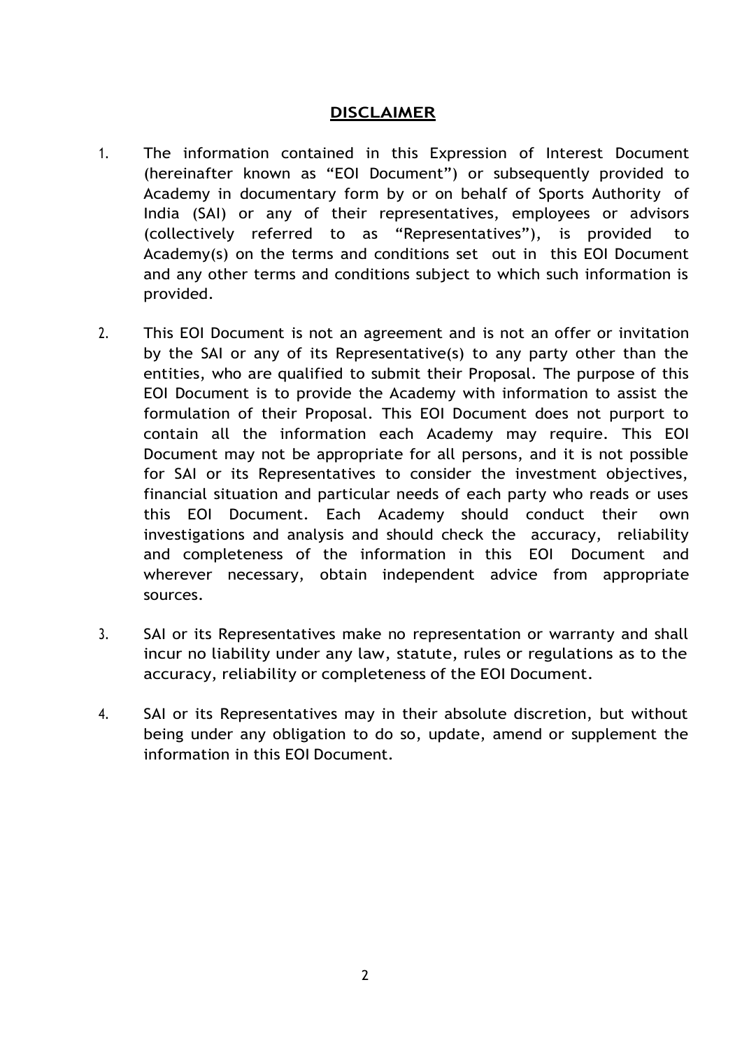## DISCLAIMER

1. The information contained in this Expression of Interest Document (hereinafter known as "EOI Document") or subsequently provided to Academy in documentary form by or on behalf of Sports Authority of India (SAI) or any of their representatives, employees or advisors (collectively referred to as "Representatives"), is provided to Academy(s) on the terms and conditions set out in this EOI Document and any other terms and conditions subject to which such information is provided.

2. This EOI Document is not an agreement and is not an offer or invitation by the SAI or any of its Representative(s) to any party other than the entities, who are qualified to submit their Proposal. The purpose of this EOI Document is to provide the Academy with information to assist the formulation of their Proposal. This EOI Document does not purport to contain all the information each Academy may require. This EOI Document may not be appropriate for all persons, and it is not possible for SAI or its Representatives to consider the investment objectives, financial situation and particular needs of each party who reads or uses this EOI Document. Each Academy should conduct their own investigations and analysis and should check the accuracy, reliability and completeness of the information in this EOI Document and wherever necessary, obtain independent advice from appropriate sources.

3. SAI or its Representatives make no representation or warranty and shall incur no liability under any law, statute, rules or regulations as to the accuracy, reliability or completeness of the EOI Document.

4. SAI or its Representatives may in their absolute discretion, but without being under any obligation to do so, update, amend or supplement the information in this EOI Document.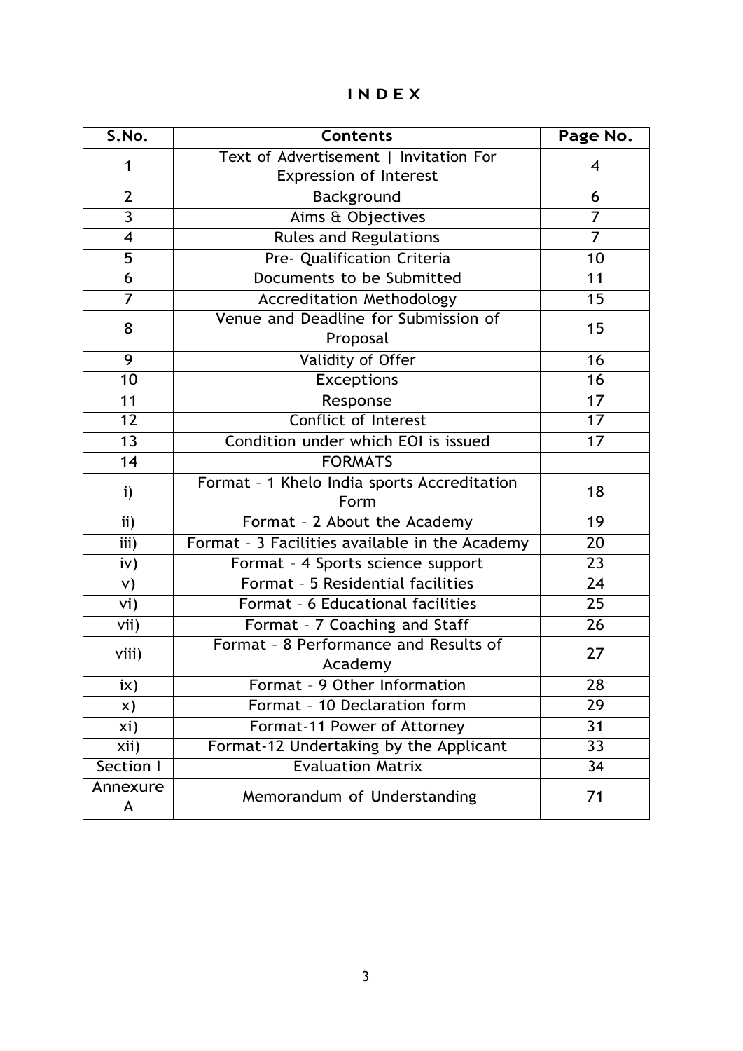# I N D E X

| S.No. | Contents | Page No. |
|---|---|---|
| 1 | Text of Advertisement \| Invitation For Expression of Interest | 4 |
| 2 | Background | 6 |
| 3 | Aims & Objectives | 7 |
| 4 | Rules and Regulations | 7 |
| 5 | Pre- Qualification Criteria | 10 |
| 6 | Documents to be Submitted | 11 |
| 7 | Accreditation Methodology | 15 |
| 8 | Venue and Deadline for Submission of Proposal | 15 |
| 9 | Validity of Offer | 16 |
| 10 | Exceptions | 16 |
| 11 | Response | 17 |
| 12 | Conflict of Interest | 17 |
| 13 | Condition under which EOI is issued | 17 |
| 14 | FORMATS | |
| i) | Format – 1 Khelo India sports Accreditation Form | 18 |
| ii) | Format – 2 About the Academy | 19 |
| iii) | Format – 3 Facilities available in the Academy | 20 |
| iv) | Format – 4 Sports science support | 23 |
| v) | Format – 5 Residential facilities | 24 |
| vi) | Format – 6 Educational facilities | 25 |
| vii) | Format – 7 Coaching and Staff | 26 |
| viii) | Format – 8 Performance and Results of Academy | 27 |
| ix) | Format – 9 Other Information | 28 |
| x) | Format – 10 Declaration form | 29 |
| xi) | Format-11 Power of Attorney | 31 |
| xii) | Format-12 Undertaking by the Applicant | 33 |
| Section I | Evaluation Matrix | 34 |
| Annexure A | Memorandum of Understanding | 71 |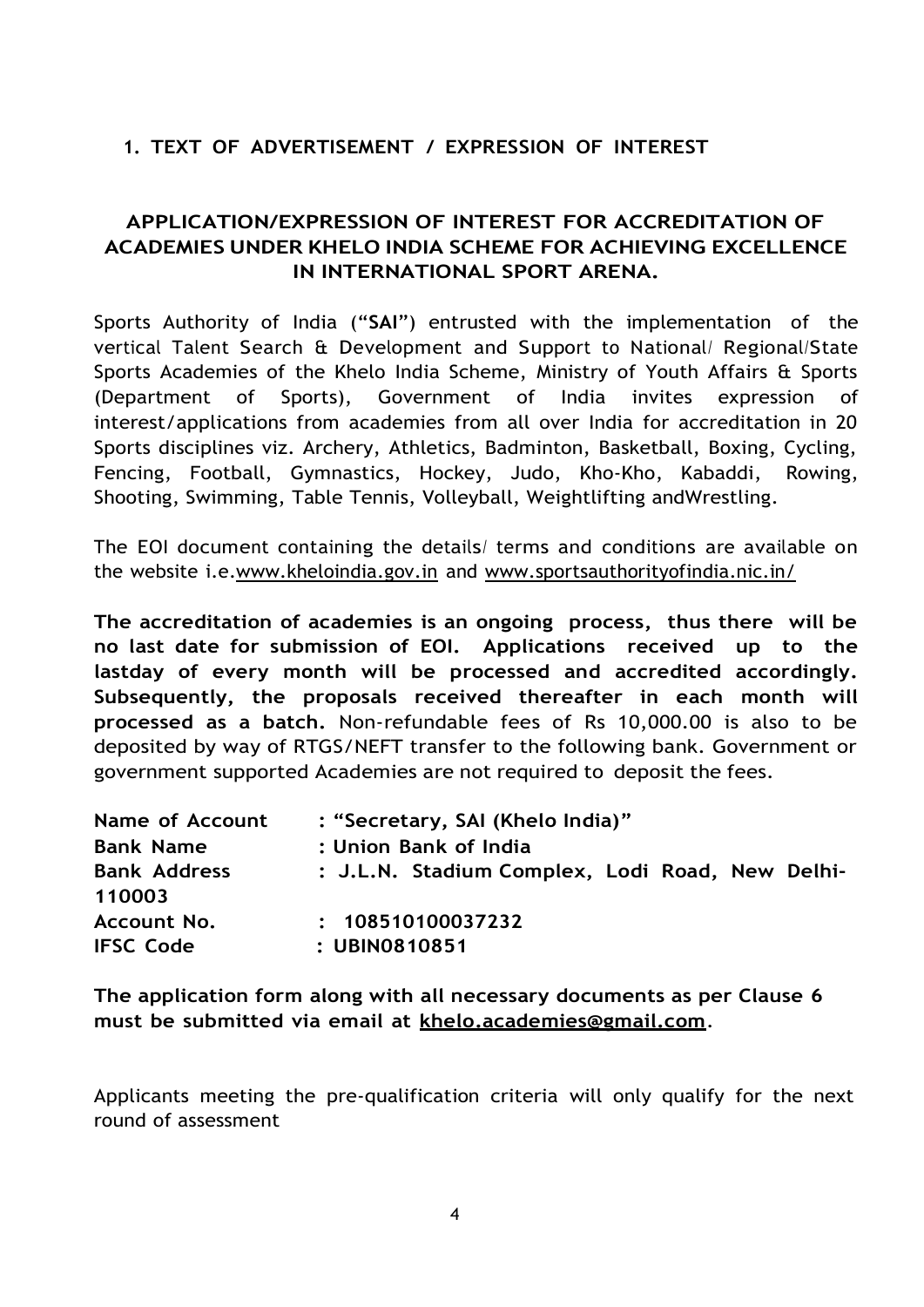## 1. TEXT OF ADVERTISEMENT / EXPRESSION OF INTEREST

### APPLICATION/EXPRESSION OF INTEREST FOR ACCREDITATION OF ACADEMIES UNDER KHELO INDIA SCHEME FOR ACHIEVING EXCELLENCE IN INTERNATIONAL SPORT ARENA.

Sports Authority of India (**"SAI"**) entrusted with the implementation of the vertical Talent Search & Development and Support to National/ Regional/State Sports Academies of the Khelo India Scheme, Ministry of Youth Affairs & Sports (Department of Sports), Government of India invites expression of interest/applications from academies from all over India for accreditation in 20 Sports disciplines viz. Archery, Athletics, Badminton, Basketball, Boxing, Cycling, Fencing, Football, Gymnastics, Hockey, Judo, Kho-Kho, Kabaddi, Rowing, Shooting, Swimming, Table Tennis, Volleyball, Weightlifting andWrestling.

The EOI document containing the details/ terms and conditions are available on the website i.e.www.kheloindia.gov.in and www.sportsauthorityofindia.nic.in/

**The accreditation of academies is an ongoing process, thus there will be no last date for submission of EOI. Applications received up to the lastday of every month will be processed and accredited accordingly. Subsequently, the proposals received thereafter in each month will processed as a batch.** Non-refundable fees of Rs 10,000.00 is also to be deposited by way of RTGS/NEFT transfer to the following bank. Government or government supported Academies are not required to deposit the fees.

| | |
|---|---|
| **Name of Account** | **: "Secretary, SAI (Khelo India)"** |
| **Bank Name** | **: Union Bank of India** |
| **Bank Address** | **: J.L.N. Stadium Complex, Lodi Road, New Delhi-110003** |
| **Account No.** | **: 108510100037232** |
| **IFSC Code** | **: UBIN0810851** |

**The application form along with all necessary documents as per Clause 6 must be submitted via email at khelo.academies@gmail.com.**

Applicants meeting the pre-qualification criteria will only qualify for the next round of assessment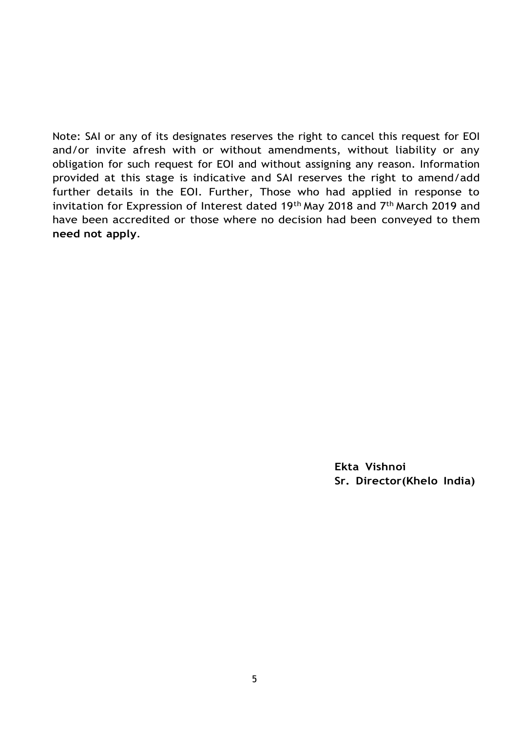Note: SAI or any of its designates reserves the right to cancel this request for EOI and/or invite afresh with or without amendments, without liability or any obligation for such request for EOI and without assigning any reason. Information provided at this stage is indicative and SAI reserves the right to amend/add further details in the EOI. Further, Those who had applied in response to invitation for Expression of Interest dated 19th May 2018 and 7th March 2019 and have been accredited or those where no decision had been conveyed to them **need not apply**.

**Ekta Vishnoi**
**Sr. Director(Khelo India)**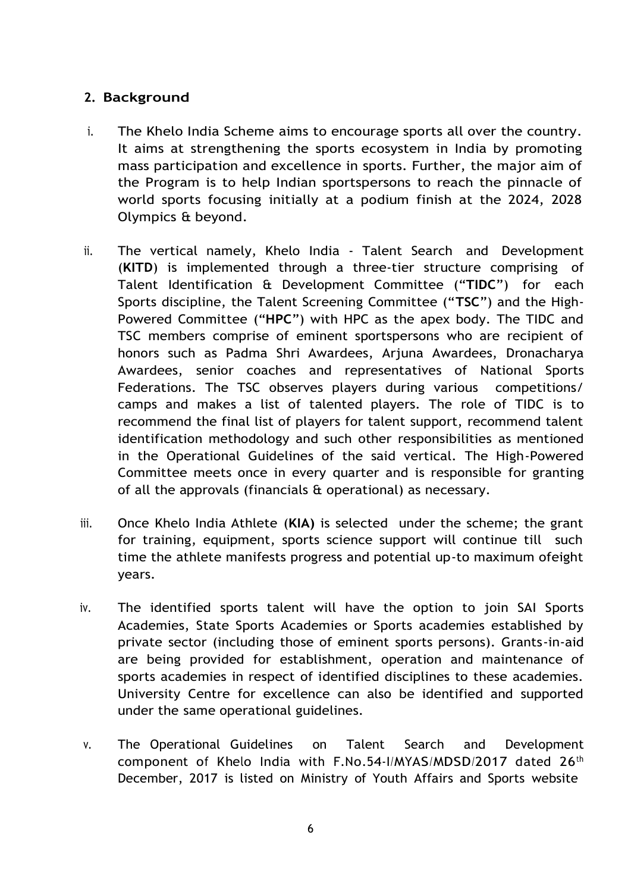## 2. Background

i. The Khelo India Scheme aims to encourage sports all over the country. It aims at strengthening the sports ecosystem in India by promoting mass participation and excellence in sports. Further, the major aim of the Program is to help Indian sportspersons to reach the pinnacle of world sports focusing initially at a podium finish at the 2024, 2028 Olympics & beyond.

ii. The vertical namely, Khelo India - Talent Search and Development (**KITD**) is implemented through a three-tier structure comprising of Talent Identification & Development Committee ("**TIDC**") for each Sports discipline, the Talent Screening Committee ("**TSC**") and the High-Powered Committee ("**HPC**") with HPC as the apex body. The TIDC and TSC members comprise of eminent sportspersons who are recipient of honors such as Padma Shri Awardees, Arjuna Awardees, Dronacharya Awardees, senior coaches and representatives of National Sports Federations. The TSC observes players during various competitions/ camps and makes a list of talented players. The role of TIDC is to recommend the final list of players for talent support, recommend talent identification methodology and such other responsibilities as mentioned in the Operational Guidelines of the said vertical. The High-Powered Committee meets once in every quarter and is responsible for granting of all the approvals (financials & operational) as necessary.

iii. Once Khelo India Athlete (**KIA**) is selected under the scheme; the grant for training, equipment, sports science support will continue till such time the athlete manifests progress and potential up-to maximum ofeight years.

iv. The identified sports talent will have the option to join SAI Sports Academies, State Sports Academies or Sports academies established by private sector (including those of eminent sports persons). Grants-in-aid are being provided for establishment, operation and maintenance of sports academies in respect of identified disciplines to these academies. University Centre for excellence can also be identified and supported under the same operational guidelines.

v. The Operational Guidelines on Talent Search and Development component of Khelo India with F.No.54-I/MYAS/MDSD/2017 dated 26th December, 2017 is listed on Ministry of Youth Affairs and Sports website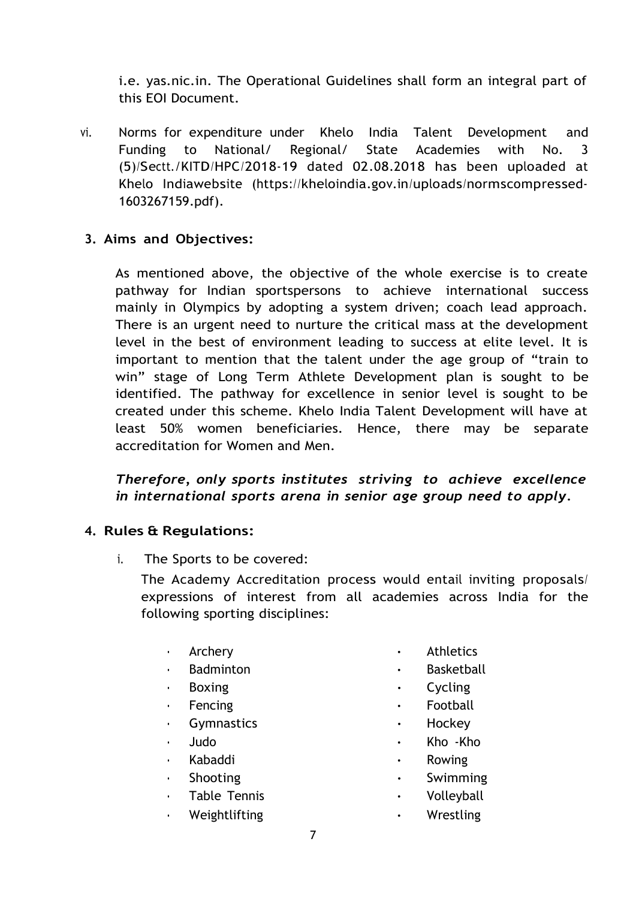i.e. yas.nic.in. The Operational Guidelines shall form an integral part of this EOI Document.

vi. Norms for expenditure under Khelo India Talent Development and Funding to National/ Regional/ State Academies with No. 3 (5)/Sectt./KITD/HPC/2018-19 dated 02.08.2018 has been uploaded at Khelo Indiawebsite (https://kheloindia.gov.in/uploads/normscompressed-1603267159.pdf).

## 3. Aims and Objectives:

As mentioned above, the objective of the whole exercise is to create pathway for Indian sportspersons to achieve international success mainly in Olympics by adopting a system driven; coach lead approach. There is an urgent need to nurture the critical mass at the development level in the best of environment leading to success at elite level. It is important to mention that the talent under the age group of "train to win" stage of Long Term Athlete Development plan is sought to be identified. The pathway for excellence in senior level is sought to be created under this scheme. Khelo India Talent Development will have at least 50% women beneficiaries. Hence, there may be separate accreditation for Women and Men.

***Therefore, only sports institutes striving to achieve excellence in international sports arena in senior age group need to apply.***

## 4. Rules & Regulations:

i. The Sports to be covered:

The Academy Accreditation process would entail inviting proposals/ expressions of interest from all academies across India for the following sporting disciplines:

- Archery
- Athletics
- Badminton
- Basketball
- Boxing
- Cycling
- Fencing
- Football
- Gymnastics
- Hockey
- Judo
- Kho -Kho
- Kabaddi
- Rowing
- Shooting
- Swimming
- Table Tennis
- Volleyball
- Weightlifting
- Wrestling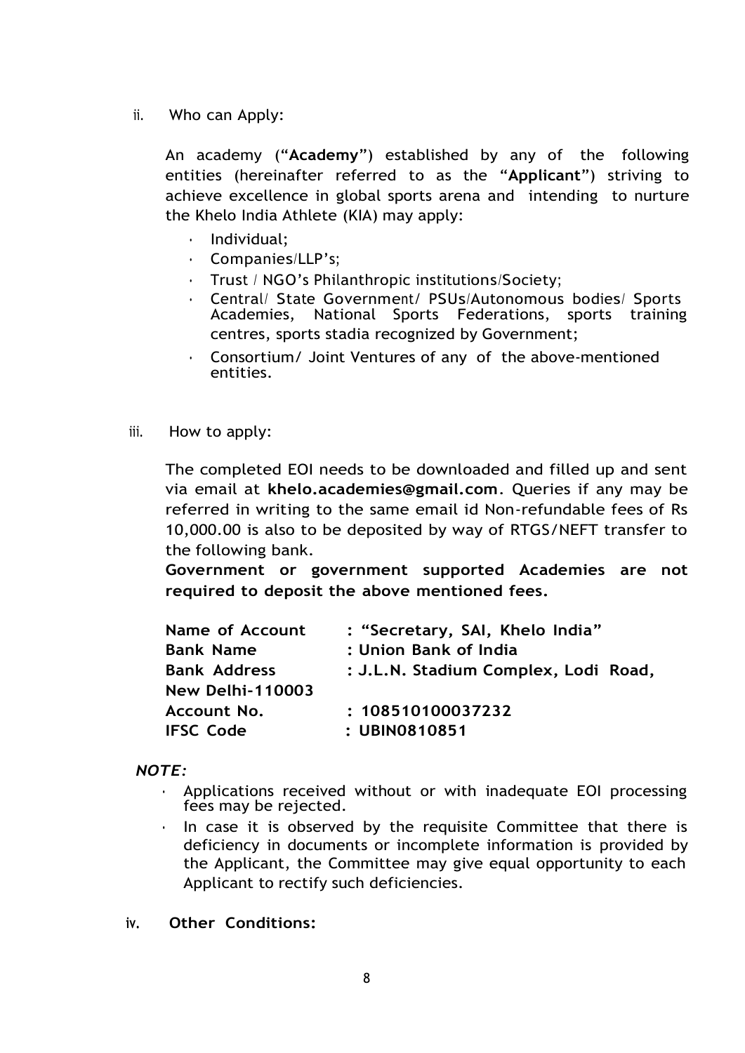ii. Who can Apply:

An academy ("**Academy**") established by any of the following entities (hereinafter referred to as the "**Applicant**") striving to achieve excellence in global sports arena and intending to nurture the Khelo India Athlete (KIA) may apply:

- Individual;
- Companies/LLP's;
- Trust / NGO's Philanthropic institutions/Society;
- Central/ State Government/ PSUs/Autonomous bodies/ Sports Academies, National Sports Federations, sports training centres, sports stadia recognized by Government;
- Consortium/ Joint Ventures of any of the above-mentioned entities.

iii. How to apply:

The completed EOI needs to be downloaded and filled up and sent via email at **khelo.academies@gmail.com**. Queries if any may be referred in writing to the same email id Non-refundable fees of Rs 10,000.00 is also to be deposited by way of RTGS/NEFT transfer to the following bank.

**Government or government supported Academies are not required to deposit the above mentioned fees.**

**Name of Account : "Secretary, SAI, Khelo India"**
**Bank Name : Union Bank of India**
**Bank Address : J.L.N. Stadium Complex, Lodi Road, New Delhi-110003**
**Account No. : 108510100037232**
**IFSC Code : UBIN0810851**

***NOTE:***

- Applications received without or with inadequate EOI processing fees may be rejected.
- In case it is observed by the requisite Committee that there is deficiency in documents or incomplete information is provided by the Applicant, the Committee may give equal opportunity to each Applicant to rectify such deficiencies.

iv. **Other Conditions:**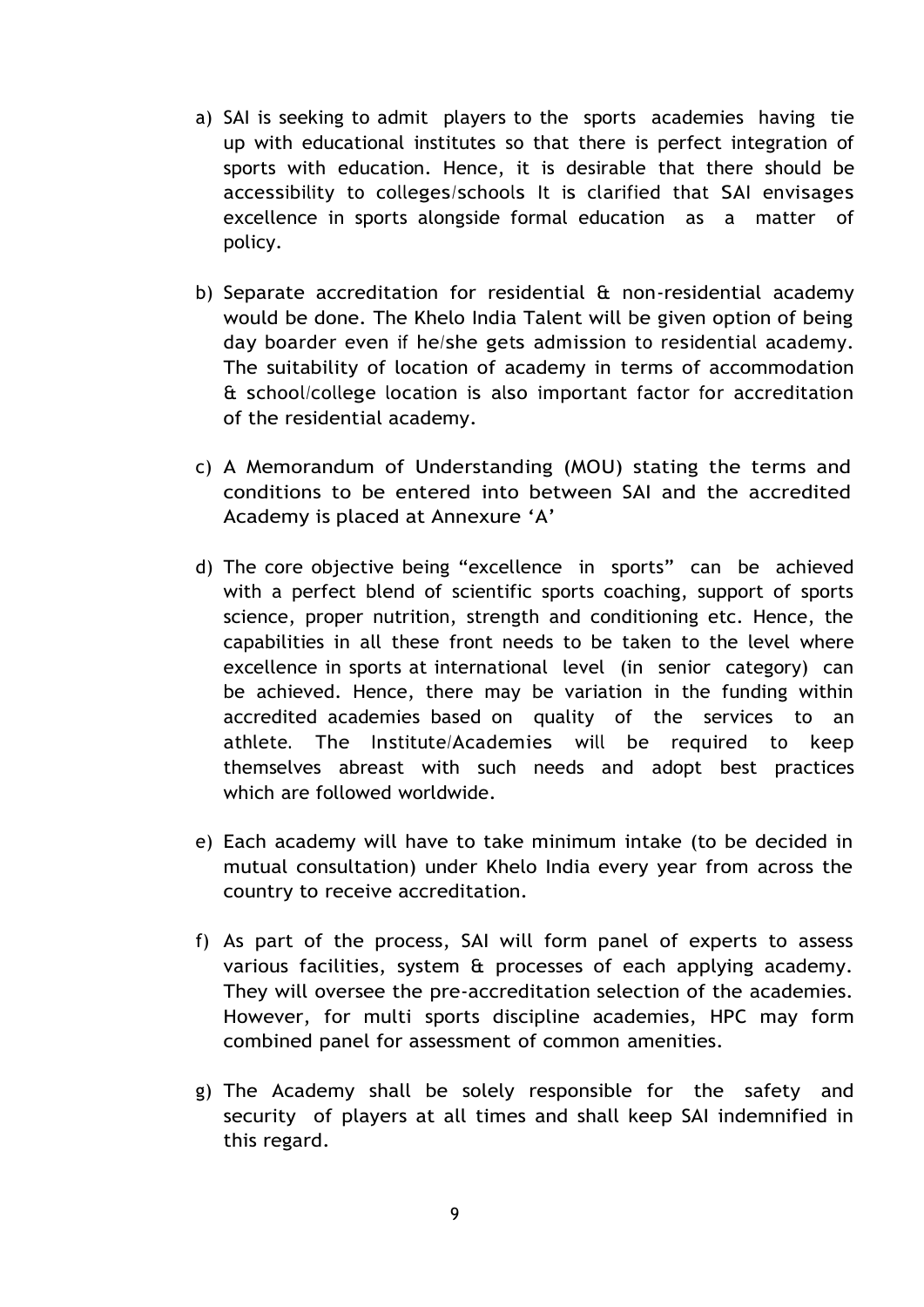a) SAI is seeking to admit players to the sports academies having tie up with educational institutes so that there is perfect integration of sports with education. Hence, it is desirable that there should be accessibility to colleges/schools It is clarified that SAI envisages excellence in sports alongside formal education as a matter of policy.

b) Separate accreditation for residential & non-residential academy would be done. The Khelo India Talent will be given option of being day boarder even if he/she gets admission to residential academy. The suitability of location of academy in terms of accommodation & school/college location is also important factor for accreditation of the residential academy.

c) A Memorandum of Understanding (MOU) stating the terms and conditions to be entered into between SAI and the accredited Academy is placed at Annexure 'A'

d) The core objective being "excellence in sports" can be achieved with a perfect blend of scientific sports coaching, support of sports science, proper nutrition, strength and conditioning etc. Hence, the capabilities in all these front needs to be taken to the level where excellence in sports at international level (in senior category) can be achieved. Hence, there may be variation in the funding within accredited academies based on quality of the services to an athlete. The Institute/Academies will be required to keep themselves abreast with such needs and adopt best practices which are followed worldwide.

e) Each academy will have to take minimum intake (to be decided in mutual consultation) under Khelo India every year from across the country to receive accreditation.

f) As part of the process, SAI will form panel of experts to assess various facilities, system & processes of each applying academy. They will oversee the pre-accreditation selection of the academies. However, for multi sports discipline academies, HPC may form combined panel for assessment of common amenities.

g) The Academy shall be solely responsible for the safety and security of players at all times and shall keep SAI indemnified in this regard.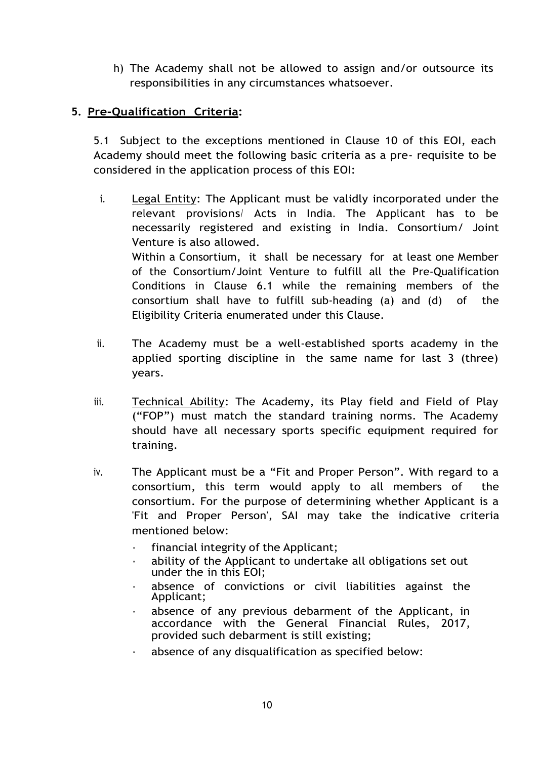h) The Academy shall not be allowed to assign and/or outsource its responsibilities in any circumstances whatsoever.

## 5. Pre-Qualification Criteria:

5.1 Subject to the exceptions mentioned in Clause 10 of this EOI, each Academy should meet the following basic criteria as a pre- requisite to be considered in the application process of this EOI:

i. Legal Entity: The Applicant must be validly incorporated under the relevant provisions/ Acts in India. The Applicant has to be necessarily registered and existing in India. Consortium/ Joint Venture is also allowed.
   Within a Consortium, it shall be necessary for at least one Member of the Consortium/Joint Venture to fulfill all the Pre-Qualification Conditions in Clause 6.1 while the remaining members of the consortium shall have to fulfill sub-heading (a) and (d) of the Eligibility Criteria enumerated under this Clause.

ii. The Academy must be a well-established sports academy in the applied sporting discipline in the same name for last 3 (three) years.

iii. Technical Ability: The Academy, its Play field and Field of Play ("FOP") must match the standard training norms. The Academy should have all necessary sports specific equipment required for training.

iv. The Applicant must be a "Fit and Proper Person". With regard to a consortium, this term would apply to all members of the consortium. For the purpose of determining whether Applicant is a 'Fit and Proper Person', SAI may take the indicative criteria mentioned below:
   - financial integrity of the Applicant;
   - ability of the Applicant to undertake all obligations set out under the in this EOI;
   - absence of convictions or civil liabilities against the Applicant;
   - absence of any previous debarment of the Applicant, in accordance with the General Financial Rules, 2017, provided such debarment is still existing;
   - absence of any disqualification as specified below: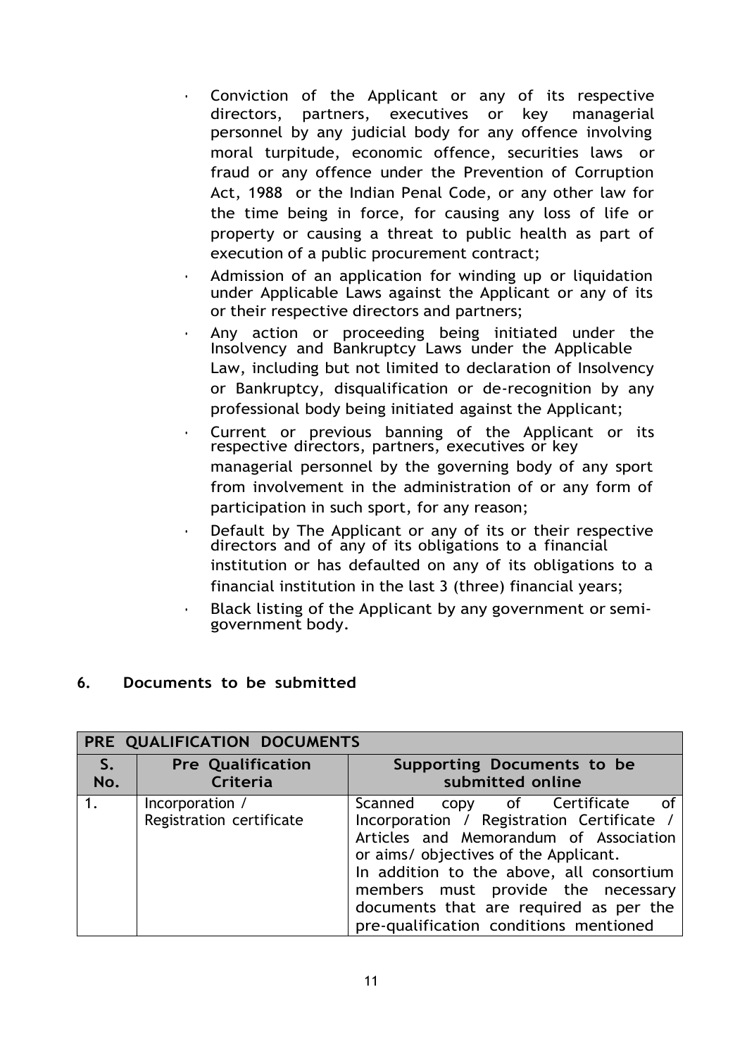- Conviction of the Applicant or any of its respective directors, partners, executives or key managerial personnel by any judicial body for any offence involving moral turpitude, economic offence, securities laws or fraud or any offence under the Prevention of Corruption Act, 1988 or the Indian Penal Code, or any other law for the time being in force, for causing any loss of life or property or causing a threat to public health as part of execution of a public procurement contract;
- Admission of an application for winding up or liquidation under Applicable Laws against the Applicant or any of its or their respective directors and partners;
- Any action or proceeding being initiated under the Insolvency and Bankruptcy Laws under the Applicable Law, including but not limited to declaration of Insolvency or Bankruptcy, disqualification or de-recognition by any professional body being initiated against the Applicant;
- Current or previous banning of the Applicant or its respective directors, partners, executives or key managerial personnel by the governing body of any sport from involvement in the administration of or any form of participation in such sport, for any reason;
- Default by The Applicant or any of its or their respective directors and of any of its obligations to a financial institution or has defaulted on any of its obligations to a financial institution in the last 3 (three) financial years;
- Black listing of the Applicant by any government or semi-government body.

## 6. Documents to be submitted

| PRE QUALIFICATION DOCUMENTS | | |
|---|---|---|
| **S. No.** | **Pre Qualification Criteria** | **Supporting Documents to be submitted online** |
| 1. | Incorporation / Registration certificate | Scanned copy of Certificate of Incorporation / Registration Certificate / Articles and Memorandum of Association or aims/ objectives of the Applicant.<br>In addition to the above, all consortium members must provide the necessary documents that are required as per the pre-qualification conditions mentioned |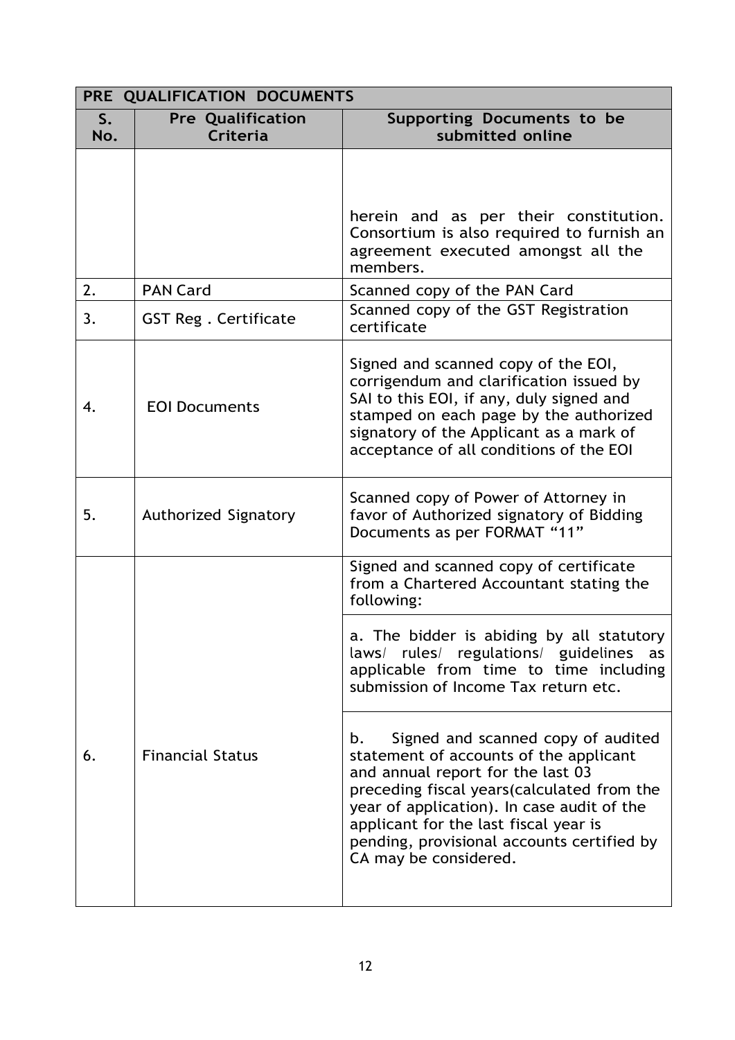| PRE QUALIFICATION DOCUMENTS | | |
|---|---|---|
| **S. No.** | **Pre Qualification Criteria** | **Supporting Documents to be submitted online** |
| | | herein and as per their constitution. Consortium is also required to furnish an agreement executed amongst all the members. |
| 2. | PAN Card | Scanned copy of the PAN Card |
| 3. | GST Reg . Certificate | Scanned copy of the GST Registration certificate |
| 4. | EOI Documents | Signed and scanned copy of the EOI, corrigendum and clarification issued by SAI to this EOI, if any, duly signed and stamped on each page by the authorized signatory of the Applicant as a mark of acceptance of all conditions of the EOI |
| 5. | Authorized Signatory | Scanned copy of Power of Attorney in favor of Authorized signatory of Bidding Documents as per FORMAT "11" |
| 6. | Financial Status | Signed and scanned copy of certificate from a Chartered Accountant stating the following: |
| | | a. The bidder is abiding by all statutory laws/ rules/ regulations/ guidelines as applicable from time to time including submission of Income Tax return etc. |
| | | b. Signed and scanned copy of audited statement of accounts of the applicant and annual report for the last 03 preceding fiscal years(calculated from the year of application). In case audit of the applicant for the last fiscal year is pending, provisional accounts certified by CA may be considered. |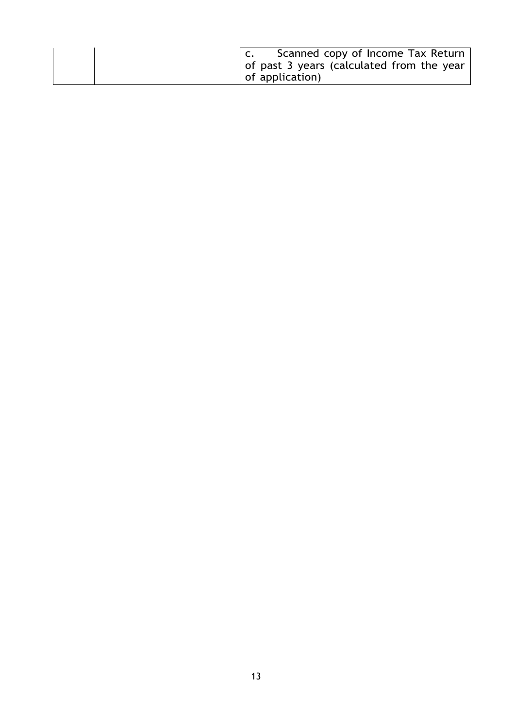| | | |
|---|---|---|
| | | c. Scanned copy of Income Tax Return of past 3 years (calculated from the year of application) |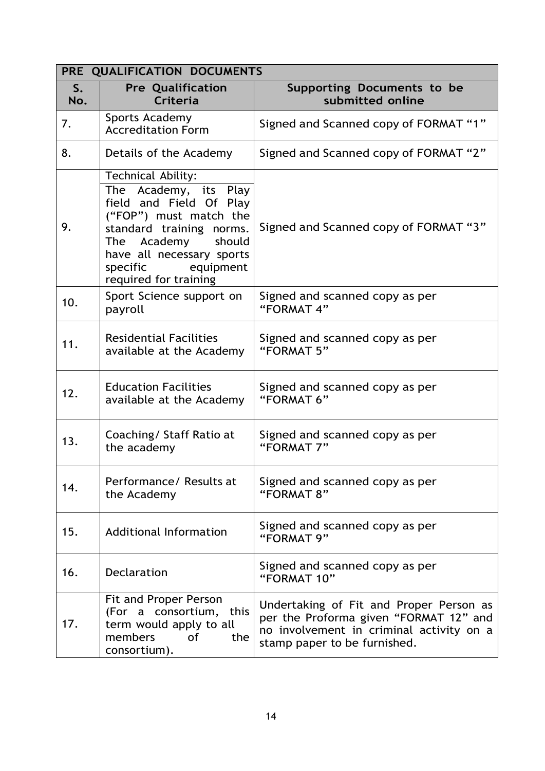| PRE QUALIFICATION DOCUMENTS | | |
|---|---|---|
| S. No. | Pre Qualification Criteria | Supporting Documents to be submitted online |
| 7. | Sports Academy Accreditation Form | Signed and Scanned copy of FORMAT "1" |
| 8. | Details of the Academy | Signed and Scanned copy of FORMAT "2" |
| 9. | Technical Ability: The Academy, its Play field and Field Of Play ("FOP") must match the standard training norms. The Academy should have all necessary sports specific equipment required for training | Signed and Scanned copy of FORMAT "3" |
| 10. | Sport Science support on payroll | Signed and scanned copy as per "FORMAT 4" |
| 11. | Residential Facilities available at the Academy | Signed and scanned copy as per "FORMAT 5" |
| 12. | Education Facilities available at the Academy | Signed and scanned copy as per "FORMAT 6" |
| 13. | Coaching/ Staff Ratio at the academy | Signed and scanned copy as per "FORMAT 7" |
| 14. | Performance/ Results at the Academy | Signed and scanned copy as per "FORMAT 8" |
| 15. | Additional Information | Signed and scanned copy as per "FORMAT 9" |
| 16. | Declaration | Signed and scanned copy as per "FORMAT 10" |
| 17. | Fit and Proper Person (For a consortium, this term would apply to all members of the consortium). | Undertaking of Fit and Proper Person as per the Proforma given "FORMAT 12" and no involvement in criminal activity on a stamp paper to be furnished. |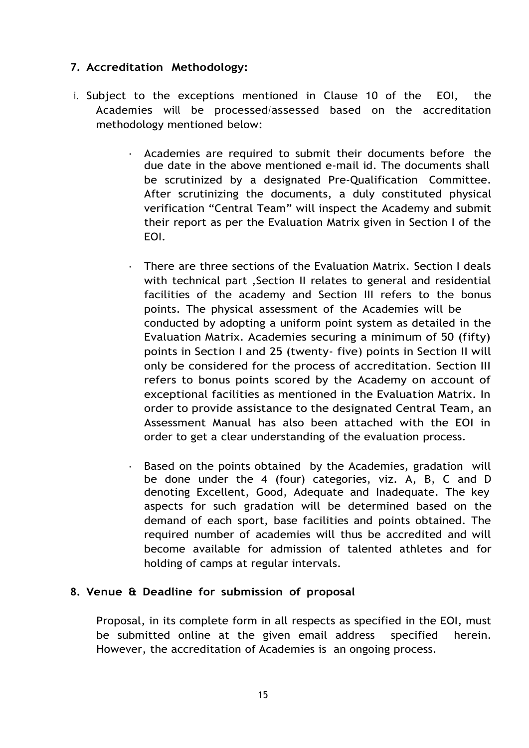## 7. Accreditation Methodology:

i. Subject to the exceptions mentioned in Clause 10 of the EOI, the Academies will be processed/assessed based on the accreditation methodology mentioned below:

- Academies are required to submit their documents before the due date in the above mentioned e-mail id. The documents shall be scrutinized by a designated Pre-Qualification Committee. After scrutinizing the documents, a duly constituted physical verification "Central Team" will inspect the Academy and submit their report as per the Evaluation Matrix given in Section I of the EOI.

- There are three sections of the Evaluation Matrix. Section I deals with technical part ,Section II relates to general and residential facilities of the academy and Section III refers to the bonus points. The physical assessment of the Academies will be conducted by adopting a uniform point system as detailed in the Evaluation Matrix. Academies securing a minimum of 50 (fifty) points in Section I and 25 (twenty- five) points in Section II will only be considered for the process of accreditation. Section III refers to bonus points scored by the Academy on account of exceptional facilities as mentioned in the Evaluation Matrix. In order to provide assistance to the designated Central Team, an Assessment Manual has also been attached with the EOI in order to get a clear understanding of the evaluation process.

- Based on the points obtained by the Academies, gradation will be done under the 4 (four) categories, viz. A, B, C and D denoting Excellent, Good, Adequate and Inadequate. The key aspects for such gradation will be determined based on the demand of each sport, base facilities and points obtained. The required number of academies will thus be accredited and will become available for admission of talented athletes and for holding of camps at regular intervals.

## 8. Venue & Deadline for submission of proposal

Proposal, in its complete form in all respects as specified in the EOI, must be submitted online at the given email address specified herein. However, the accreditation of Academies is an ongoing process.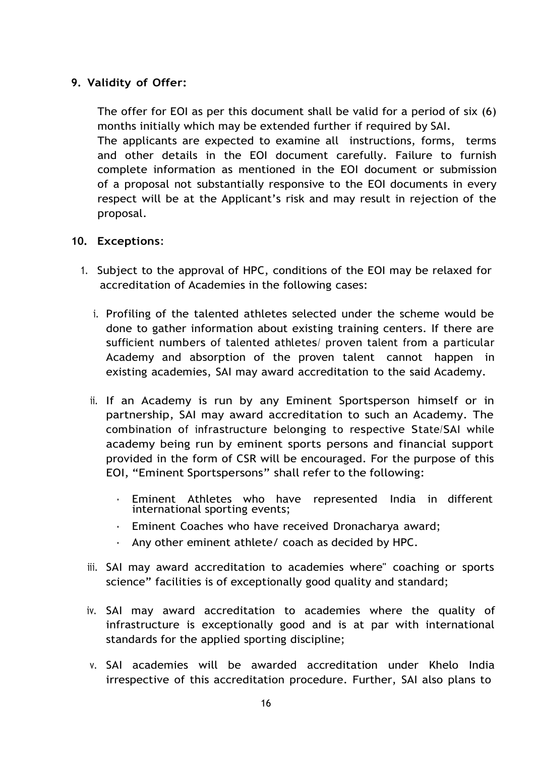**9. Validity of Offer:**

The offer for EOI as per this document shall be valid for a period of six (6) months initially which may be extended further if required by SAI.
The applicants are expected to examine all instructions, forms, terms and other details in the EOI document carefully. Failure to furnish complete information as mentioned in the EOI document or submission of a proposal not substantially responsive to the EOI documents in every respect will be at the Applicant's risk and may result in rejection of the proposal.

**10. Exceptions**:

1. Subject to the approval of HPC, conditions of the EOI may be relaxed for accreditation of Academies in the following cases:

   i. Profiling of the talented athletes selected under the scheme would be done to gather information about existing training centers. If there are sufficient numbers of talented athletes/ proven talent from a particular Academy and absorption of the proven talent cannot happen in existing academies, SAI may award accreditation to the said Academy.

   ii. If an Academy is run by any Eminent Sportsperson himself or in partnership, SAI may award accreditation to such an Academy. The combination of infrastructure belonging to respective State/SAI while academy being run by eminent sports persons and financial support provided in the form of CSR will be encouraged. For the purpose of this EOI, "Eminent Sportspersons" shall refer to the following:

      - Eminent Athletes who have represented India in different international sporting events;
      - Eminent Coaches who have received Dronacharya award;
      - Any other eminent athlete/ coach as decided by HPC.

   iii. SAI may award accreditation to academies where" coaching or sports science" facilities is of exceptionally good quality and standard;

   iv. SAI may award accreditation to academies where the quality of infrastructure is exceptionally good and is at par with international standards for the applied sporting discipline;

   v. SAI academies will be awarded accreditation under Khelo India irrespective of this accreditation procedure. Further, SAI also plans to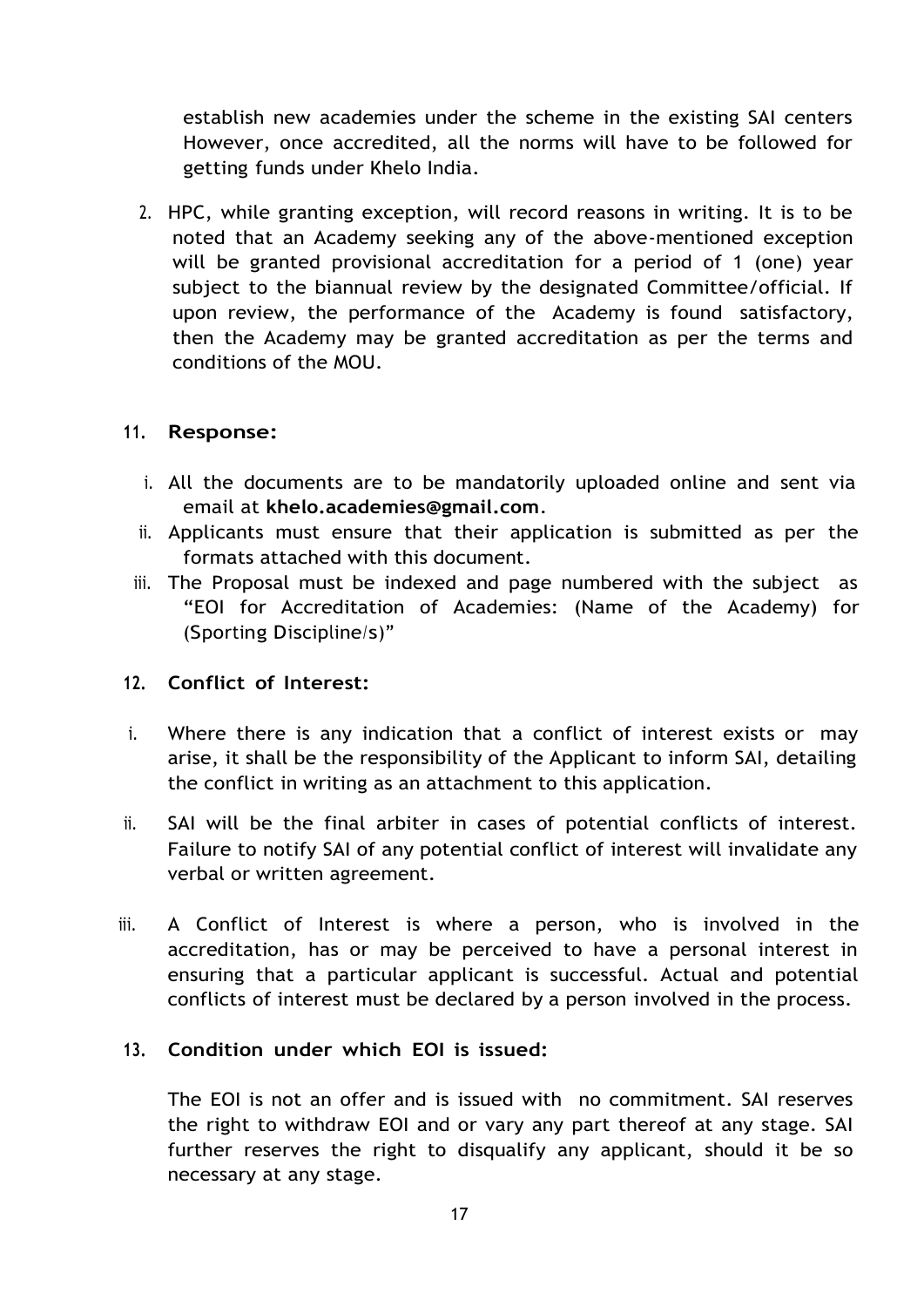establish new academies under the scheme in the existing SAI centers However, once accredited, all the norms will have to be followed for getting funds under Khelo India.

2. HPC, while granting exception, will record reasons in writing. It is to be noted that an Academy seeking any of the above-mentioned exception will be granted provisional accreditation for a period of 1 (one) year subject to the biannual review by the designated Committee/official. If upon review, the performance of the Academy is found satisfactory, then the Academy may be granted accreditation as per the terms and conditions of the MOU.

## 11. Response:

i. All the documents are to be mandatorily uploaded online and sent via email at **khelo.academies@gmail.com**.

ii. Applicants must ensure that their application is submitted as per the formats attached with this document.

iii. The Proposal must be indexed and page numbered with the subject as "EOI for Accreditation of Academies: (Name of the Academy) for (Sporting Discipline/s)"

## 12. Conflict of Interest:

i. Where there is any indication that a conflict of interest exists or may arise, it shall be the responsibility of the Applicant to inform SAI, detailing the conflict in writing as an attachment to this application.

ii. SAI will be the final arbiter in cases of potential conflicts of interest. Failure to notify SAI of any potential conflict of interest will invalidate any verbal or written agreement.

iii. A Conflict of Interest is where a person, who is involved in the accreditation, has or may be perceived to have a personal interest in ensuring that a particular applicant is successful. Actual and potential conflicts of interest must be declared by a person involved in the process.

## 13. Condition under which EOI is issued:

The EOI is not an offer and is issued with no commitment. SAI reserves the right to withdraw EOI and or vary any part thereof at any stage. SAI further reserves the right to disqualify any applicant, should it be so necessary at any stage.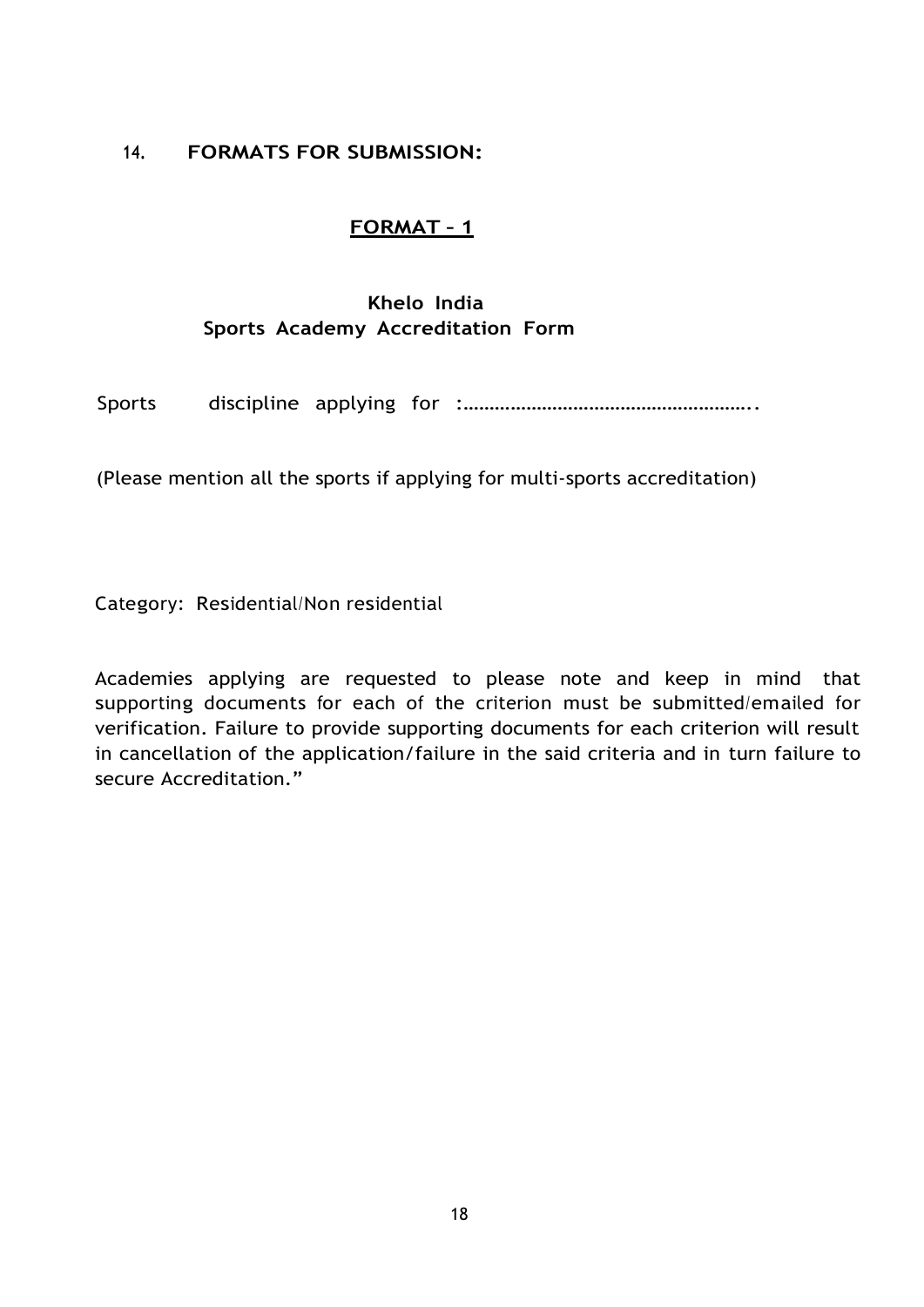## 14. FORMATS FOR SUBMISSION:

### FORMAT – 1

### Khelo India
### Sports Academy Accreditation Form

Sports discipline applying for :………………………………………………..

(Please mention all the sports if applying for multi-sports accreditation)

Category: Residential/Non residential

Academies applying are requested to please note and keep in mind that supporting documents for each of the criterion must be submitted/emailed for verification. Failure to provide supporting documents for each criterion will result in cancellation of the application/failure in the said criteria and in turn failure to secure Accreditation."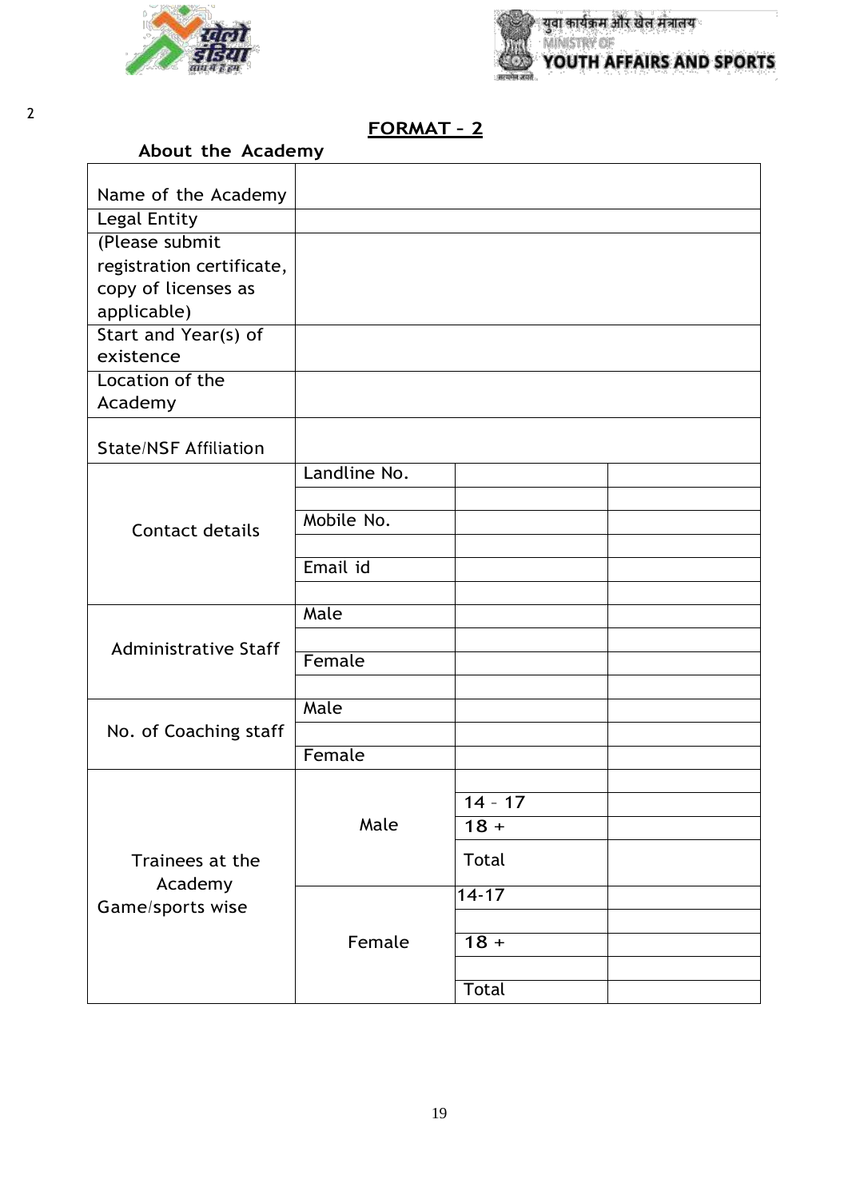## FORMAT - 2

**About the Academy**

| | | | |
|---|---|---|---|
| Name of the Academy | | | |
| Legal Entity | | | |
| (Please submit registration certificate, copy of licenses as applicable) | | | |
| Start and Year(s) of existence | | | |
| Location of the Academy | | | |
| State/NSF Affiliation | | | |
| Contact details | Landline No. | | |
| | | | |
| | Mobile No. | | |
| | | | |
| | Email id | | |
| | | | |
| Administrative Staff | Male | | |
| | | | |
| | Female | | |
| | | | |
| No. of Coaching staff | Male | | |
| | | | |
| | Female | | |
| Trainees at the Academy Game/sports wise | Male | | |
| | | 14 - 17 | |
| | | 18 + | |
| | | Total | |
| | Female | 14-17 | |
| | | | |
| | | 18 + | |
| | | | |
| | | Total | |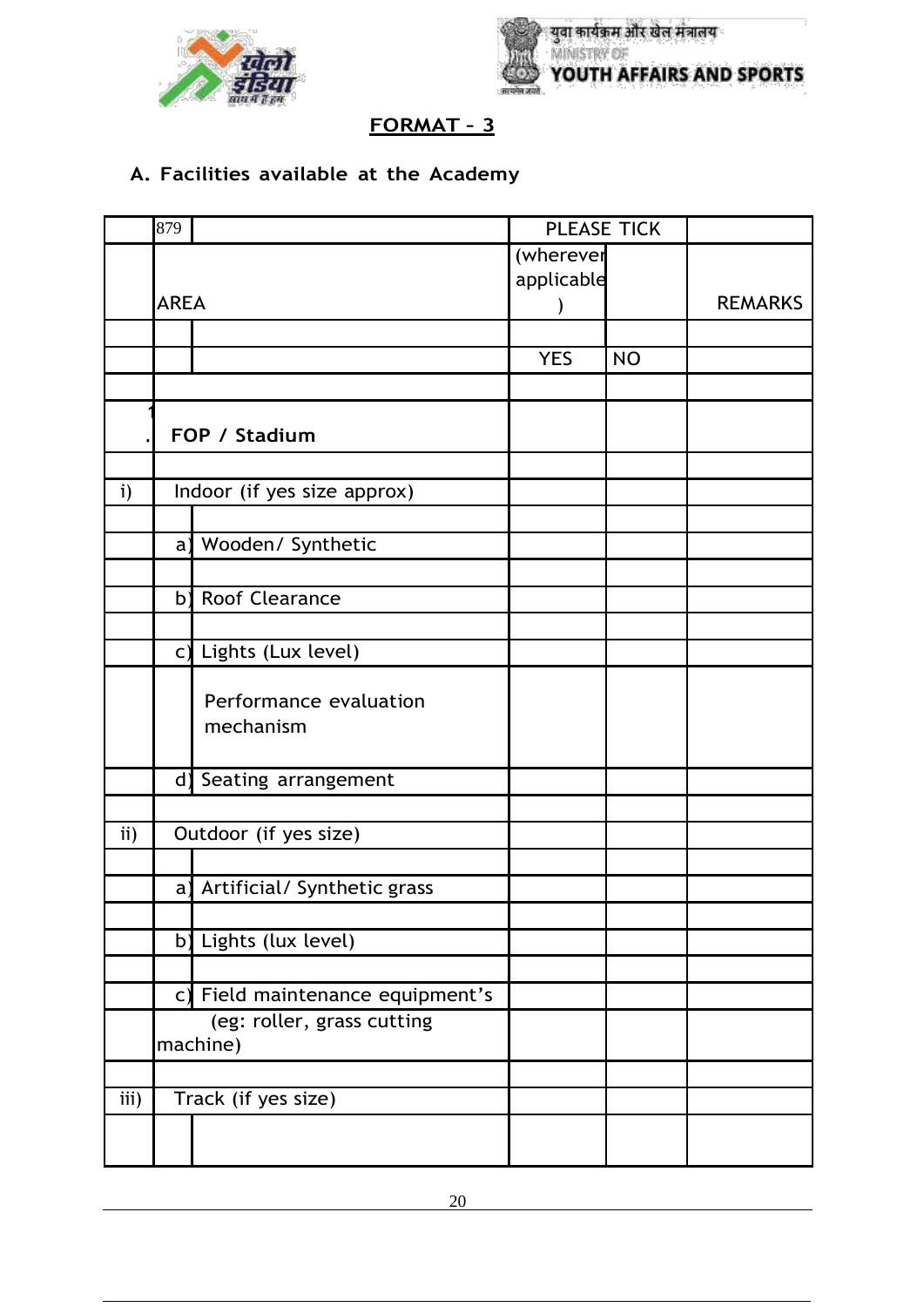## FORMAT – 3

### A. Facilities available at the Academy

| | 879 | | PLEASE TICK | | |
|---|---|---|---|---|---|
| | AREA | | (wherever applicable ) | | REMARKS |
| | | | | | |
| | | | YES | NO | |
| | | | | | |
| 1. | **FOP / Stadium** | | | | |
| | | | | | |
| i) | Indoor (if yes size approx) | | | | |
| | | | | | |
| | a) | Wooden/ Synthetic | | | |
| | | | | | |
| | b) | Roof Clearance | | | |
| | | | | | |
| | c) | Lights (Lux level) | | | |
| | | Performance evaluation mechanism | | | |
| | d) | Seating arrangement | | | |
| | | | | | |
| ii) | Outdoor (if yes size) | | | | |
| | | | | | |
| | a) | Artificial/ Synthetic grass | | | |
| | | | | | |
| | b) | Lights (lux level) | | | |
| | | | | | |
| | c) | Field maintenance equipment's | | | |
| | (eg: roller, grass cutting machine) | | | | |
| | | | | | |
| iii) | Track (if yes size) | | | | |
| | | | | | |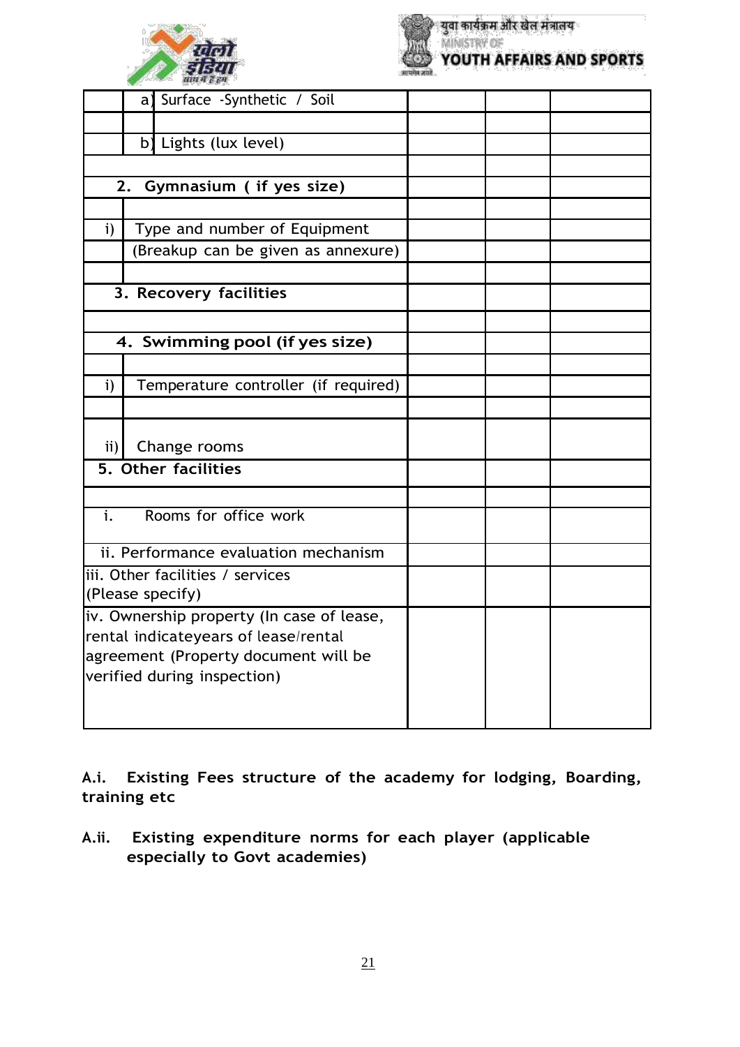| | | | | |
|---|---|---|---|---|
| | a) Surface -Synthetic / Soil | | | |
| | | | | |
| | b) Lights (lux level) | | | |
| | | | | |
| **2. Gymnasium ( if yes size)** | | | | |
| | | | | |
| i) | Type and number of Equipment | | | |
| | (Breakup can be given as annexure) | | | |
| | | | | |
| **3. Recovery facilities** | | | | |
| | | | | |
| **4. Swimming pool (if yes size)** | | | | |
| | | | | |
| i) | Temperature controller (if required) | | | |
| | | | | |
| ii) | Change rooms | | | |
| **5. Other facilities** | | | | |
| | | | | |
| i. | Rooms for office work | | | |
| ii. Performance evaluation mechanism | | | | |
| iii. Other facilities / services (Please specify) | | | | |
| iv. Ownership property (In case of lease, rental indicateyears of lease/rental agreement (Property document will be verified during inspection) | | | | |

**A.i. Existing Fees structure of the academy for lodging, Boarding, training etc**

**A.ii. Existing expenditure norms for each player (applicable especially to Govt academies)**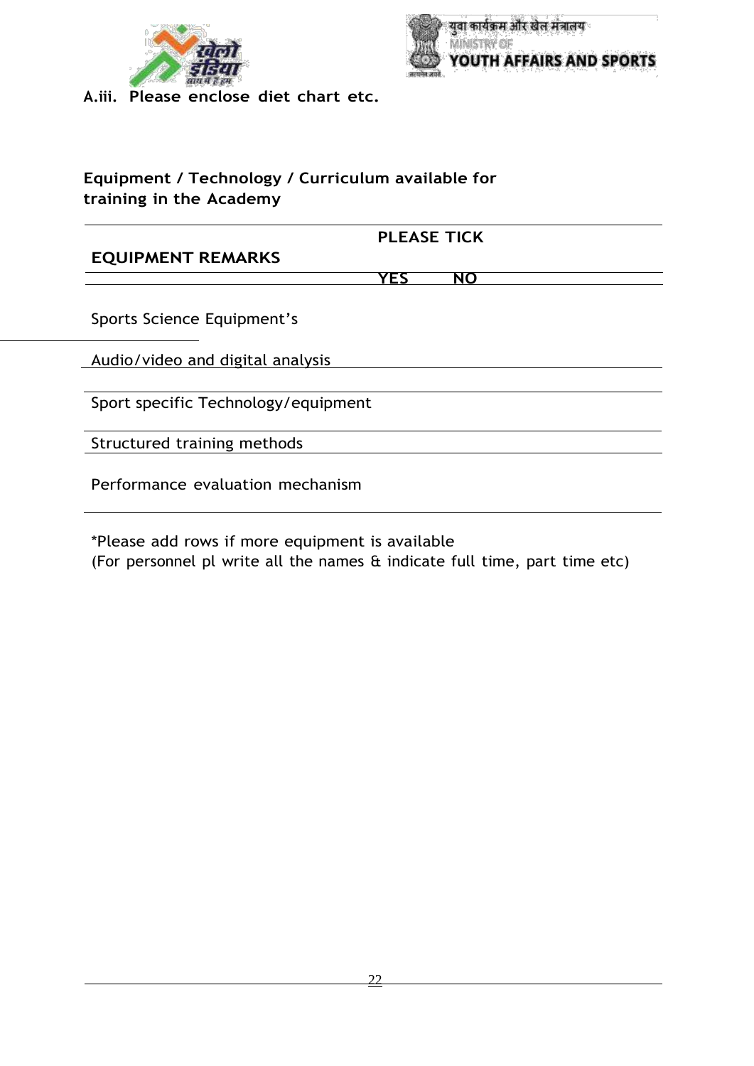**A.iii. Please enclose diet chart etc.**

**Equipment / Technology / Curriculum available for training in the Academy**

| EQUIPMENT REMARKS | PLEASE TICK | |
|---|---|---|
| | YES | NO |
| Sports Science Equipment's | | |
| Audio/video and digital analysis | | |
| Sport specific Technology/equipment | | |
| Structured training methods | | |
| Performance evaluation mechanism | | |

*Please add rows if more equipment is available
(For personnel pl write all the names & indicate full time, part time etc)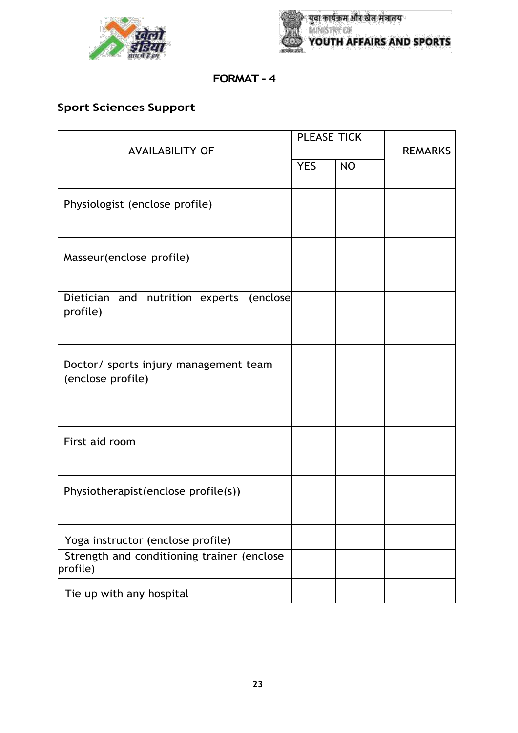## FORMAT - 4

### Sport Sciences Support

| AVAILABILITY OF | PLEASE TICK | | REMARKS |
|---|---|---|---|
| | YES | NO | |
| Physiologist (enclose profile) | | | |
| Masseur(enclose profile) | | | |
| Dietician and nutrition experts (enclose profile) | | | |
| Doctor/ sports injury management team (enclose profile) | | | |
| First aid room | | | |
| Physiotherapist(enclose profile(s)) | | | |
| Yoga instructor (enclose profile) | | | |
| Strength and conditioning trainer (enclose profile) | | | |
| Tie up with any hospital | | | |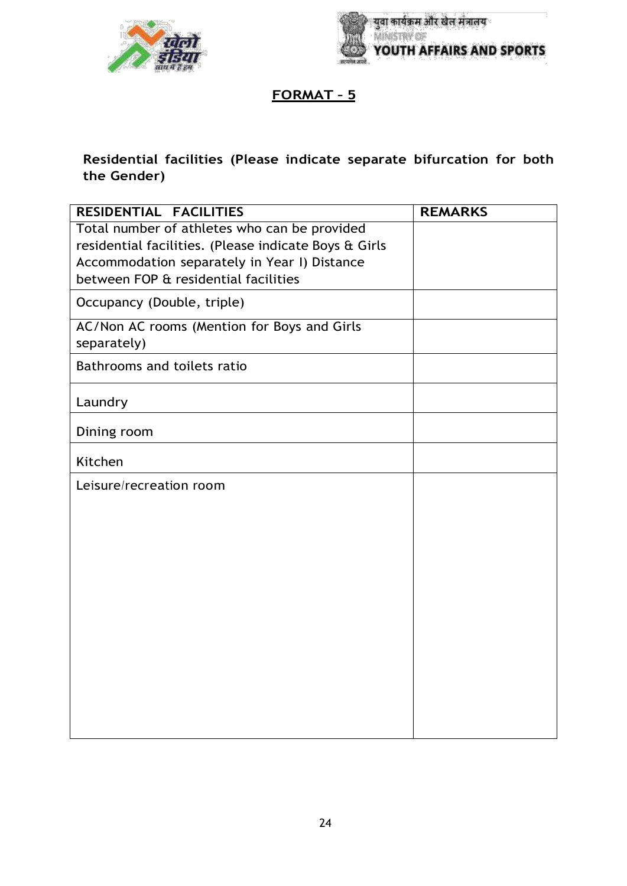## FORMAT - 5

**Residential facilities (Please indicate separate bifurcation for both the Gender)**

| RESIDENTIAL FACILITIES | REMARKS |
|---|---|
| Total number of athletes who can be provided residential facilities. (Please indicate Boys & Girls Accommodation separately in Year I) Distance between FOP & residential facilities | |
| Occupancy (Double, triple) | |
| AC/Non AC rooms (Mention for Boys and Girls separately) | |
| Bathrooms and toilets ratio | |
| Laundry | |
| Dining room | |
| Kitchen | |
| Leisure/recreation room | |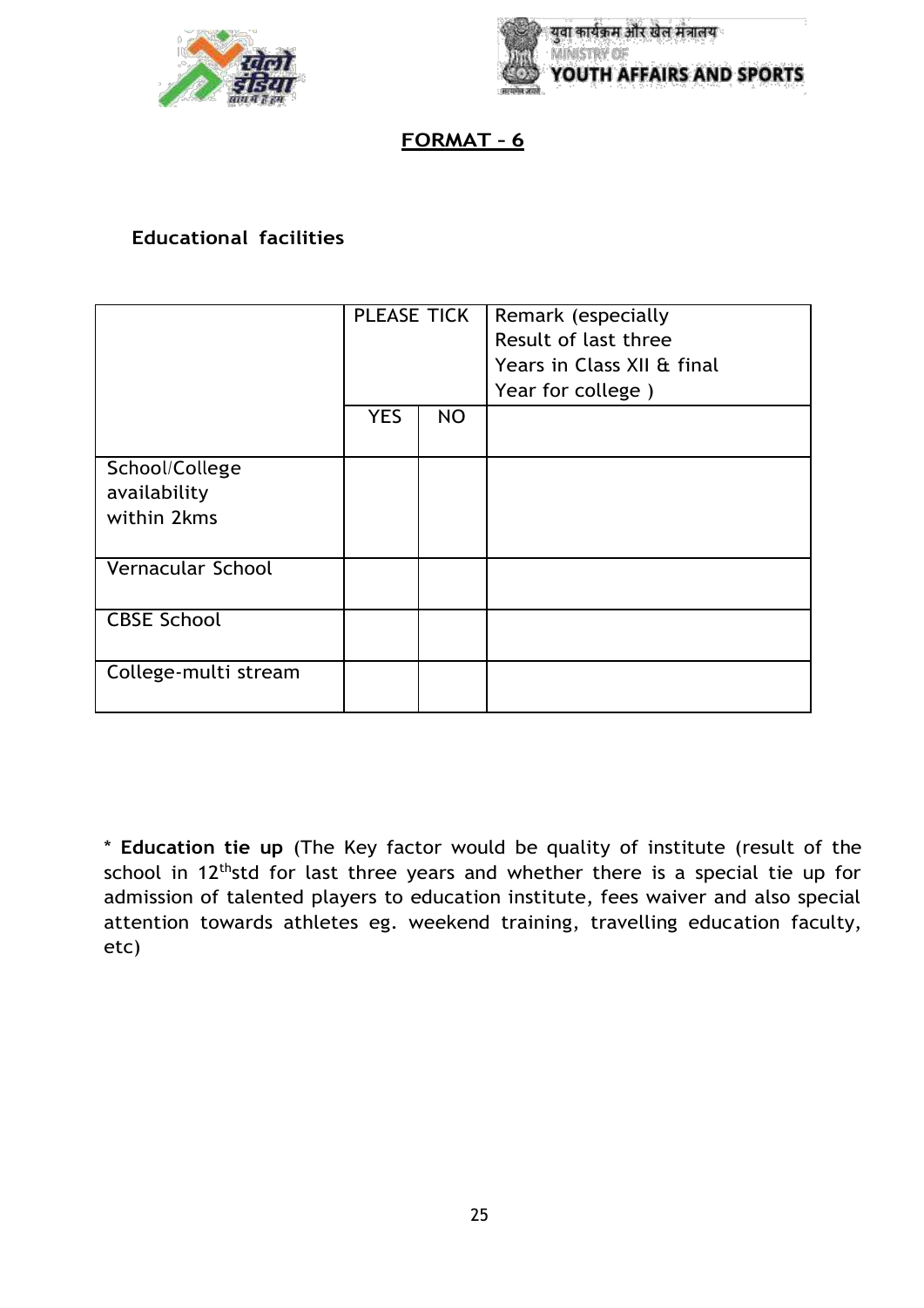## FORMAT – 6

**Educational facilities**

| | PLEASE TICK | | Remark (especially Result of last three Years in Class XII & final Year for college ) |
|---|---|---|---|
| | YES | NO | |
| School/College availability within 2kms | | | |
| Vernacular School | | | |
| CBSE School | | | |
| College-multi stream | | | |

* **Education tie up** (The Key factor would be quality of institute (result of the school in 12$^{th}$std for last three years and whether there is a special tie up for admission of talented players to education institute, fees waiver and also special attention towards athletes eg. weekend training, travelling education faculty, etc)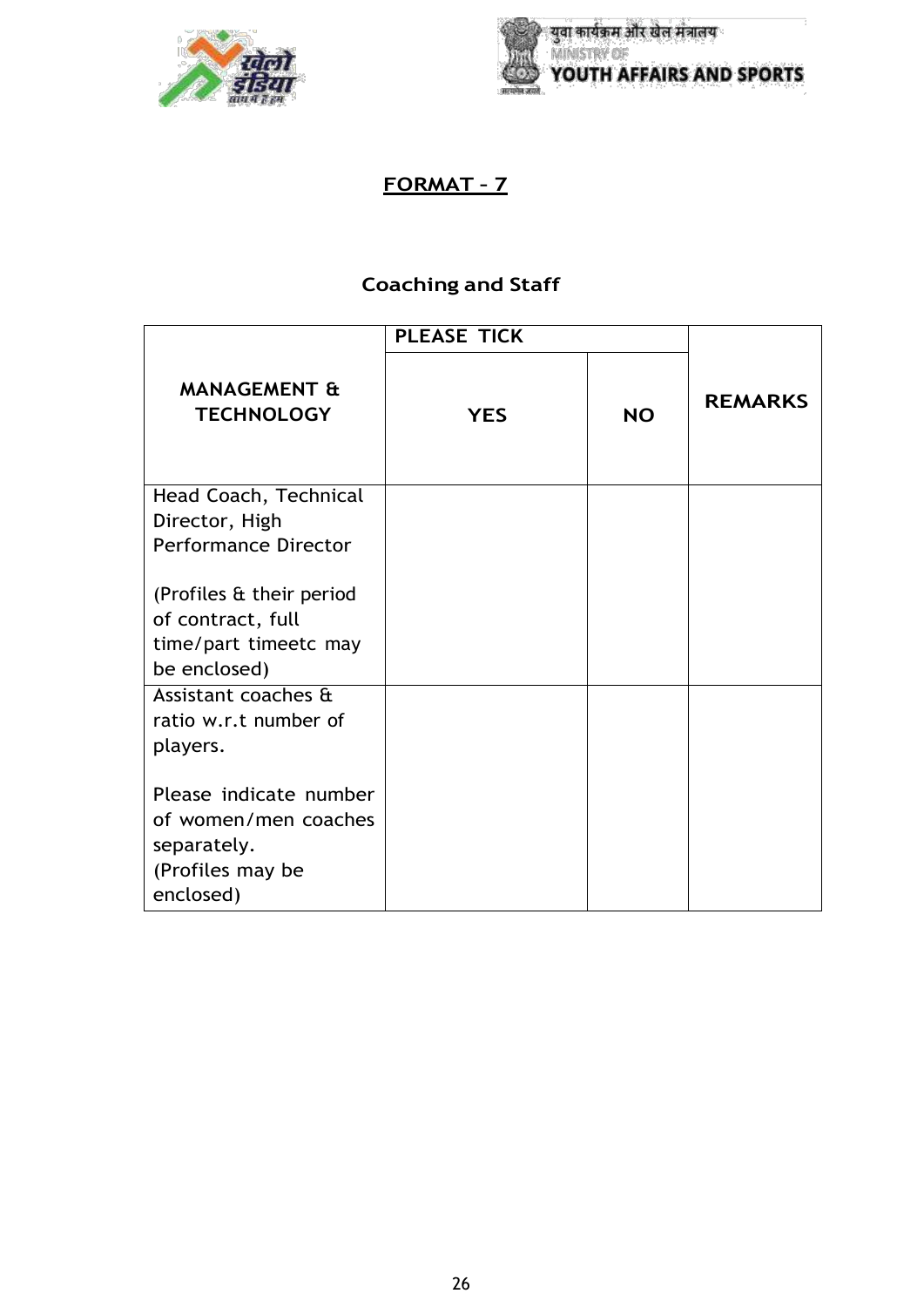## FORMAT - 7

### Coaching and Staff

| MANAGEMENT & TECHNOLOGY | PLEASE TICK | | REMARKS |
|---|---|---|---|
| | YES | NO | |
| Head Coach, Technical Director, High Performance Director<br><br>(Profiles & their period of contract, full time/part timeetc may be enclosed) | | | |
| Assistant coaches & ratio w.r.t number of players.<br><br>Please indicate number of women/men coaches separately.<br>(Profiles may be enclosed) | | | |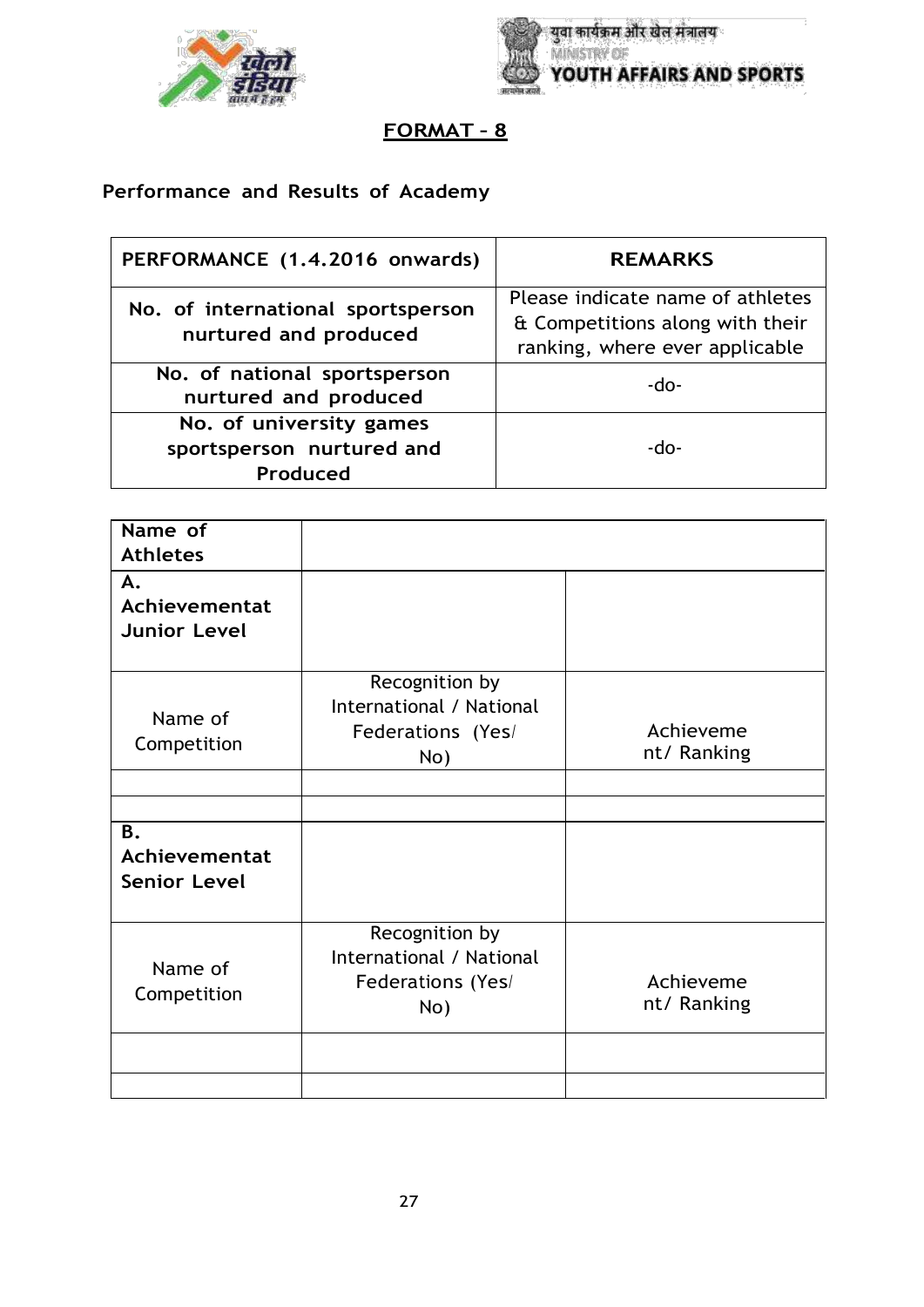## FORMAT - 8

**Performance and Results of Academy**

| PERFORMANCE (1.4.2016 onwards) | REMARKS |
|---|---|
| No. of international sportsperson nurtured and produced | Please indicate name of athletes & Competitions along with their ranking, where ever applicable |
| No. of national sportsperson nurtured and produced | -do- |
| No. of university games sportsperson nurtured and Produced | -do- |

| **Name of Athletes** | | |
|---|---|---|
| **A. Achievementat Junior Level** | | |
| Name of Competition | Recognition by International / National Federations (Yes/ No) | Achievement/ Ranking |
| | | |
| | | |
| **B. Achievementat Senior Level** | | |
| Name of Competition | Recognition by International / National Federations (Yes/ No) | Achievement/ Ranking |
| | | |
| | | |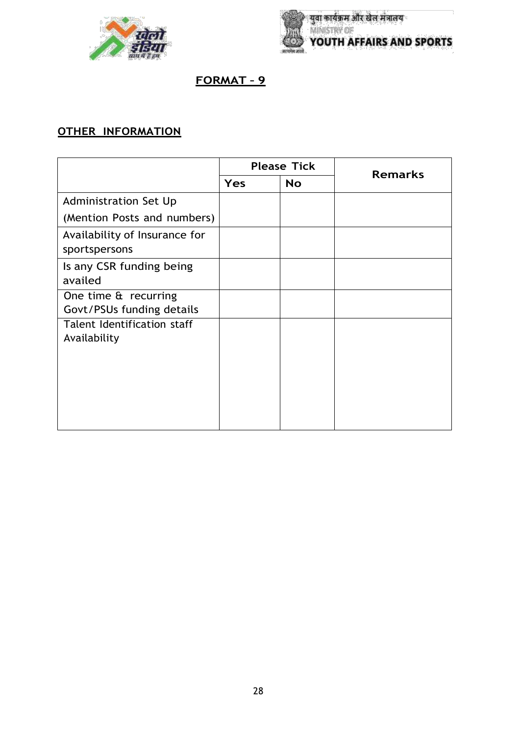## FORMAT – 9

### OTHER INFORMATION

| | Please Tick | | Remarks |
|---|---|---|---|
| | Yes | No | |
| Administration Set Up (Mention Posts and numbers) | | | |
| Availability of Insurance for sportspersons | | | |
| Is any CSR funding being availed | | | |
| One time & recurring Govt/PSUs funding details | | | |
| Talent Identification staff Availability | | | |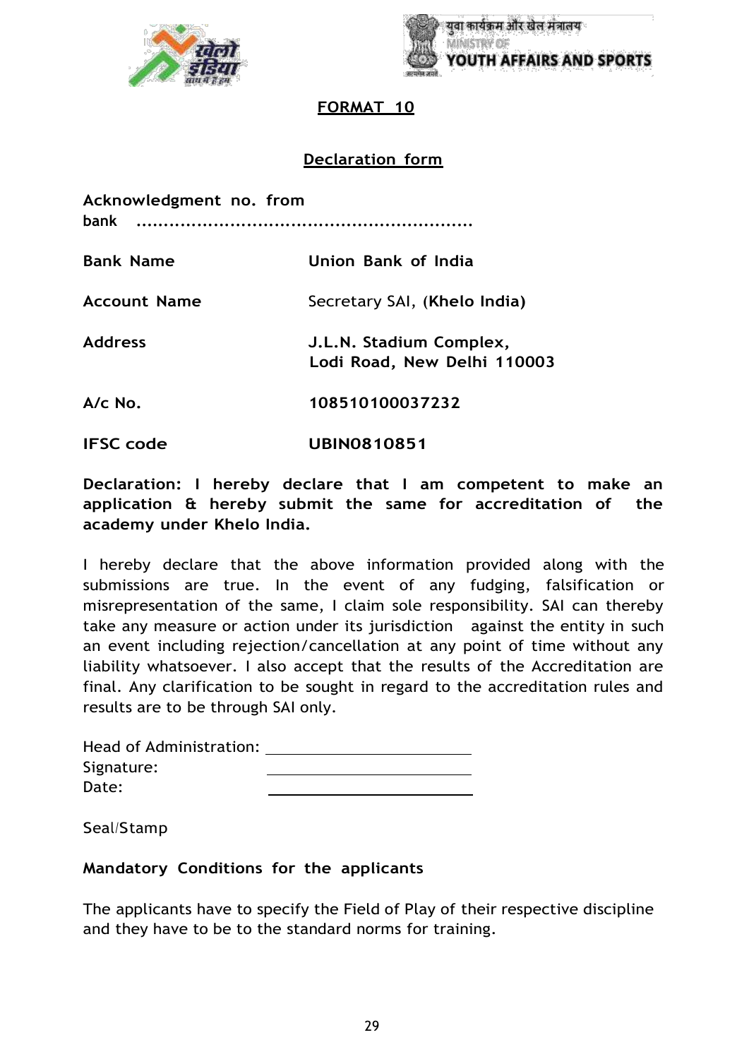**FORMAT 10**

**Declaration form**

**Acknowledgment no. from bank** ............................................................

| | |
|---|---|
| **Bank Name** | **Union Bank of India** |
| **Account Name** | Secretary SAI, (**Khelo India**) |
| **Address** | **J.L.N. Stadium Complex, Lodi Road, New Delhi 110003** |
| **A/c No.** | **108510100037232** |
| **IFSC code** | **UBIN0810851** |

**Declaration: I hereby declare that I am competent to make an application & hereby submit the same for accreditation of the academy under Khelo India.**

I hereby declare that the above information provided along with the submissions are true. In the event of any fudging, falsification or misrepresentation of the same, I claim sole responsibility. SAI can thereby take any measure or action under its jurisdiction against the entity in such an event including rejection/cancellation at any point of time without any liability whatsoever. I also accept that the results of the Accreditation are final. Any clarification to be sought in regard to the accreditation rules and results are to be through SAI only.

Head of Administration: ____________________
Signature: ____________________
Date: ____________________

Seal/Stamp

**Mandatory Conditions for the applicants**

The applicants have to specify the Field of Play of their respective discipline and they have to be to the standard norms for training.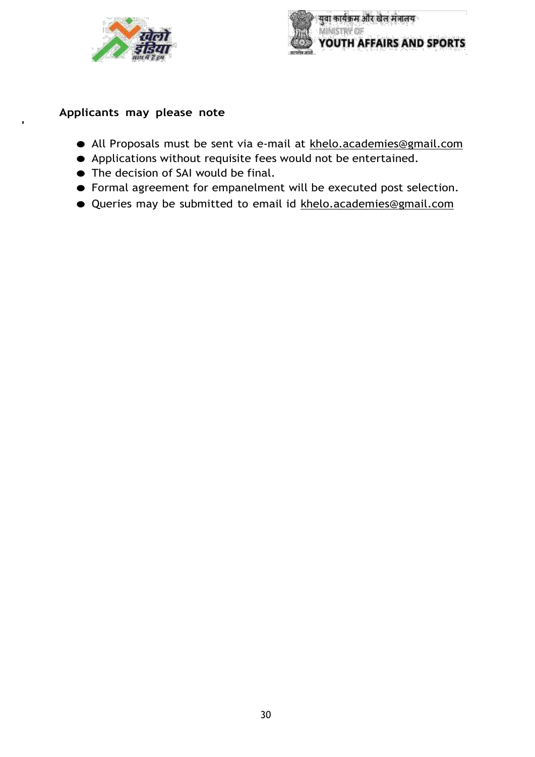**Applicants may please note**

- All Proposals must be sent via e-mail at khelo.academies@gmail.com
- Applications without requisite fees would not be entertained.
- The decision of SAI would be final.
- Formal agreement for empanelment will be executed post selection.
- Queries may be submitted to email id khelo.academies@gmail.com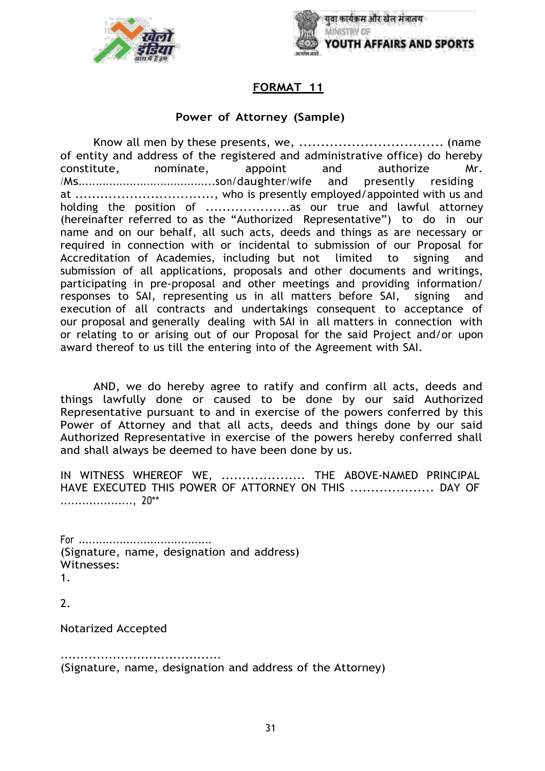## FORMAT 11

**Power of Attorney (Sample)**

Know all men by these presents, we, ................................. (name of entity and address of the registered and administrative office) do hereby constitute, nominate, appoint and authorize Mr. /Ms.......................................son/daughter/wife and presently residing at ................................., who is presently employed/appointed with us and holding the position of ....................as our true and lawful attorney (hereinafter referred to as the "Authorized Representative") to do in our name and on our behalf, all such acts, deeds and things as are necessary or required in connection with or incidental to submission of our Proposal for Accreditation of Academies, including but not limited to signing and submission of all applications, proposals and other documents and writings, participating in pre-proposal and other meetings and providing information/ responses to SAI, representing us in all matters before SAI, signing and execution of all contracts and undertakings consequent to acceptance of our proposal and generally dealing with SAI in all matters in connection with or relating to or arising out of our Proposal for the said Project and/or upon award thereof to us till the entering into of the Agreement with SAI.

AND, we do hereby agree to ratify and confirm all acts, deeds and things lawfully done or caused to be done by our said Authorized Representative pursuant to and in exercise of the powers conferred by this Power of Attorney and that all acts, deeds and things done by our said Authorized Representative in exercise of the powers hereby conferred shall and shall always be deemed to have been done by us.

IN WITNESS WHEREOF WE, .................... THE ABOVE-NAMED PRINCIPAL HAVE EXECUTED THIS POWER OF ATTORNEY ON THIS .................... DAY OF ...................., 20**

For ......................................
(Signature, name, designation and address)
Witnesses:
1.

2.

Notarized Accepted

........................................
(Signature, name, designation and address of the Attorney)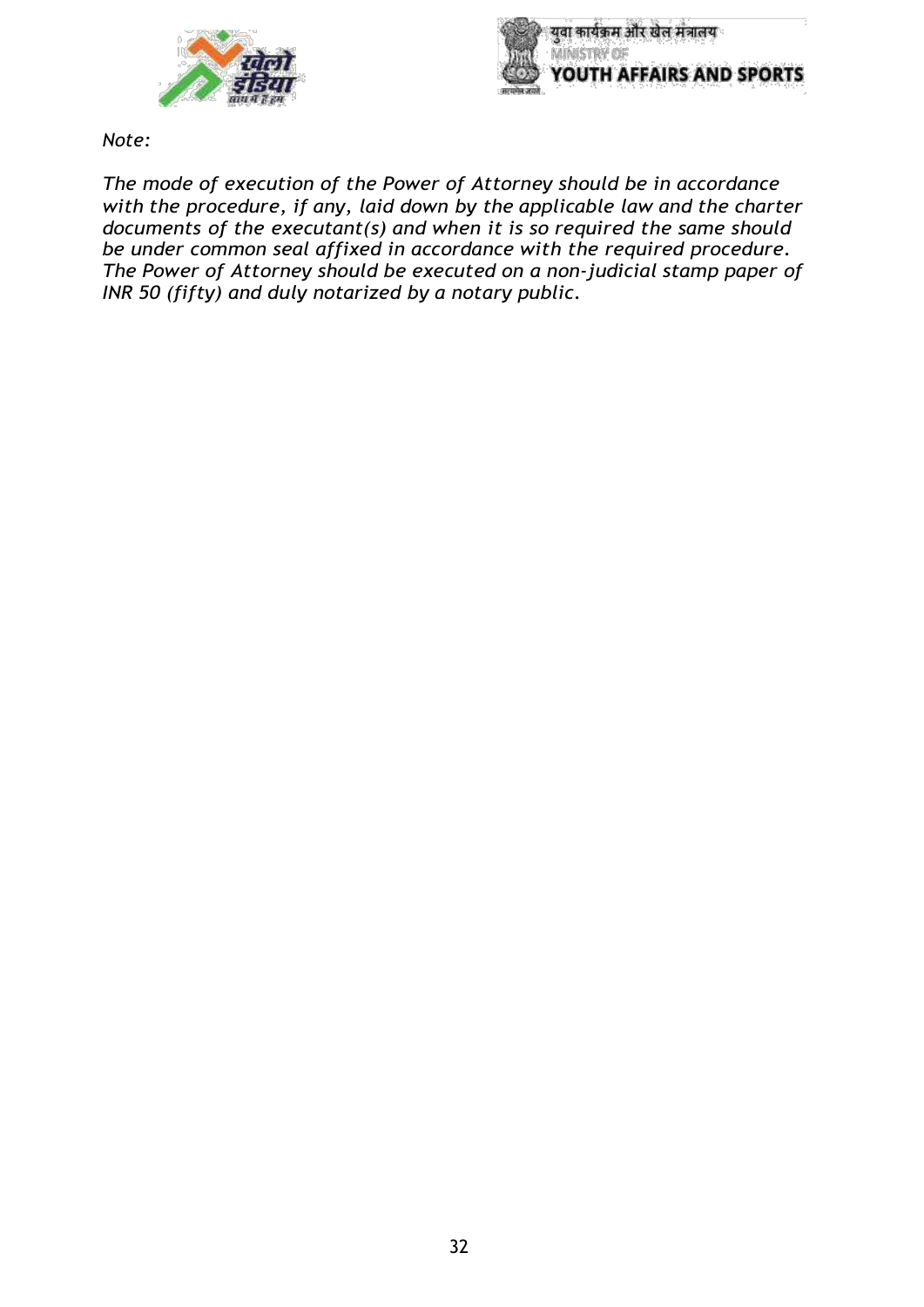*Note:*

*The mode of execution of the Power of Attorney should be in accordance with the procedure, if any, laid down by the applicable law and the charter documents of the executant(s) and when it is so required the same should be under common seal affixed in accordance with the required procedure. The Power of Attorney should be executed on a non-judicial stamp paper of INR 50 (fifty) and duly notarized by a notary public.*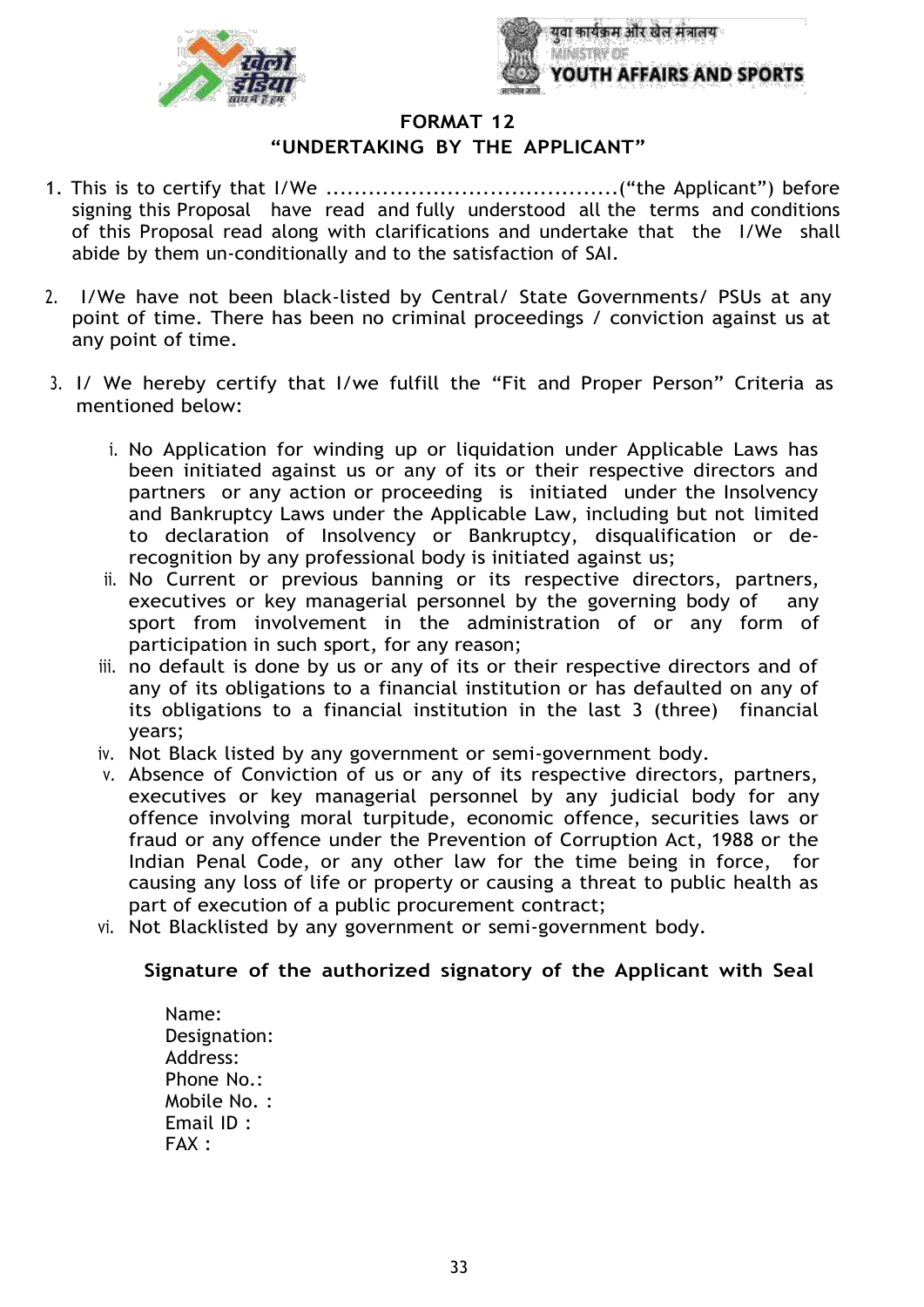युवा कार्यक्रम और खेल मंत्रालय
MINISTRY OF
YOUTH AFFAIRS AND SPORTS

## FORMAT 12

## "UNDERTAKING BY THE APPLICANT"

1. This is to certify that I/We ..........................................("the Applicant") before signing this Proposal have read and fully understood all the terms and conditions of this Proposal read along with clarifications and undertake that the I/We shall abide by them un-conditionally and to the satisfaction of SAI.

2. I/We have not been black-listed by Central/ State Governments/ PSUs at any point of time. There has been no criminal proceedings / conviction against us at any point of time.

3. I/ We hereby certify that I/we fulfill the "Fit and Proper Person" Criteria as mentioned below:

   i. No Application for winding up or liquidation under Applicable Laws has been initiated against us or any of its or their respective directors and partners or any action or proceeding is initiated under the Insolvency and Bankruptcy Laws under the Applicable Law, including but not limited to declaration of Insolvency or Bankruptcy, disqualification or de-recognition by any professional body is initiated against us;
   
   ii. No Current or previous banning or its respective directors, partners, executives or key managerial personnel by the governing body of any sport from involvement in the administration of or any form of participation in such sport, for any reason;
   
   iii. no default is done by us or any of its or their respective directors and of any of its obligations to a financial institution or has defaulted on any of its obligations to a financial institution in the last 3 (three) financial years;
   
   iv. Not Black listed by any government or semi-government body.
   
   v. Absence of Conviction of us or any of its respective directors, partners, executives or key managerial personnel by any judicial body for any offence involving moral turpitude, economic offence, securities laws or fraud or any offence under the Prevention of Corruption Act, 1988 or the Indian Penal Code, or any other law for the time being in force, for causing any loss of life or property or causing a threat to public health as part of execution of a public procurement contract;
   
   vi. Not Blacklisted by any government or semi-government body.

**Signature of the authorized signatory of the Applicant with Seal**

Name:
Designation:
Address:
Phone No.:
Mobile No. :
Email ID :
FAX :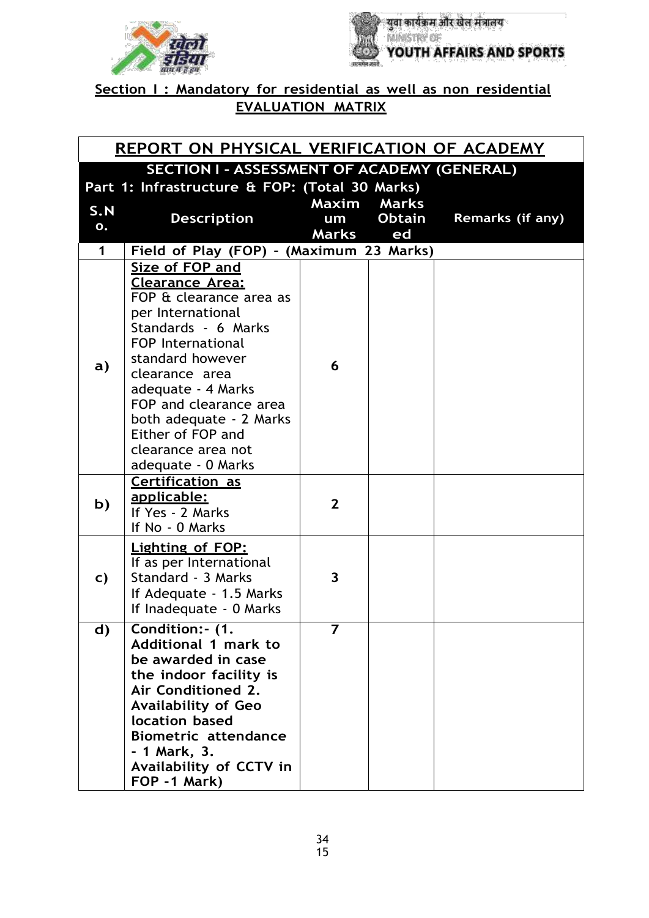## Section I : Mandatory for residential as well as non residential EVALUATION MATRIX

| REPORT ON PHYSICAL VERIFICATION OF ACADEMY | | | | |
|---|---|---|---|---|
| **SECTION I - ASSESSMENT OF ACADEMY (GENERAL)** | | | | |
| **Part 1: Infrastructure & FOP: (Total 30 Marks)** | | | | |
| **S.No.** | **Description** | **Maximum Marks** | **Marks Obtained** | **Remarks (if any)** |
| **1** | **Field of Play (FOP) - (Maximum 23 Marks)** | | | |
| **a)** | **Size of FOP and Clearance Area:** FOP & clearance area as per International Standards - 6 Marks FOP International standard however clearance area adequate - 4 Marks FOP and clearance area both adequate - 2 Marks Either of FOP and clearance area not adequate - 0 Marks | **6** | | |
| **b)** | **Certification as applicable:** If Yes - 2 Marks If No - 0 Marks | **2** | | |
| **c)** | **Lighting of FOP:** If as per International Standard - 3 Marks If Adequate - 1.5 Marks If Inadequate - 0 Marks | **3** | | |
| **d)** | **Condition:- (1. Additional 1 mark to be awarded in case the indoor facility is Air Conditioned 2. Availability of Geo location based Biometric attendance - 1 Mark, 3. Availability of CCTV in FOP -1 Mark)** | **7** | | |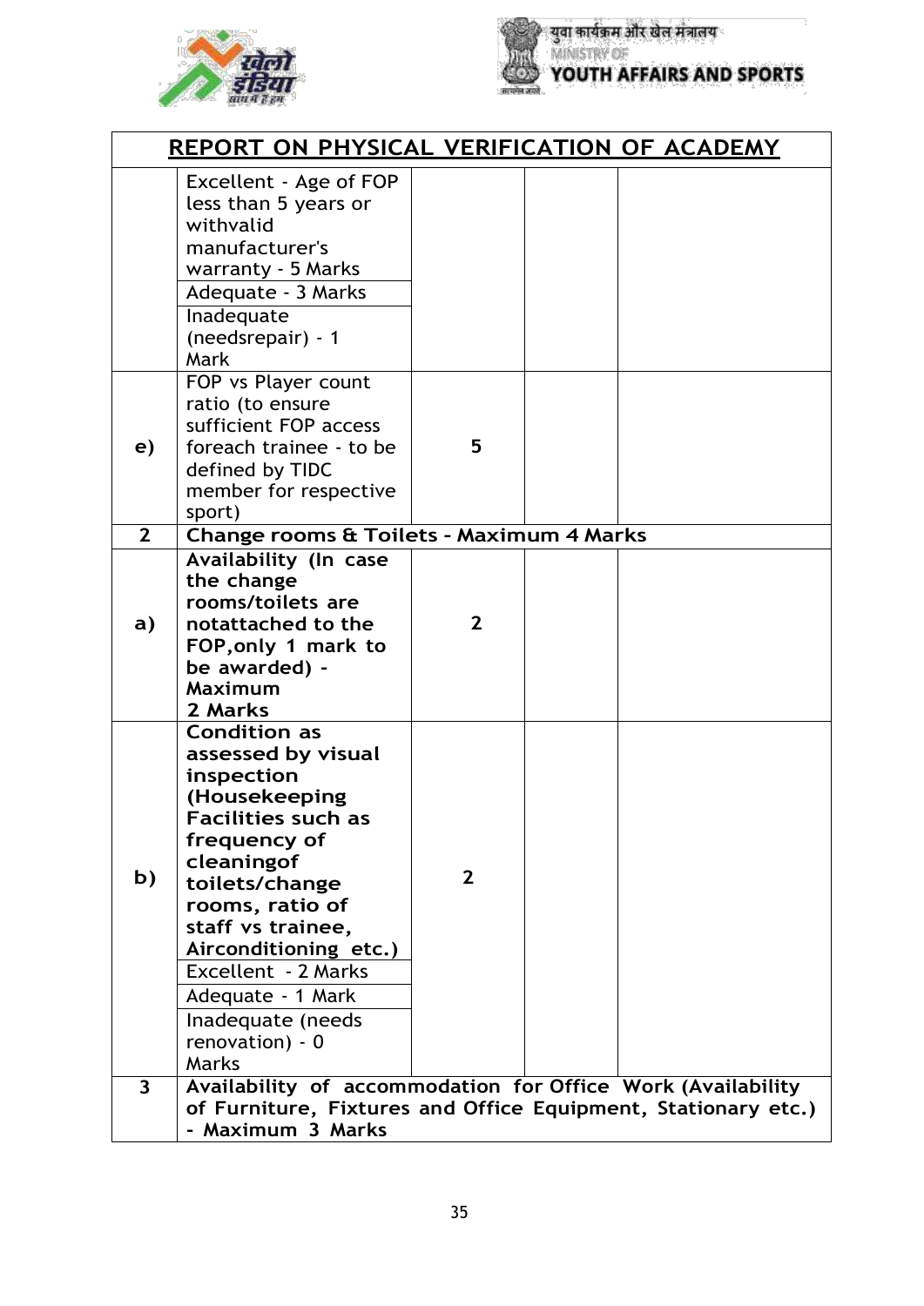## REPORT ON PHYSICAL VERIFICATION OF ACADEMY

| | | | | |
|---|---|---|---|---|
| | Excellent - Age of FOP less than 5 years or withvalid manufacturer's warranty - 5 Marks<br>Adequate - 3 Marks<br>Inadequate (needsrepair) - 1 Mark | | | |
| **e)** | FOP vs Player count ratio (to ensure sufficient FOP access foreach trainee - to be defined by TIDC member for respective sport) | **5** | | |
| **2** | **Change rooms & Toilets - Maximum 4 Marks** | | | |
| **a)** | **Availability (In case the change rooms/toilets are notattached to the FOP,only 1 mark to be awarded) - Maximum 2 Marks** | **2** | | |
| **b)** | **Condition as assessed by visual inspection (Housekeeping Facilities such as frequency of cleaningof toilets/change rooms, ratio of staff vs trainee, Airconditioning etc.)**<br>Excellent - 2 Marks<br>Adequate - 1 Mark<br>Inadequate (needs renovation) - 0 Marks | **2** | | |
| **3** | **Availability of accommodation for Office Work (Availability of Furniture, Fixtures and Office Equipment, Stationary etc.) - Maximum 3 Marks** | | | |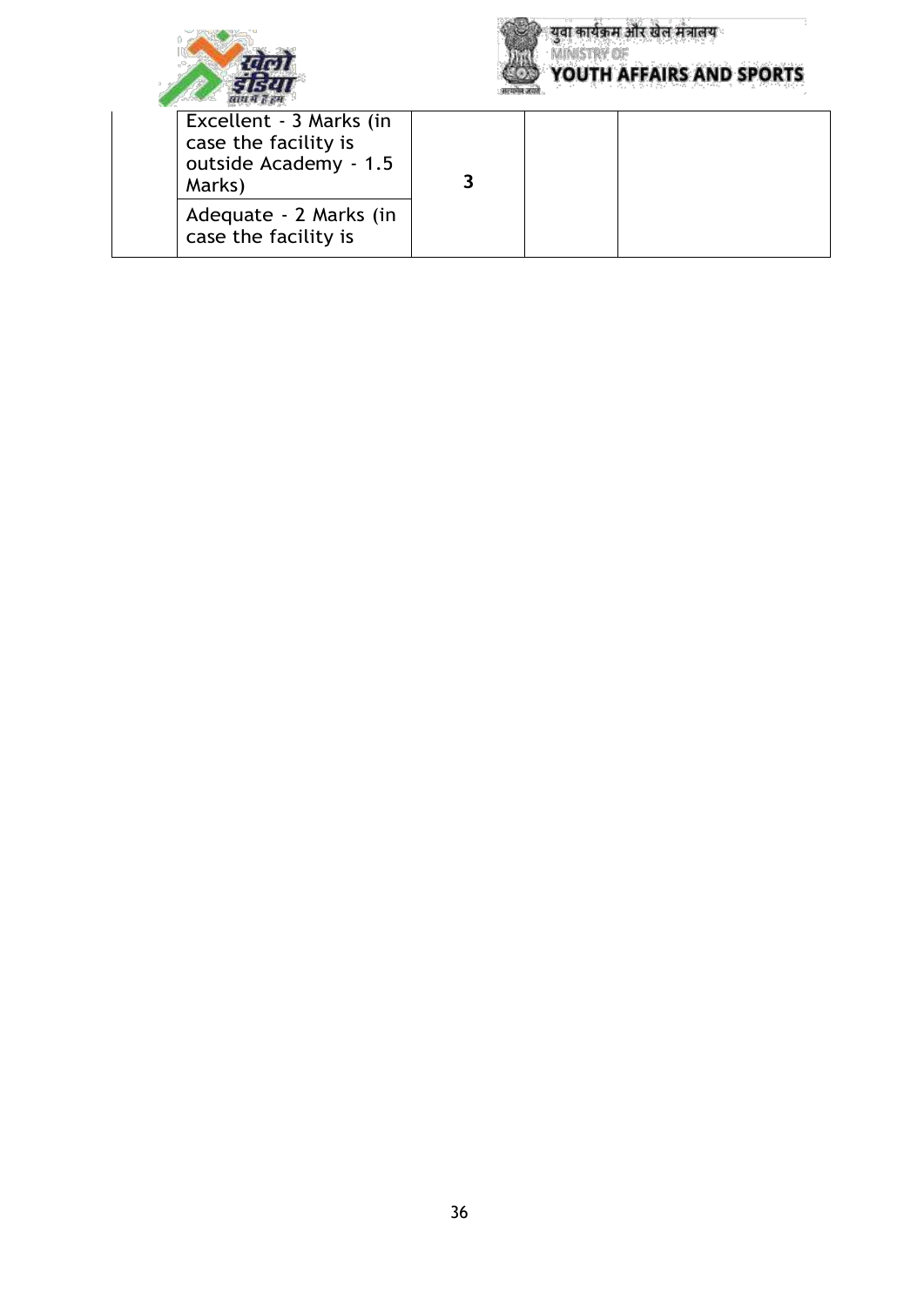|  |  |  |  |  |
|---|---|---|---|---|
|  | Excellent - 3 Marks (in case the facility is outside Academy - 1.5 Marks) | **3** |  |  |
|  | Adequate - 2 Marks (in case the facility is |  |  |  |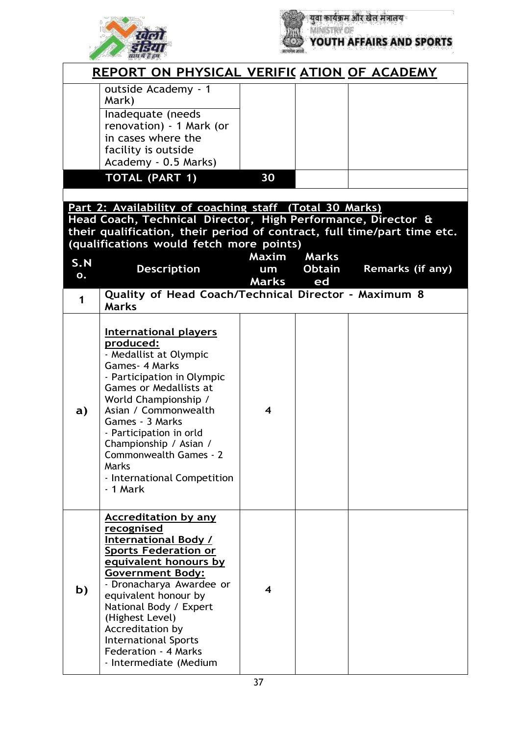## REPORT ON PHYSICAL VERIFICATION OF ACADEMY

| | | | | |
|---|---|---|---|---|
| | outside Academy - 1 Mark) | | | |
| | Inadequate (needs renovation) - 1 Mark (or in cases where the facility is outside Academy - 0.5 Marks) | | | |
| | **TOTAL (PART 1)** | **30** | | |

**Part 2: Availability of coaching staff (Total 30 Marks)**
**Head Coach, Technical Director, High Performance, Director & their qualification, their period of contract, full time/part time etc. (qualifications would fetch more points)**

| S.No. | Description | Maximum Marks | Marks Obtained | Remarks (if any) |
|---|---|---|---|---|
| **1** | **Quality of Head Coach/Technical Director - Maximum 8 Marks** | | | |
| **a)** | **International players produced:**<br>- Medallist at Olympic Games- 4 Marks<br>- Participation in Olympic Games or Medallists at World Championship / Asian / Commonwealth Games - 3 Marks<br>- Participation in orld Championship / Asian / Commonwealth Games - 2 Marks<br>- International Competition - 1 Mark | **4** | | |
| **b)** | **Accreditation by any recognised International Body / Sports Federation or equivalent honours by Government Body:**<br>- Dronacharya Awardee or equivalent honour by National Body / Expert (Highest Level) Accreditation by International Sports Federation - 4 Marks<br>- Intermediate (Medium | **4** | | |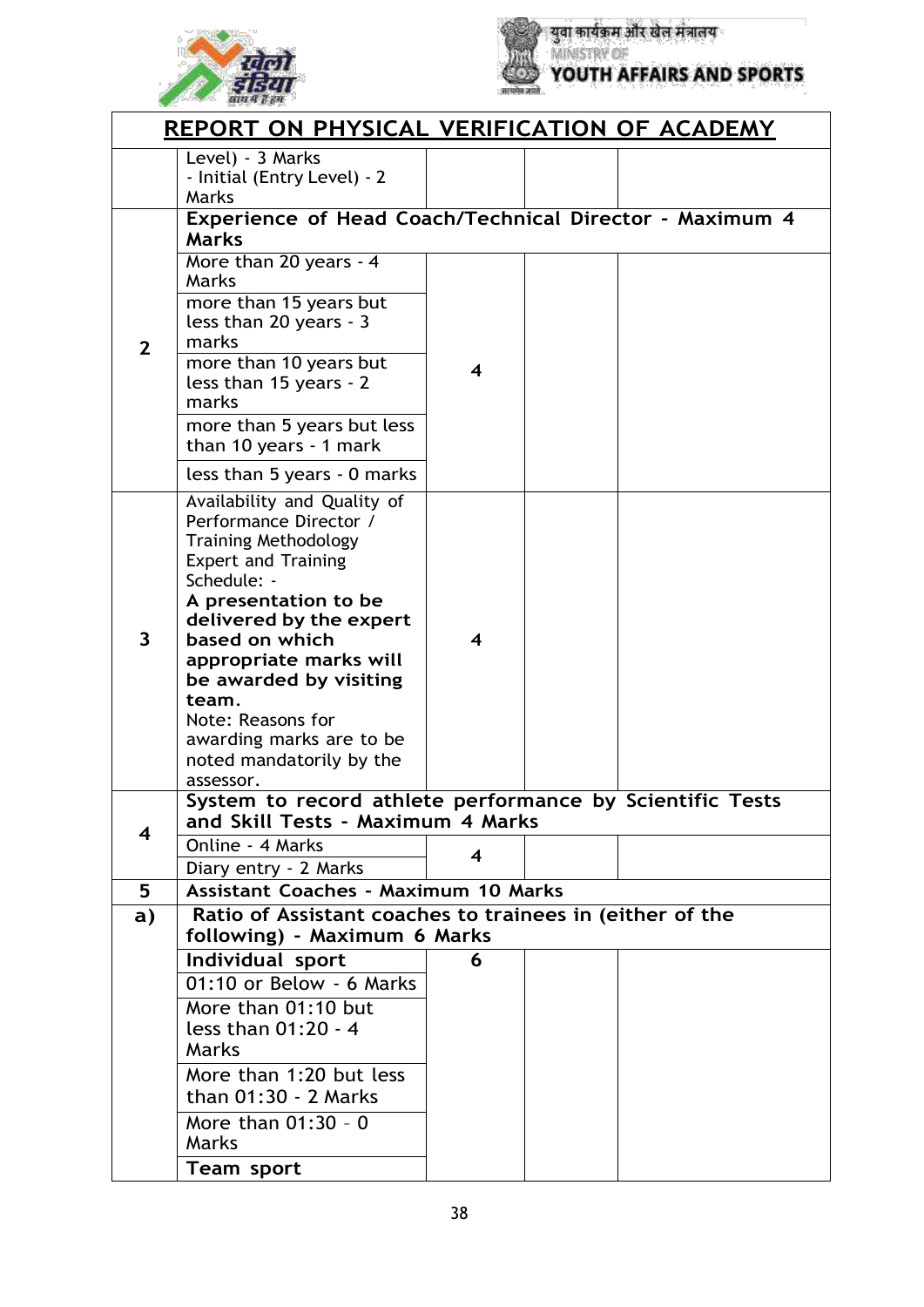## REPORT ON PHYSICAL VERIFICATION OF ACADEMY

| | | | | |
|---|---|---|---|---|
| | Level) - 3 Marks<br>- Initial (Entry Level) - 2 Marks | | | |
| | **Experience of Head Coach/Technical Director - Maximum 4 Marks** | | | |
| 2 | More than 20 years - 4 Marks | 4 | | |
| | more than 15 years but less than 20 years - 3 marks | | | |
| | more than 10 years but less than 15 years - 2 marks | | | |
| | more than 5 years but less than 10 years - 1 mark | | | |
| | less than 5 years - 0 marks | | | |
| 3 | Availability and Quality of Performance Director / Training Methodology Expert and Training Schedule: -<br>**A presentation to be delivered by the expert based on which appropriate marks will be awarded by visiting team.**<br>Note: Reasons for awarding marks are to be noted mandatorily by the assessor. | 4 | | |
| 4 | **System to record athlete performance by Scientific Tests and Skill Tests - Maximum 4 Marks** | | | |
| | Online - 4 Marks | 4 | | |
| | Diary entry - 2 Marks | | | |
| 5 | **Assistant Coaches - Maximum 10 Marks** | | | |
| **a)** | **Ratio of Assistant coaches to trainees in (either of the following) - Maximum 6 Marks** | | | |
| | **Individual sport** | **6** | | |
| | 01:10 or Below - 6 Marks | | | |
| | More than 01:10 but less than 01:20 - 4 Marks | | | |
| | More than 1:20 but less than 01:30 - 2 Marks | | | |
| | More than 01:30 – 0 Marks | | | |
| | **Team sport** | | | |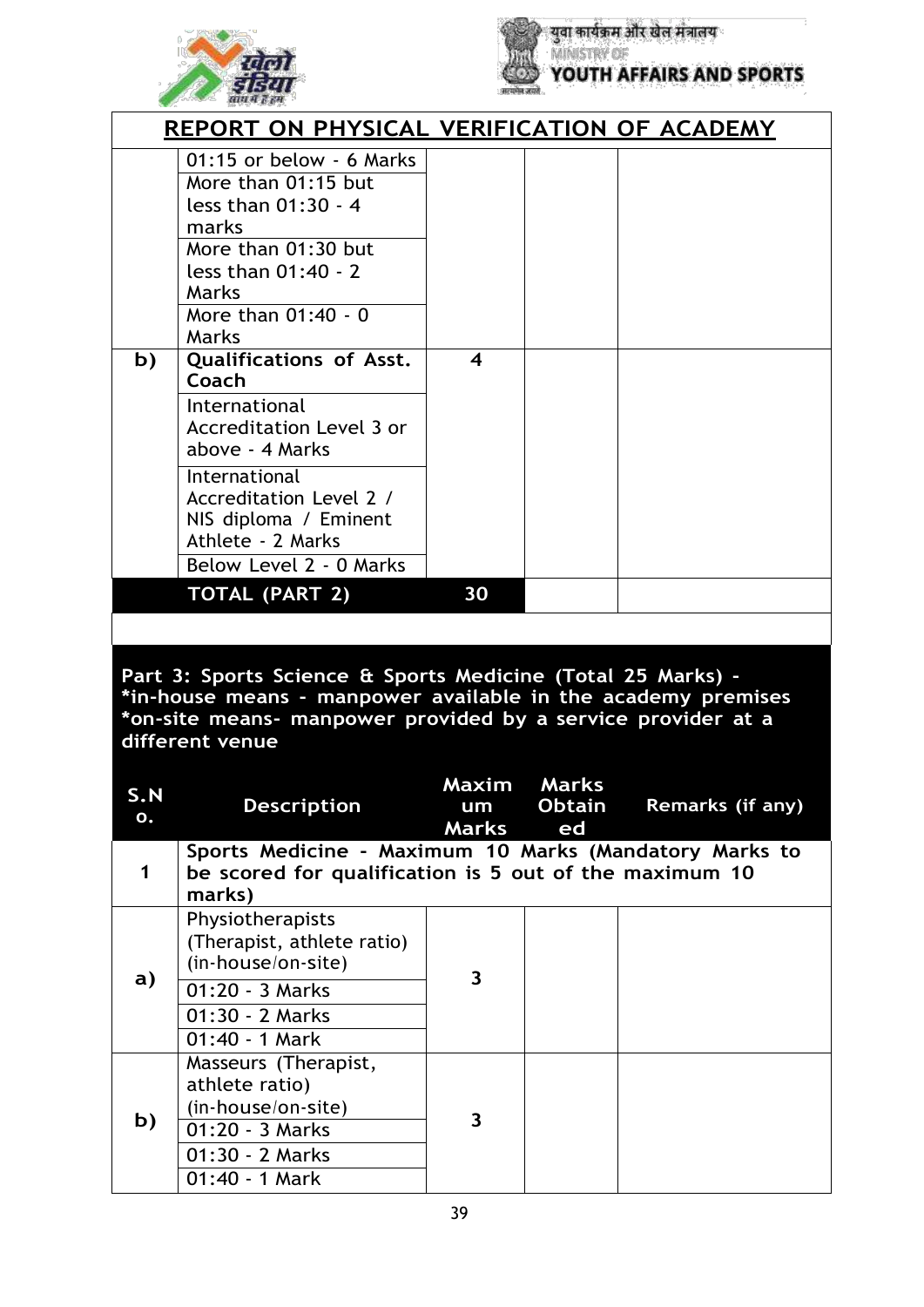## REPORT ON PHYSICAL VERIFICATION OF ACADEMY

| | | | | |
|---|---|---|---|---|
| | 01:15 or below - 6 Marks<br>More than 01:15 but less than 01:30 - 4 marks<br>More than 01:30 but less than 01:40 - 2 Marks<br>More than 01:40 - 0 Marks | | | |
| **b)** | **Qualifications of Asst. Coach**<br>International Accreditation Level 3 or above - 4 Marks<br>International Accreditation Level 2 / NIS diploma / Eminent Athlete - 2 Marks<br>Below Level 2 - 0 Marks | **4** | | |
| | **TOTAL (PART 2)** | **30** | | |

**Part 3: Sports Science & Sports Medicine (Total 25 Marks) -**
***in-house means - manpower available in the academy premises**
***on-site means- manpower provided by a service provider at a different venue**

| S.No. | Description | Maximum Marks | Marks Obtained | Remarks (if any) |
|---|---|---|---|---|
| **1** | **Sports Medicine - Maximum 10 Marks (Mandatory Marks to be scored for qualification is 5 out of the maximum 10 marks)** | | | |
| **a)** | Physiotherapists (Therapist, athlete ratio) (in-house/on-site)<br>01:20 - 3 Marks<br>01:30 - 2 Marks<br>01:40 - 1 Mark | **3** | | |
| **b)** | Masseurs (Therapist, athlete ratio) (in-house/on-site)<br>01:20 - 3 Marks<br>01:30 - 2 Marks<br>01:40 - 1 Mark | **3** | | |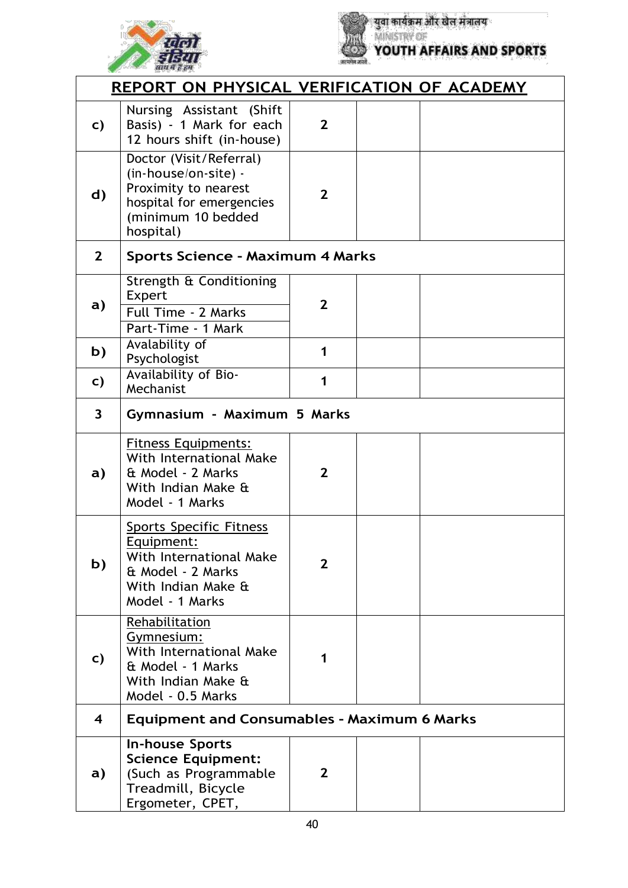## REPORT ON PHYSICAL VERIFICATION OF ACADEMY

| | | | | |
|---|---|---|---|---|
| c) | Nursing Assistant (Shift Basis) - 1 Mark for each 12 hours shift (in-house) | 2 | | |
| d) | Doctor (Visit/Referral) (in-house/on-site) - Proximity to nearest hospital for emergencies (minimum 10 bedded hospital) | 2 | | |
| 2 | **Sports Science - Maximum 4 Marks** | | | |
| a) | Strength & Conditioning Expert<br>Full Time - 2 Marks<br>Part-Time - 1 Mark | 2 | | |
| b) | Avalability of Psychologist | 1 | | |
| c) | Availability of Bio-Mechanist | 1 | | |
| 3 | **Gymnasium - Maximum 5 Marks** | | | |
| a) | Fitness Equipments:<br>With International Make & Model - 2 Marks<br>With Indian Make & Model - 1 Marks | 2 | | |
| b) | Sports Specific Fitness Equipment:<br>With International Make & Model - 2 Marks<br>With Indian Make & Model - 1 Marks | 2 | | |
| c) | Rehabilitation Gymnesium:<br>With International Make & Model - 1 Marks<br>With Indian Make & Model - 0.5 Marks | 1 | | |
| 4 | **Equipment and Consumables - Maximum 6 Marks** | | | |
| a) | **In-house Sports Science Equipment:** (Such as Programmable Treadmill, Bicycle Ergometer, CPET, | 2 | | |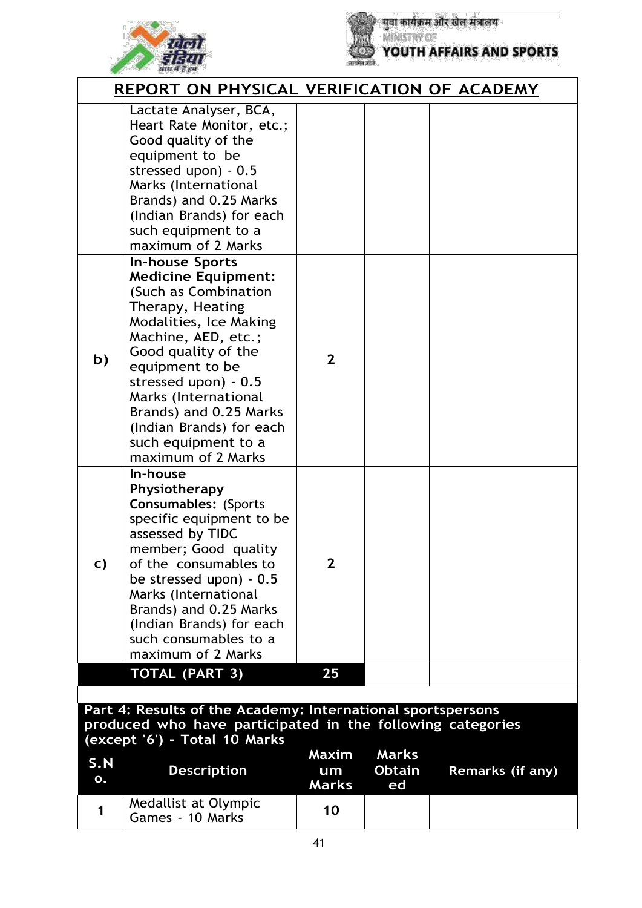## REPORT ON PHYSICAL VERIFICATION OF ACADEMY

| | | | | |
|---|---|---|---|---|
| | Lactate Analyser, BCA, Heart Rate Monitor, etc.; Good quality of the equipment to be stressed upon) - 0.5 Marks (International Brands) and 0.25 Marks (Indian Brands) for each such equipment to a maximum of 2 Marks | | | |
| b) | **In-house Sports Medicine Equipment:** (Such as Combination Therapy, Heating Modalities, Ice Making Machine, AED, etc.; Good quality of the equipment to be stressed upon) - 0.5 Marks (International Brands) and 0.25 Marks (Indian Brands) for each such equipment to a maximum of 2 Marks | 2 | | |
| c) | **In-house Physiotherapy Consumables:** (Sports specific equipment to be assessed by TIDC member; Good quality of the consumables to be stressed upon) - 0.5 Marks (International Brands) and 0.25 Marks (Indian Brands) for each such consumables to a maximum of 2 Marks | 2 | | |
| | **TOTAL (PART 3)** | **25** | | |

**Part 4: Results of the Academy: International sportspersons produced who have participated in the following categories (except '6') - Total 10 Marks**

| S.No. | Description | Maximum Marks | Marks Obtained | Remarks (if any) |
|---|---|---|---|---|
| 1 | Medallist at Olympic Games - 10 Marks | 10 | | |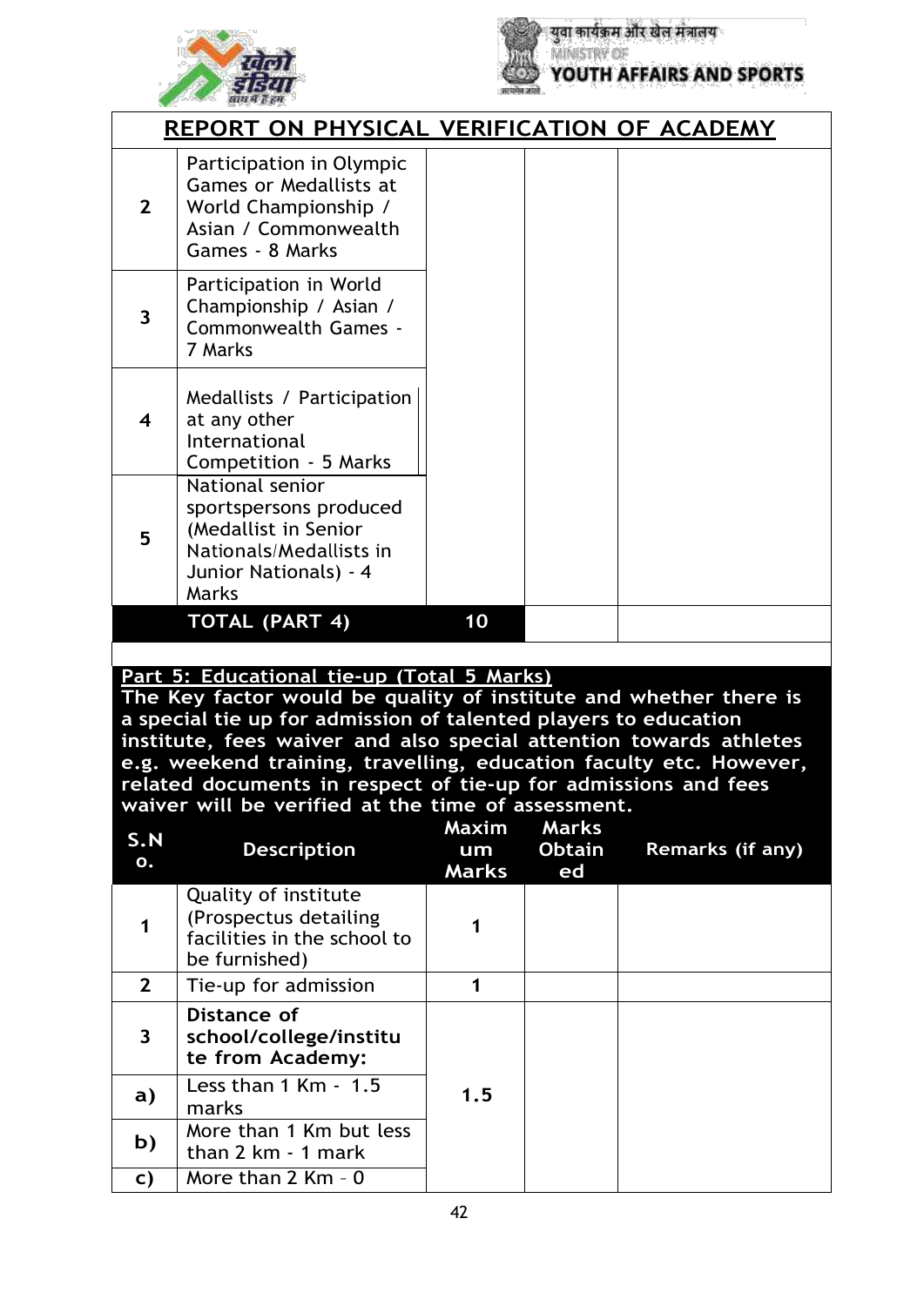## REPORT ON PHYSICAL VERIFICATION OF ACADEMY

| | | | | |
|---|---|---|---|---|
| 2 | Participation in Olympic Games or Medallists at World Championship / Asian / Commonwealth Games - 8 Marks | | | |
| 3 | Participation in World Championship / Asian / Commonwealth Games - 7 Marks | | | |
| 4 | Medallists / Participation at any other International Competition - 5 Marks | | | |
| 5 | National senior sportspersons produced (Medallist in Senior Nationals/Medallists in Junior Nationals) - 4 Marks | | | |
| | **TOTAL (PART 4)** | **10** | | |

**Part 5: Educational tie-up (Total 5 Marks)**

**The Key factor would be quality of institute and whether there is a special tie up for admission of talented players to education institute, fees waiver and also special attention towards athletes e.g. weekend training, travelling, education faculty etc. However, related documents in respect of tie-up for admissions and fees waiver will be verified at the time of assessment.**

| S.No. | Description | Maximum Marks | Marks Obtained | Remarks (if any) |
|---|---|---|---|---|
| 1 | Quality of institute (Prospectus detailing facilities in the school to be furnished) | 1 | | |
| 2 | Tie-up for admission | 1 | | |
| 3 | **Distance of school/college/institute from Academy:** | 1.5 | | |
| a) | Less than 1 Km - 1.5 marks | | | |
| b) | More than 1 Km but less than 2 km - 1 mark | | | |
| c) | More than 2 Km – 0 | | | |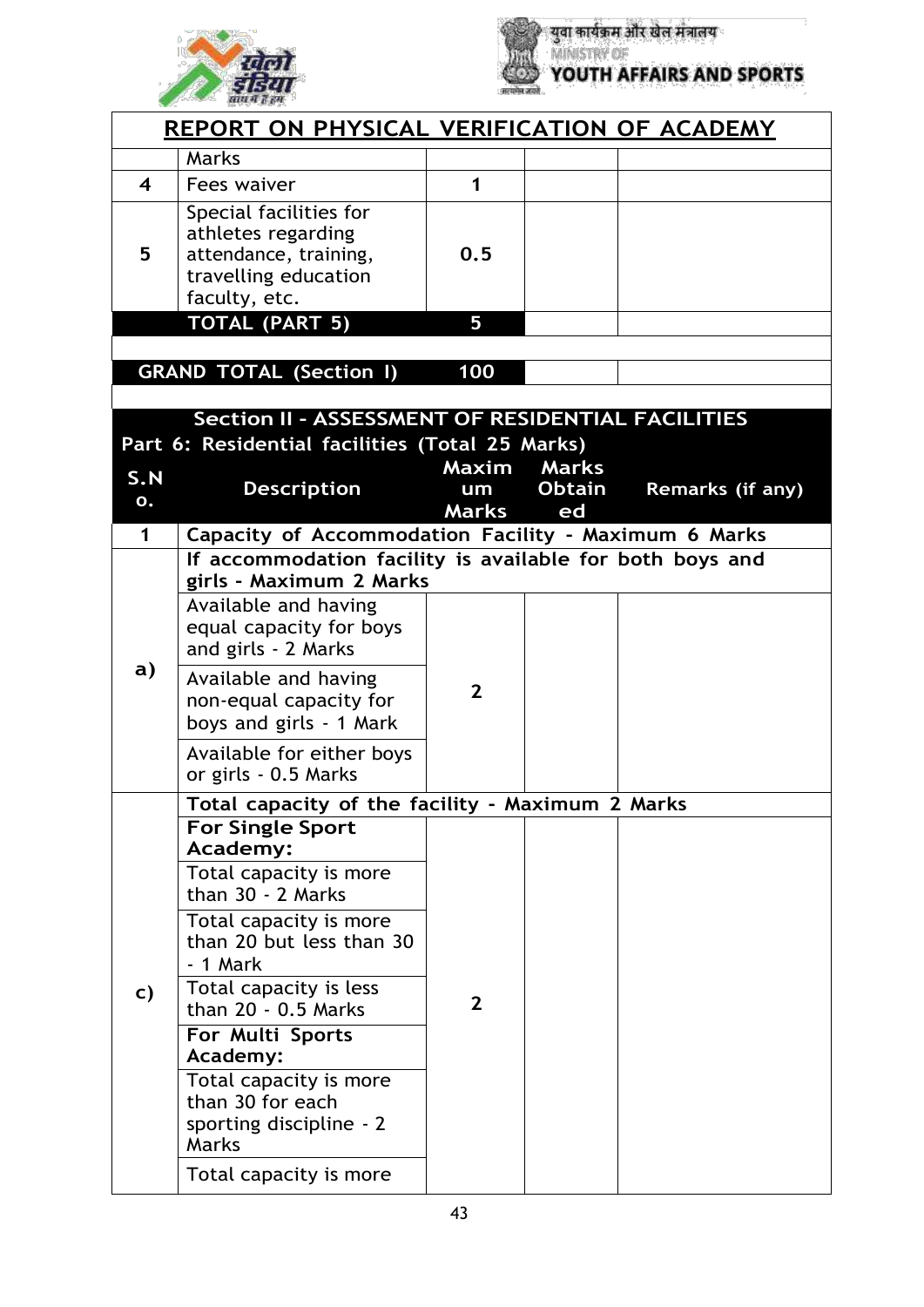## REPORT ON PHYSICAL VERIFICATION OF ACADEMY

| | Marks | | | |
|---|---|---|---|---|
| **4** | Fees waiver | **1** | | |
| **5** | Special facilities for athletes regarding attendance, training, travelling education faculty, etc. | **0.5** | | |
| | **TOTAL (PART 5)** | **5** | | |
| | | | | |
| **GRAND TOTAL (Section I)** | | **100** | | |

**Section II - ASSESSMENT OF RESIDENTIAL FACILITIES**

**Part 6: Residential facilities (Total 25 Marks)**

| S.No. | Description | Maximum Marks | Marks Obtained | Remarks (if any) |
|---|---|---|---|---|
| **1** | **Capacity of Accommodation Facility - Maximum 6 Marks** | | | |
| **a)** | **If accommodation facility is available for both boys and girls - Maximum 2 Marks** | | | |
| | Available and having equal capacity for boys and girls - 2 Marks | **2** | | |
| | Available and having non-equal capacity for boys and girls - 1 Mark | | | |
| | Available for either boys or girls - 0.5 Marks | | | |
| **c)** | **Total capacity of the facility - Maximum 2 Marks** | | | |
| | **For Single Sport Academy:** | **2** | | |
| | Total capacity is more than 30 - 2 Marks | | | |
| | Total capacity is more than 20 but less than 30 - 1 Mark | | | |
| | Total capacity is less than 20 - 0.5 Marks | | | |
| | **For Multi Sports Academy:** | | | |
| | Total capacity is more than 30 for each sporting discipline - 2 Marks | | | |
| | Total capacity is more | | | |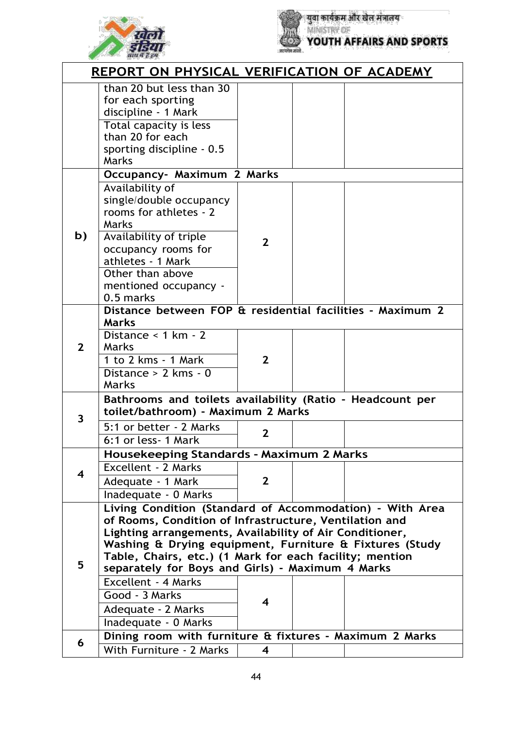## REPORT ON PHYSICAL VERIFICATION OF ACADEMY

| | | | | |
|---|---|---|---|---|
| | than 20 but less than 30 for each sporting discipline - 1 Mark | | | |
| | Total capacity is less than 20 for each sporting discipline - 0.5 Marks | | | |
| b) | **Occupancy- Maximum 2 Marks** | | | |
| | Availability of single/double occupancy rooms for athletes - 2 Marks | 2 | | |
| | Availability of triple occupancy rooms for athletes - 1 Mark | | | |
| | Other than above mentioned occupancy - 0.5 marks | | | |
| 2 | **Distance between FOP & residential facilities - Maximum 2 Marks** | | | |
| | Distance < 1 km - 2 Marks | 2 | | |
| | 1 to 2 kms - 1 Mark | | | |
| | Distance > 2 kms - 0 Marks | | | |
| 3 | **Bathrooms and toilets availability (Ratio - Headcount per toilet/bathroom) - Maximum 2 Marks** | | | |
| | 5:1 or better - 2 Marks | 2 | | |
| | 6:1 or less- 1 Mark | | | |
| 4 | **Housekeeping Standards - Maximum 2 Marks** | | | |
| | Excellent - 2 Marks | 2 | | |
| | Adequate - 1 Mark | | | |
| | Inadequate - 0 Marks | | | |
| 5 | **Living Condition (Standard of Accommodation) - With Area of Rooms, Condition of Infrastructure, Ventilation and Lighting arrangements, Availability of Air Conditioner, Washing & Drying equipment, Furniture & Fixtures (Study Table, Chairs, etc.) (1 Mark for each facility; mention separately for Boys and Girls) - Maximum 4 Marks** | | | |
| | Excellent - 4 Marks | 4 | | |
| | Good - 3 Marks | | | |
| | Adequate - 2 Marks | | | |
| | Inadequate - 0 Marks | | | |
| 6 | **Dining room with furniture & fixtures - Maximum 2 Marks** | | | |
| | With Furniture - 2 Marks | 4 | | |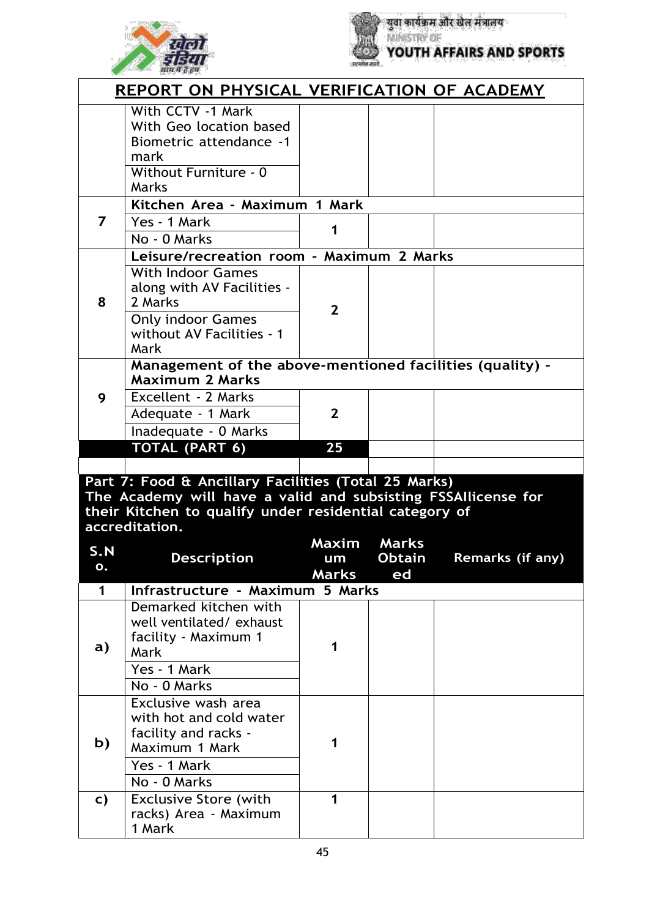## REPORT ON PHYSICAL VERIFICATION OF ACADEMY

| | | | | |
|---|---|---|---|---|
| | With CCTV -1 Mark<br>With Geo location based Biometric attendance -1 mark<br>Without Furniture - 0 Marks | | | |
| 7 | **Kitchen Area - Maximum 1 Mark** | | | |
| | Yes - 1 Mark<br>No - 0 Marks | 1 | | |
| 8 | **Leisure/recreation room - Maximum 2 Marks** | | | |
| | With Indoor Games along with AV Facilities - 2 Marks<br>Only indoor Games without AV Facilities - 1 Mark | 2 | | |
| 9 | **Management of the above-mentioned facilities (quality) - Maximum 2 Marks** | | | |
| | Excellent - 2 Marks<br>Adequate - 1 Mark<br>Inadequate - 0 Marks | 2 | | |
| | **TOTAL (PART 6)** | **25** | | |

**Part 7: Food & Ancillary Facilities (Total 25 Marks)**
**The Academy will have a valid and subsisting FSSAIlicense for their Kitchen to qualify under residential category of accreditation.**

| S.No. | Description | Maximum Marks | Marks Obtained | Remarks (if any) |
|---|---|---|---|---|
| 1 | **Infrastructure - Maximum 5 Marks** | | | |
| a) | Demarked kitchen with well ventilated/ exhaust facility - Maximum 1 Mark<br>Yes - 1 Mark<br>No - 0 Marks | 1 | | |
| b) | Exclusive wash area with hot and cold water facility and racks - Maximum 1 Mark<br>Yes - 1 Mark<br>No - 0 Marks | 1 | | |
| c) | Exclusive Store (with racks) Area - Maximum 1 Mark | 1 | | |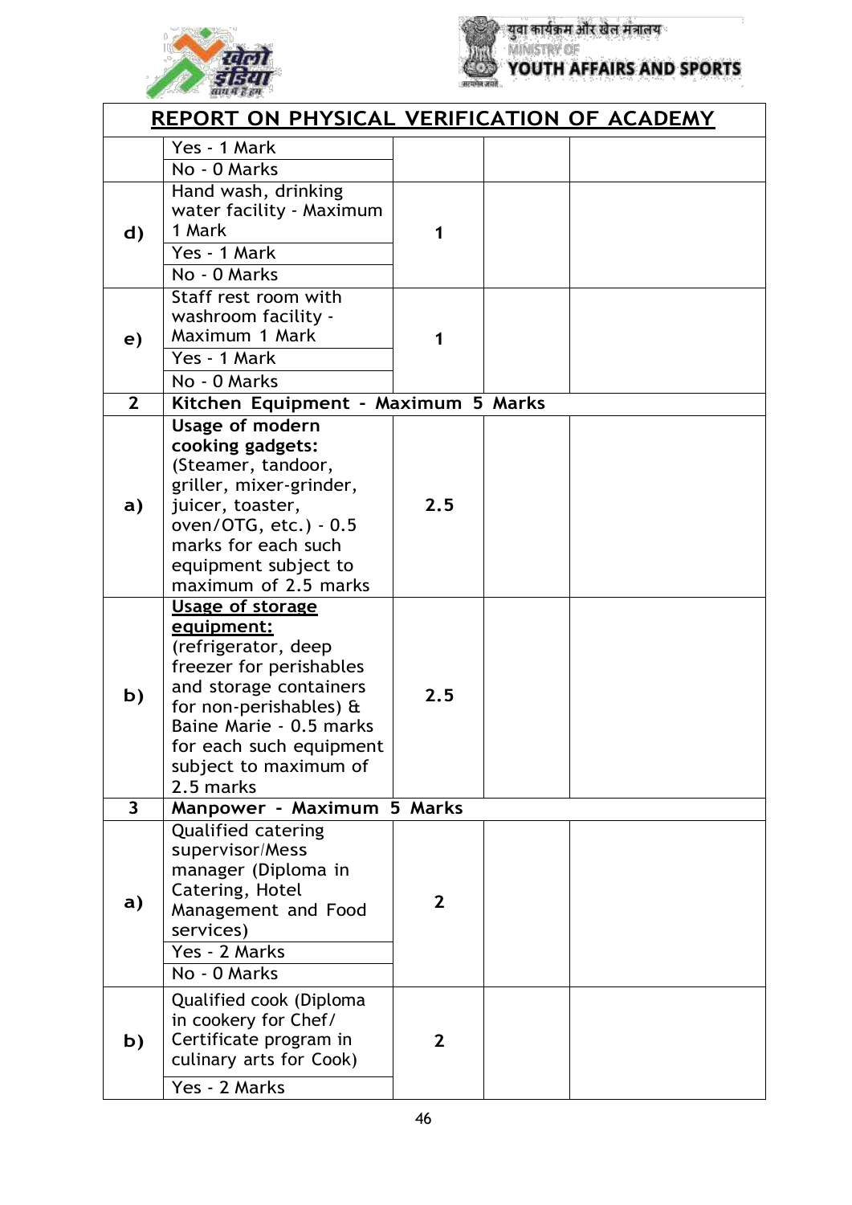## REPORT ON PHYSICAL VERIFICATION OF ACADEMY

| | | | | |
|---|---|---|---|---|
| | Yes - 1 Mark<br>No - 0 Marks | | | |
| d) | Hand wash, drinking water facility - Maximum 1 Mark<br>Yes - 1 Mark<br>No - 0 Marks | 1 | | |
| e) | Staff rest room with washroom facility - Maximum 1 Mark<br>Yes - 1 Mark<br>No - 0 Marks | 1 | | |
| **2** | **Kitchen Equipment - Maximum 5 Marks** | | | |
| **a)** | **Usage of modern cooking gadgets:** (Steamer, tandoor, griller, mixer-grinder, juicer, toaster, oven/OTG, etc.) - 0.5 marks for each such equipment subject to maximum of 2.5 marks | **2.5** | | |
| **b)** | **<u>Usage of storage equipment:</u>** (refrigerator, deep freezer for perishables and storage containers for non-perishables) & Baine Marie - 0.5 marks for each such equipment subject to maximum of 2.5 marks | **2.5** | | |
| **3** | **Manpower - Maximum 5 Marks** | | | |
| **a)** | Qualified catering supervisor/Mess manager (Diploma in Catering, Hotel Management and Food services)<br>Yes - 2 Marks<br>No - 0 Marks | **2** | | |
| **b)** | Qualified cook (Diploma in cookery for Chef/ Certificate program in culinary arts for Cook)<br>Yes - 2 Marks | **2** | | |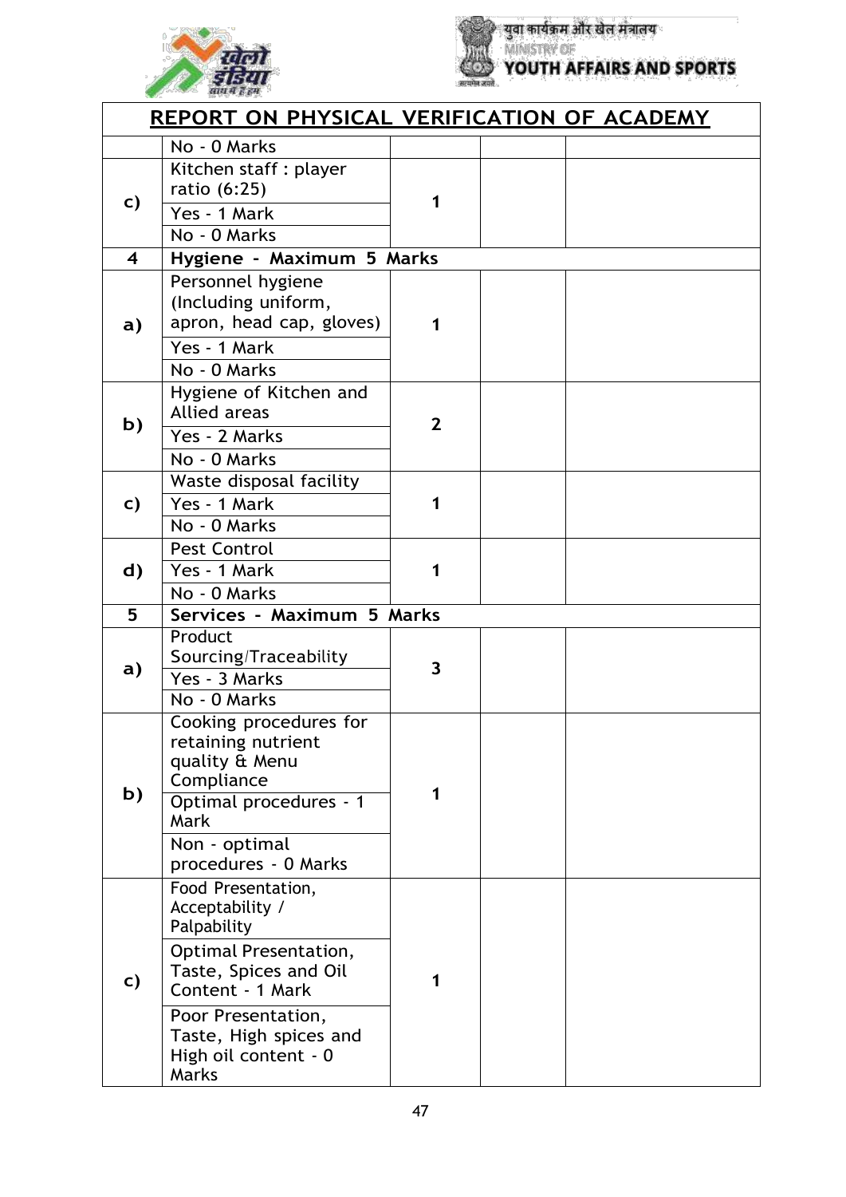## REPORT ON PHYSICAL VERIFICATION OF ACADEMY

| | | | | |
|---|---|---|---|---|
| | No - 0 Marks | | | |
| c) | Kitchen staff : player ratio (6:25)<br>Yes - 1 Mark<br>No - 0 Marks | 1 | | |
| **4** | **Hygiene - Maximum 5 Marks** | | | |
| a) | Personnel hygiene (Including uniform, apron, head cap, gloves)<br>Yes - 1 Mark<br>No - 0 Marks | 1 | | |
| b) | Hygiene of Kitchen and Allied areas<br>Yes - 2 Marks<br>No - 0 Marks | 2 | | |
| c) | Waste disposal facility<br>Yes - 1 Mark<br>No - 0 Marks | 1 | | |
| d) | Pest Control<br>Yes - 1 Mark<br>No - 0 Marks | 1 | | |
| **5** | **Services - Maximum 5 Marks** | | | |
| a) | Product Sourcing/Traceability<br>Yes - 3 Marks<br>No - 0 Marks | 3 | | |
| b) | Cooking procedures for retaining nutrient quality & Menu Compliance<br>Optimal procedures - 1 Mark<br>Non - optimal procedures - 0 Marks | 1 | | |
| c) | Food Presentation, Acceptability / Palpability<br>Optimal Presentation, Taste, Spices and Oil Content - 1 Mark<br>Poor Presentation, Taste, High spices and High oil content - 0 Marks | 1 | | |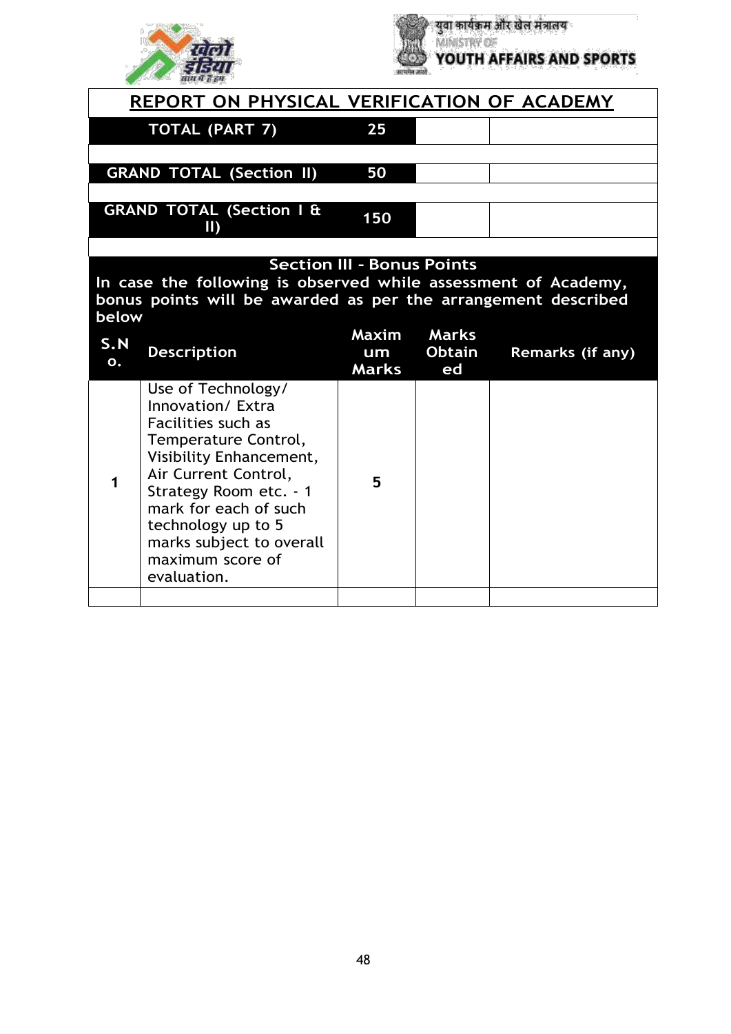# REPORT ON PHYSICAL VERIFICATION OF ACADEMY

| TOTAL (PART 7) | 25 | | |
|---|---|---|---|
| | | | |
| GRAND TOTAL (Section II) | 50 | | |
| | | | |
| GRAND TOTAL (Section I & II) | 150 | | |

**Section III - Bonus Points**

**In case the following is observed while assessment of Academy, bonus points will be awarded as per the arrangement described below**

| S.No. | Description | Maximum Marks | Marks Obtained | Remarks (if any) |
|---|---|---|---|---|
| 1 | Use of Technology/ Innovation/ Extra Facilities such as Temperature Control, Visibility Enhancement, Air Current Control, Strategy Room etc. - 1 mark for each of such technology up to 5 marks subject to overall maximum score of evaluation. | 5 | | |
| | | | | |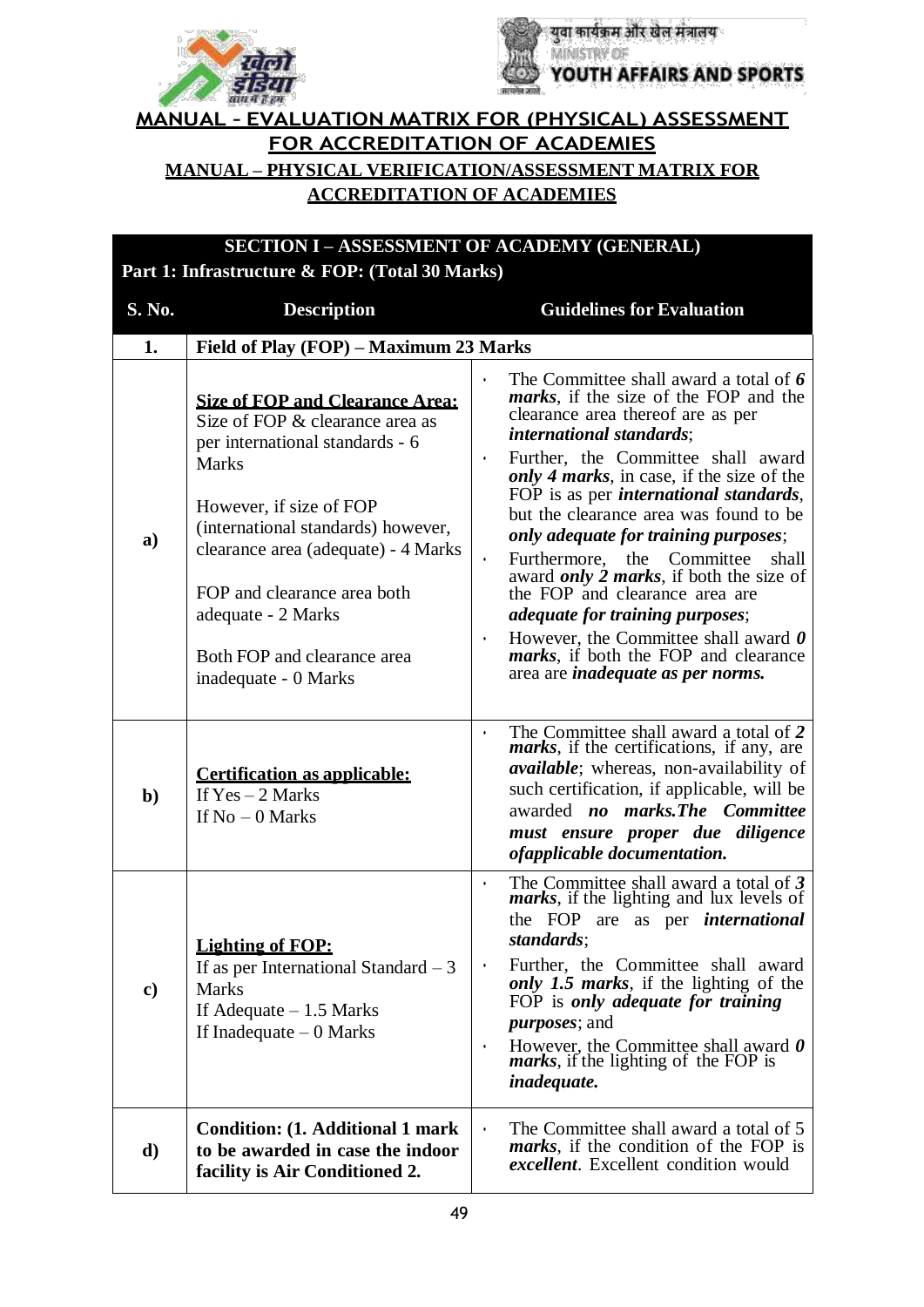## MANUAL - EVALUATION MATRIX FOR (PHYSICAL) ASSESSMENT FOR ACCREDITATION OF ACADEMIES

## MANUAL – PHYSICAL VERIFICATION/ASSESSMENT MATRIX FOR ACCREDITATION OF ACADEMIES

| SECTION I – ASSESSMENT OF ACADEMY (GENERAL) Part 1: Infrastructure & FOP: (Total 30 Marks) | | |
|---|---|---|
| **S. No.** | **Description** | **Guidelines for Evaluation** |
| **1.** | **Field of Play (FOP) – Maximum 23 Marks** | |
| **a)** | **Size of FOP and Clearance Area:** Size of FOP & clearance area as per international standards - 6 Marks<br><br>However, if size of FOP (international standards) however, clearance area (adequate) - 4 Marks<br><br>FOP and clearance area both adequate - 2 Marks<br><br>Both FOP and clearance area inadequate - 0 Marks | • The Committee shall award a total of ***6 marks***, if the size of the FOP and the clearance area thereof are as per ***international standards***;<br>• Further, the Committee shall award ***only 4 marks***, in case, if the size of the FOP is as per ***international standards***, but the clearance area was found to be ***only adequate for training purposes***;<br>• Furthermore, the Committee shall award ***only 2 marks***, if both the size of the FOP and clearance area are ***adequate for training purposes***;<br>• However, the Committee shall award ***0 marks***, if both the FOP and clearance area are ***inadequate as per norms.*** |
| **b)** | **Certification as applicable:** If Yes – 2 Marks<br>If No – 0 Marks | • The Committee shall award a total of ***2 marks***, if the certifications, if any, are ***available***; whereas, non-availability of such certification, if applicable, will be awarded ***no marks.The Committee must ensure proper due diligence ofapplicable documentation.*** |
| **c)** | **Lighting of FOP:** If as per International Standard – 3 Marks<br>If Adequate – 1.5 Marks<br>If Inadequate – 0 Marks | • The Committee shall award a total of ***3 marks***, if the lighting and lux levels of the FOP are as per ***international standards***;<br>• Further, the Committee shall award ***only 1.5 marks***, if the lighting of the FOP is ***only adequate for training purposes***; and<br>• However, the Committee shall award ***0 marks***, if the lighting of the FOP is ***inadequate.*** |
| **d)** | **Condition: (1. Additional 1 mark to be awarded in case the indoor facility is Air Conditioned 2.** | • The Committee shall award a total of 5 ***marks***, if the condition of the FOP is ***excellent***. Excellent condition would |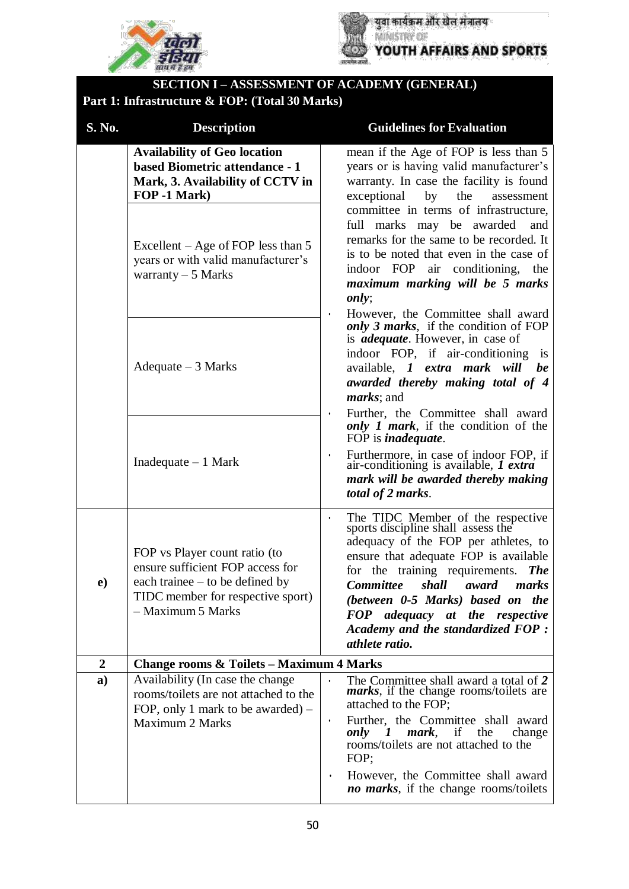## SECTION I – ASSESSMENT OF ACADEMY (GENERAL)

### Part 1: Infrastructure & FOP: (Total 30 Marks)

| S. No. | Description | Guidelines for Evaluation |
|---|---|---|
| | **Availability of Geo location based Biometric attendance - 1 Mark, 3. Availability of CCTV in FOP -1 Mark)** | mean if the Age of FOP is less than 5 years or is having valid manufacturer's warranty. In case the facility is found exceptional by the assessment committee in terms of infrastructure, full marks may be awarded and remarks for the same to be recorded. It is to be noted that even in the case of indoor FOP air conditioning, the ***maximum marking will be 5 marks only***; |
| | Excellent – Age of FOP less than 5 years or with valid manufacturer's warranty – 5 Marks | |
| | Adequate – 3 Marks | • However, the Committee shall award ***only 3 marks***, if the condition of FOP is ***adequate***. However, in case of indoor FOP, if air-conditioning is available, ***1 extra mark will be awarded thereby making total of 4 marks***; and |
| | Inadequate – 1 Mark | • Further, the Committee shall award ***only 1 mark***, if the condition of the FOP is ***inadequate***.<br>• Furthermore, in case of indoor FOP, if air-conditioning is available, ***1 extra mark will be awarded thereby making total of 2 marks***. |
| **e)** | FOP vs Player count ratio (to ensure sufficient FOP access for each trainee – to be defined by TIDC member for respective sport) – Maximum 5 Marks | • The TIDC Member of the respective sports discipline shall assess the adequacy of the FOP per athletes, to ensure that adequate FOP is available for the training requirements. ***The Committee shall award marks (between 0-5 Marks) based on the FOP adequacy at the respective Academy and the standardized FOP : athlete ratio.*** |
| **2** | **Change rooms & Toilets – Maximum 4 Marks** | |
| **a)** | Availability (In case the change rooms/toilets are not attached to the FOP, only 1 mark to be awarded) – Maximum 2 Marks | • The Committee shall award a total of ***2 marks***, if the change rooms/toilets are attached to the FOP;<br>• Further, the Committee shall award ***only 1 mark***, if the change rooms/toilets are not attached to the FOP;<br>• However, the Committee shall award ***no marks***, if the change rooms/toilets |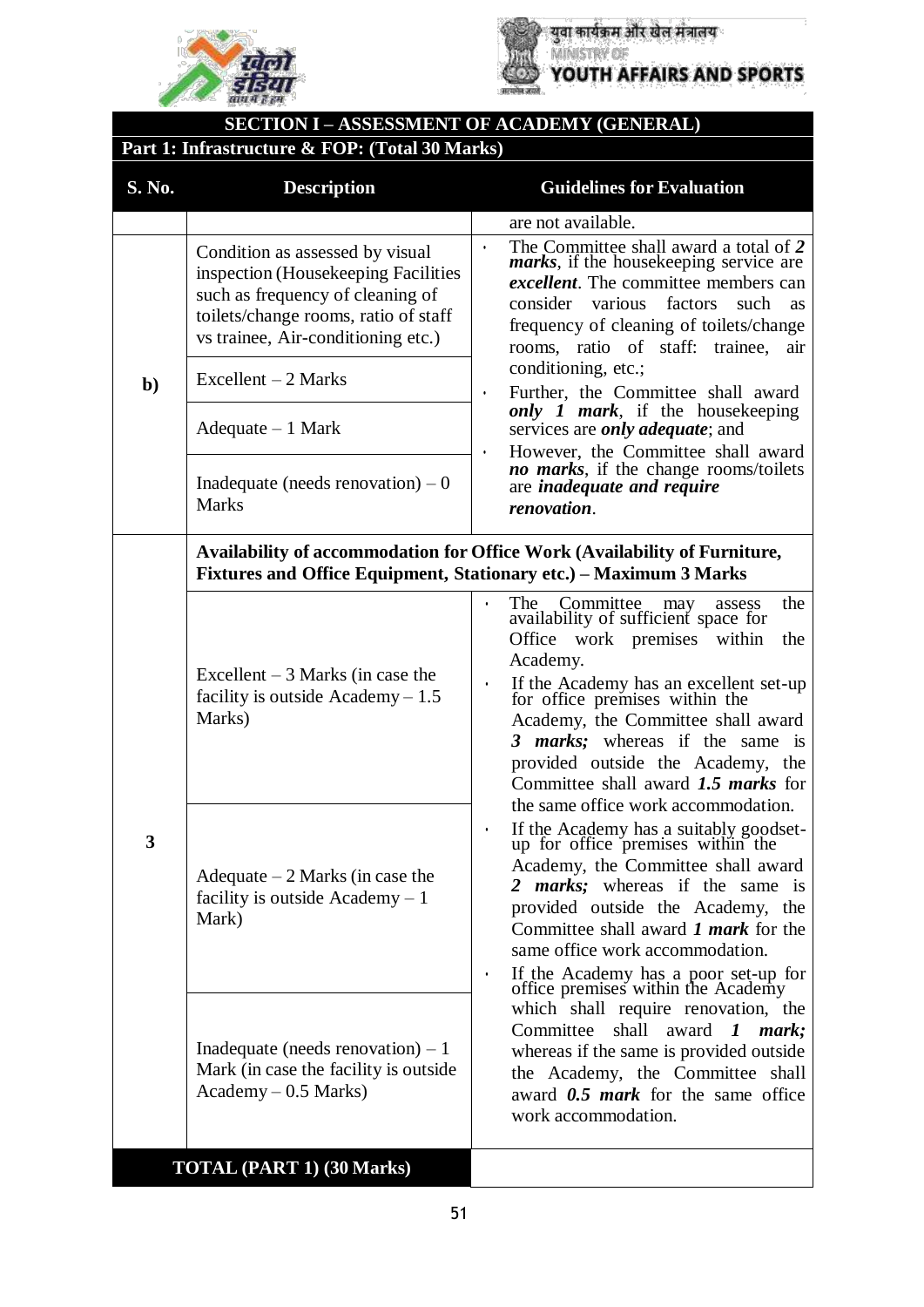## SECTION I – ASSESSMENT OF ACADEMY (GENERAL)

### Part 1: Infrastructure & FOP: (Total 30 Marks)

| S. No. | Description | Guidelines for Evaluation |
|---|---|---|
| | | are not available. |
| b) | Condition as assessed by visual inspection (Housekeeping Facilities such as frequency of cleaning of toilets/change rooms, ratio of staff vs trainee, Air-conditioning etc.)<br><br>Excellent – 2 Marks<br><br>Adequate – 1 Mark<br><br>Inadequate (needs renovation) – 0 Marks | • The Committee shall award a total of ***2 marks***, if the housekeeping service are ***excellent***. The committee members can consider various factors such as frequency of cleaning of toilets/change rooms, ratio of staff: trainee, air conditioning, etc.;<br>• Further, the Committee shall award ***only 1 mark***, if the housekeeping services are ***only adequate***; and<br>• However, the Committee shall award ***no marks***, if the change rooms/toilets are ***inadequate and require renovation***. |
| 3 | **Availability of accommodation for Office Work (Availability of Furniture, Fixtures and Office Equipment, Stationary etc.) – Maximum 3 Marks** | |
| | Excellent – 3 Marks (in case the facility is outside Academy – 1.5 Marks)<br><br>Adequate – 2 Marks (in case the facility is outside Academy – 1 Mark)<br><br>Inadequate (needs renovation) – 1 Mark (in case the facility is outside Academy – 0.5 Marks) | • The Committee may assess the availability of sufficient space for Office work premises within the Academy.<br>• If the Academy has an excellent set-up for office premises within the Academy, the Committee shall award ***3 marks;*** whereas if the same is provided outside the Academy, the Committee shall award ***1.5 marks*** for the same office work accommodation.<br>• If the Academy has a suitably goodset-up for office premises within the Academy, the Committee shall award ***2 marks;*** whereas if the same is provided outside the Academy, the Committee shall award ***1 mark*** for the same office work accommodation.<br>• If the Academy has a poor set-up for office premises within the Academy which shall require renovation, the Committee shall award ***1 mark;*** whereas if the same is provided outside the Academy, the Committee shall award ***0.5 mark*** for the same office work accommodation. |
| **TOTAL (PART 1) (30 Marks)** | | |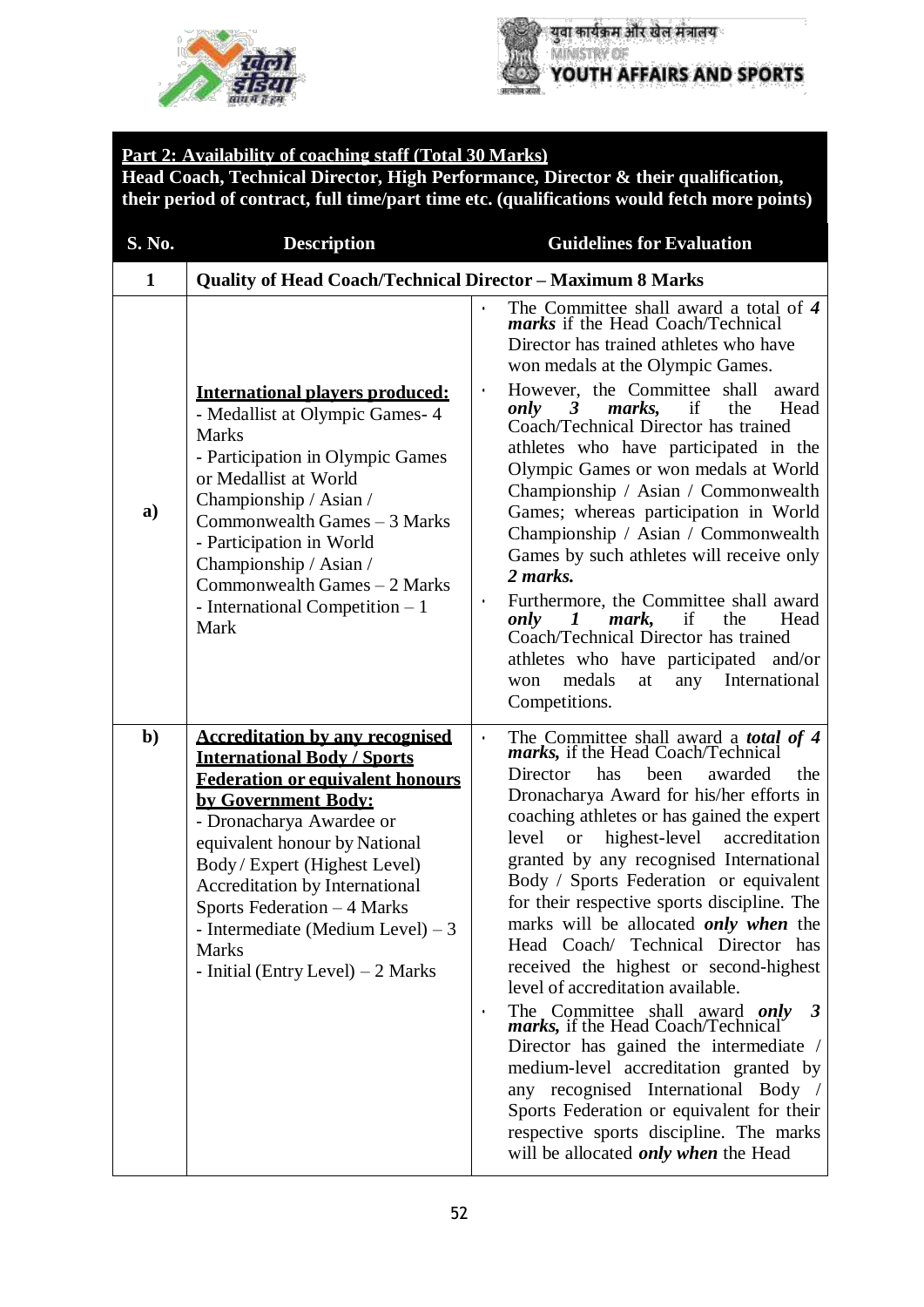**Part 2: Availability of coaching staff (Total 30 Marks)**
**Head Coach, Technical Director, High Performance, Director & their qualification, their period of contract, full time/part time etc. (qualifications would fetch more points)**

| S. No. | Description | Guidelines for Evaluation |
|---|---|---|
| **1** | **Quality of Head Coach/Technical Director – Maximum 8 Marks** | |
| **a)** | **International players produced:**<br>- Medallist at Olympic Games- 4 Marks<br>- Participation in Olympic Games or Medallist at World Championship / Asian / Commonwealth Games – 3 Marks<br>- Participation in World Championship / Asian / Commonwealth Games – 2 Marks<br>- International Competition – 1 Mark | • The Committee shall award a total of ***4 marks*** if the Head Coach/Technical Director has trained athletes who have won medals at the Olympic Games.<br>• However, the Committee shall award ***only 3 marks,*** if the Head Coach/Technical Director has trained athletes who have participated in the Olympic Games or won medals at World Championship / Asian / Commonwealth Games; whereas participation in World Championship / Asian / Commonwealth Games by such athletes will receive only ***2 marks.***<br>• Furthermore, the Committee shall award ***only 1 mark,*** if the Head Coach/Technical Director has trained athletes who have participated and/or won medals at any International Competitions. |
| **b)** | **Accreditation by any recognised International Body / Sports Federation or equivalent honours by Government Body:**<br>- Dronacharya Awardee or equivalent honour by National Body / Expert (Highest Level) Accreditation by International Sports Federation – 4 Marks<br>- Intermediate (Medium Level) – 3 Marks<br>- Initial (Entry Level) – 2 Marks | • The Committee shall award a ***total of 4 marks,*** if the Head Coach/Technical Director has been awarded the Dronacharya Award for his/her efforts in coaching athletes or has gained the expert level or highest-level accreditation granted by any recognised International Body / Sports Federation or equivalent for their respective sports discipline. The marks will be allocated ***only when*** the Head Coach/ Technical Director has received the highest or second-highest level of accreditation available.<br>• The Committee shall award ***only 3 marks,*** if the Head Coach/Technical Director has gained the intermediate / medium-level accreditation granted by any recognised International Body / Sports Federation or equivalent for their respective sports discipline. The marks will be allocated ***only when*** the Head |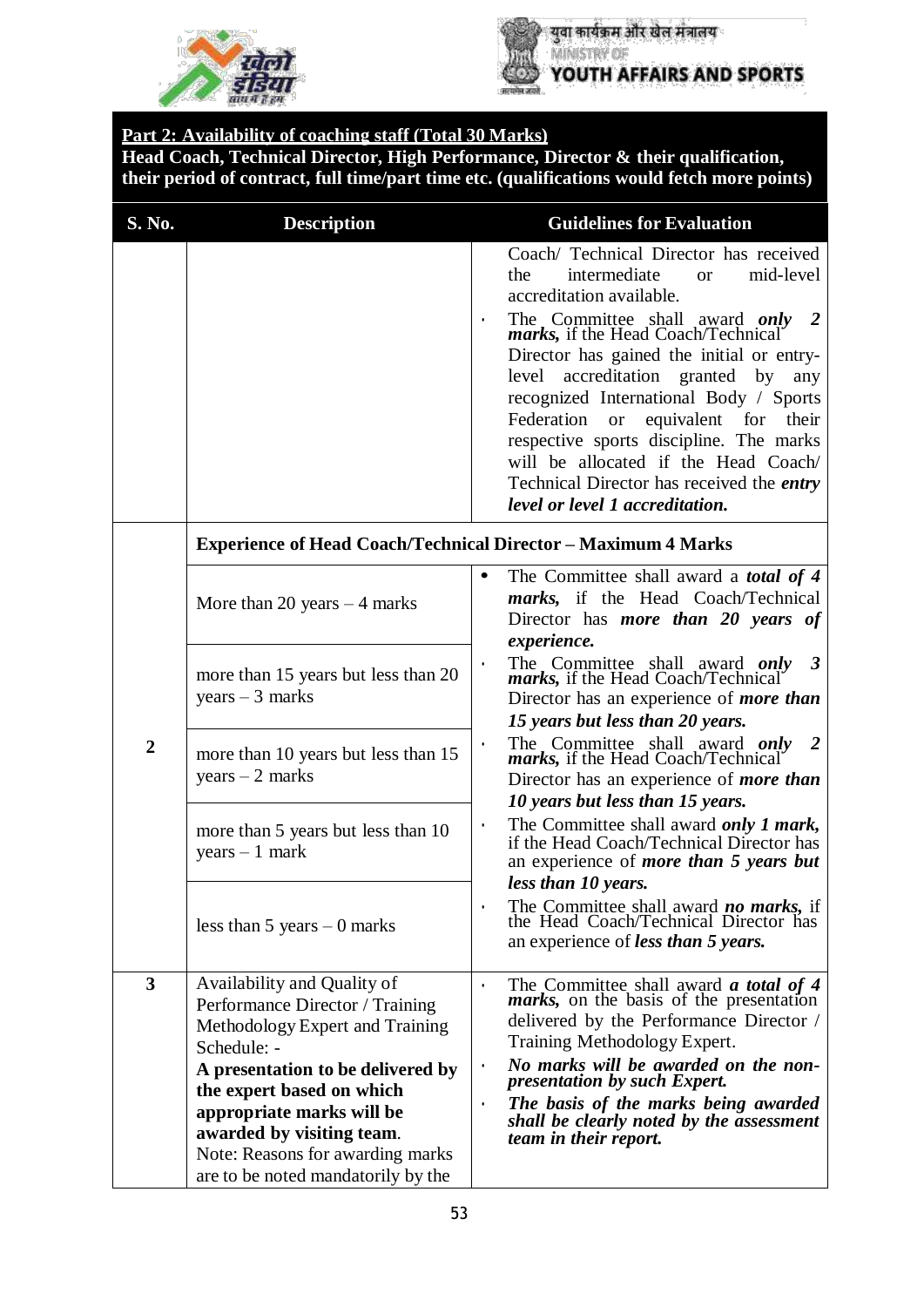**Part 2: Availability of coaching staff (Total 30 Marks)**

**Head Coach, Technical Director, High Performance, Director & their qualification, their period of contract, full time/part time etc. (qualifications would fetch more points)**

| S. No. | Description | Guidelines for Evaluation |
|---|---|---|
| | | Coach/ Technical Director has received the intermediate or mid-level accreditation available.<br>• The Committee shall award ***only 2 marks,*** if the Head Coach/Technical Director has gained the initial or entry-level accreditation granted by any recognized International Body / Sports Federation or equivalent for their respective sports discipline. The marks will be allocated if the Head Coach/ Technical Director has received the ***entry level or level 1 accreditation.*** |
| 2 | **Experience of Head Coach/Technical Director – Maximum 4 Marks** | |
| | More than 20 years – 4 marks | • The Committee shall award a ***total of 4 marks,*** if the Head Coach/Technical Director has ***more than 20 years of experience.*** |
| | more than 15 years but less than 20 years – 3 marks | • The Committee shall award ***only 3 marks,*** if the Head Coach/Technical Director has an experience of ***more than 15 years but less than 20 years.*** |
| | more than 10 years but less than 15 years – 2 marks | • The Committee shall award ***only 2 marks,*** if the Head Coach/Technical Director has an experience of ***more than 10 years but less than 15 years.*** |
| | more than 5 years but less than 10 years – 1 mark | • The Committee shall award ***only 1 mark,*** if the Head Coach/Technical Director has an experience of ***more than 5 years but less than 10 years.*** |
| | less than 5 years – 0 marks | • The Committee shall award ***no marks,*** if the Head Coach/Technical Director has an experience of ***less than 5 years.*** |
| 3 | Availability and Quality of Performance Director / Training Methodology Expert and Training Schedule: -<br>**A presentation to be delivered by the expert based on which appropriate marks will be awarded by visiting team.**<br>Note: Reasons for awarding marks are to be noted mandatorily by the | • The Committee shall award ***a total of 4 marks,*** on the basis of the presentation delivered by the Performance Director / Training Methodology Expert.<br>• ***No marks will be awarded on the non-presentation by such Expert.***<br>• ***The basis of the marks being awarded shall be clearly noted by the assessment team in their report.*** |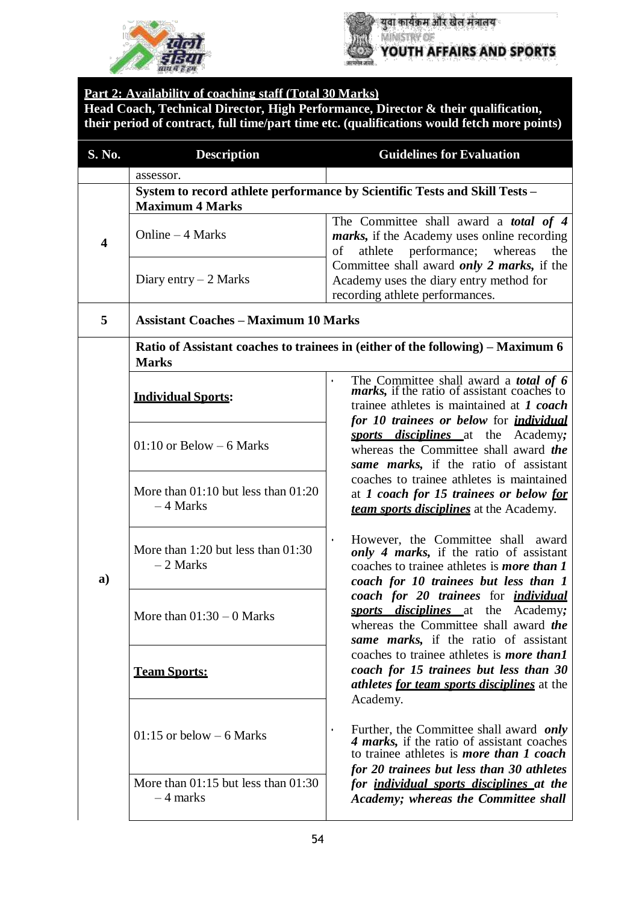**Part 2: Availability of coaching staff (Total 30 Marks)**
**Head Coach, Technical Director, High Performance, Director & their qualification, their period of contract, full time/part time etc. (qualifications would fetch more points)**

| S. No. | Description | Guidelines for Evaluation |
|---|---|---|
| | assessor. | |
| 4 | **System to record athlete performance by Scientific Tests and Skill Tests – Maximum 4 Marks** | |
| | Online – 4 Marks | The Committee shall award a ***total of 4 marks,*** if the Academy uses online recording of athlete performance; whereas the Committee shall award ***only 2 marks,*** if the Academy uses the diary entry method for recording athlete performances. |
| | Diary entry – 2 Marks | |
| 5 | **Assistant Coaches – Maximum 10 Marks** | |
| a) | **Ratio of Assistant coaches to trainees in (either of the following) – Maximum 6 Marks** | |
| | **Individual Sports:** | • The Committee shall award a ***total of 6 marks,*** if the ratio of assistant coaches to trainee athletes is maintained at ***1 coach for 10 trainees or below*** for ***individual sports disciplines*** at the Academy*;* whereas the Committee shall award ***the same marks,*** if the ratio of assistant coaches to trainee athletes is maintained at ***1 coach for 15 trainees or below for team sports disciplines*** at the Academy. |
| | 01:10 or Below – 6 Marks | |
| | More than 01:10 but less than 01:20 – 4 Marks | |
| | More than 1:20 but less than 01:30 – 2 Marks | • However, the Committee shall award ***only 4 marks,*** if the ratio of assistant coaches to trainee athletes is ***more than 1 coach for 10 trainees but less than 1 coach for 20 trainees*** for ***individual sports disciplines*** at the Academy*;* whereas the Committee shall award ***the same marks,*** if the ratio of assistant coaches to trainee athletes is ***more than1 coach for 15 trainees but less than 30 athletes for team sports disciplines*** at the Academy. |
| | More than 01:30 – 0 Marks | |
| | **Team Sports:** | |
| | 01:15 or below – 6 Marks | • Further, the Committee shall award ***only 4 marks,*** if the ratio of assistant coaches to trainee athletes is ***more than 1 coach for 20 trainees but less than 30 athletes for individual sports disciplines at the Academy; whereas the Committee shall*** |
| | More than 01:15 but less than 01:30 – 4 marks | |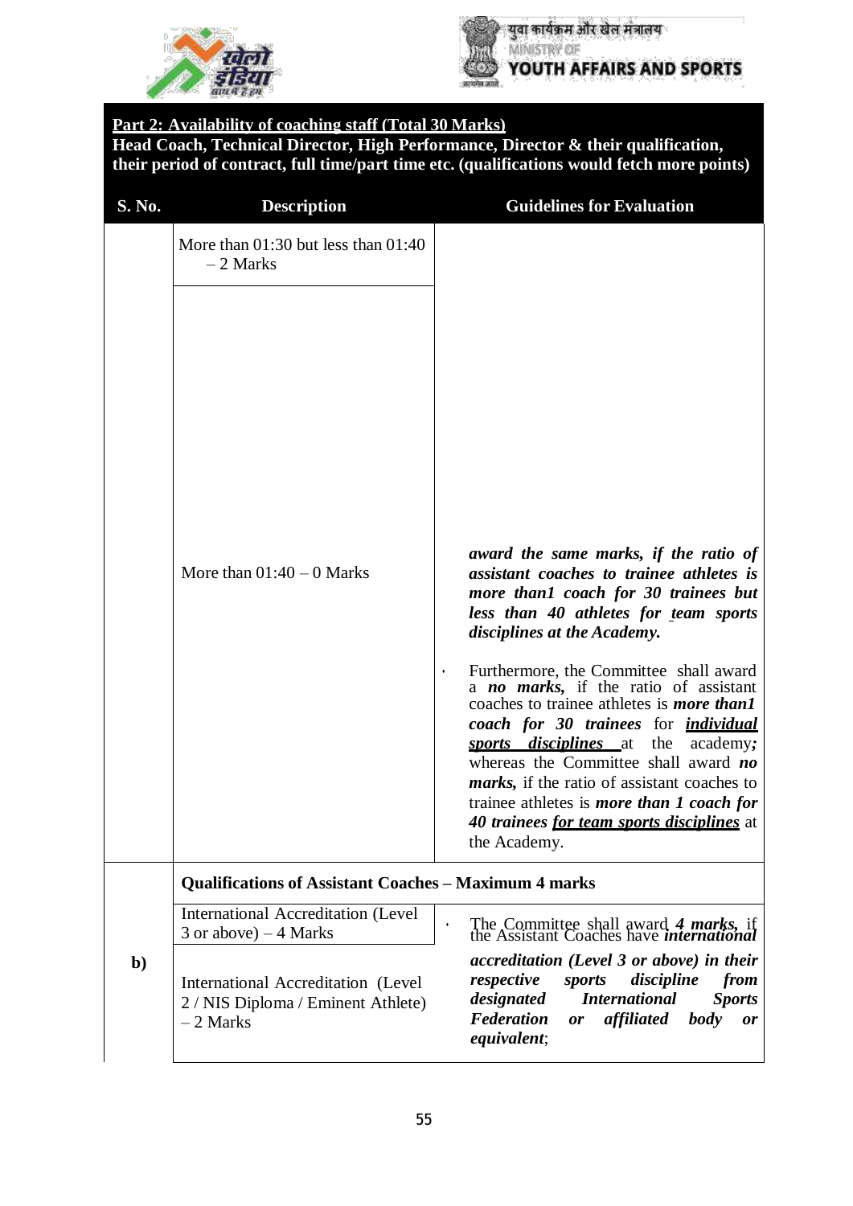**Part 2: Availability of coaching staff (Total 30 Marks)**
**Head Coach, Technical Director, High Performance, Director & their qualification, their period of contract, full time/part time etc. (qualifications would fetch more points)**

| S. No. | Description | Guidelines for Evaluation |
|---|---|---|
| | More than 01:30 but less than 01:40 – 2 Marks | ***award the same marks, if the ratio of assistant coaches to trainee athletes is more than1 coach for 30 trainees but less than 40 athletes for team sports disciplines at the Academy.*** |
| | More than 01:40 – 0 Marks | • Furthermore, the Committee shall award a ***no marks,*** if the ratio of assistant coaches to trainee athletes is ***more than1 coach for 30 trainees*** for ***individual sports disciplines*** at the academy***;*** whereas the Committee shall award ***no marks,*** if the ratio of assistant coaches to trainee athletes is ***more than 1 coach for 40 trainees for team sports disciplines*** at the Academy. |
| b) | **Qualifications of Assistant Coaches – Maximum 4 marks** | |
| | International Accreditation (Level 3 or above) – 4 Marks | • The Committee shall award ***4 marks,*** if the Assistant Coaches have ***international accreditation (Level 3 or above) in their respective sports discipline from designated International Sports Federation or affiliated body or equivalent***; |
| | International Accreditation (Level 2 / NIS Diploma / Eminent Athlete) – 2 Marks | |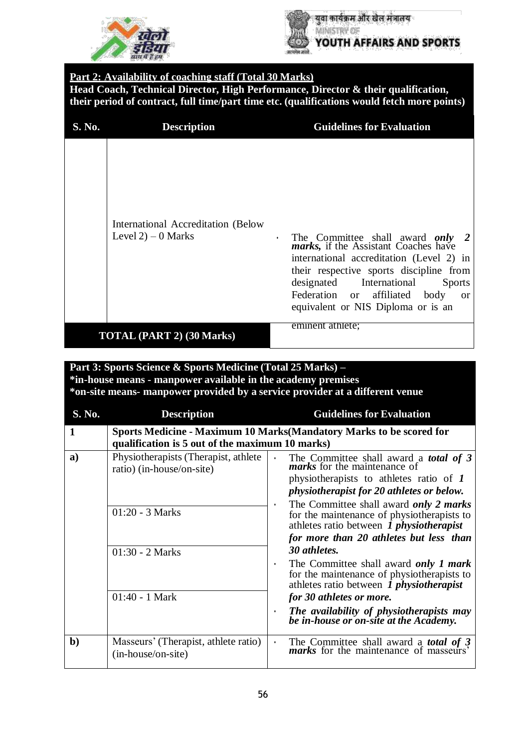**Part 2: Availability of coaching staff (Total 30 Marks)**
**Head Coach, Technical Director, High Performance, Director & their qualification, their period of contract, full time/part time etc. (qualifications would fetch more points)**

| S. No. | Description | Guidelines for Evaluation |
|---|---|---|
| | International Accreditation (Below Level 2) – 0 Marks | • The Committee shall award ***only 2 marks,*** if the Assistant Coaches have international accreditation (Level 2) in their respective sports discipline from designated International Sports Federation or affiliated body or equivalent or NIS Diploma or is an eminent athlete; |
| **TOTAL (PART 2) (30 Marks)** | | |

**Part 3: Sports Science & Sports Medicine (Total 25 Marks) –**
***in-house means - manpower available in the academy premises**
***on-site means- manpower provided by a service provider at a different venue**

| S. No. | Description | Guidelines for Evaluation |
|---|---|---|
| **1** | **Sports Medicine - Maximum 10 Marks(Mandatory Marks to be scored for qualification is 5 out of the maximum 10 marks)** | |
| **a)** | Physiotherapists (Therapist, athlete ratio) (in-house/on-site)<br><br>01:20 - 3 Marks<br><br>01:30 - 2 Marks<br><br>01:40 - 1 Mark | • The Committee shall award a ***total of 3 marks*** for the maintenance of physiotherapists to athletes ratio of ***1 physiotherapist for 20 athletes or below.***<br>• The Committee shall award ***only 2 marks*** for the maintenance of physiotherapists to athletes ratio between ***1 physiotherapist for more than 20 athletes but less than 30 athletes.***<br>• The Committee shall award ***only 1 mark*** for the maintenance of physiotherapists to athletes ratio between ***1 physiotherapist for 30 athletes or more.***<br>• ***The availability of physiotherapists may be in-house or on-site at the Academy.*** |
| **b)** | Masseurs' (Therapist, athlete ratio) (in-house/on-site) | • The Committee shall award a ***total of 3 marks*** for the maintenance of masseurs' |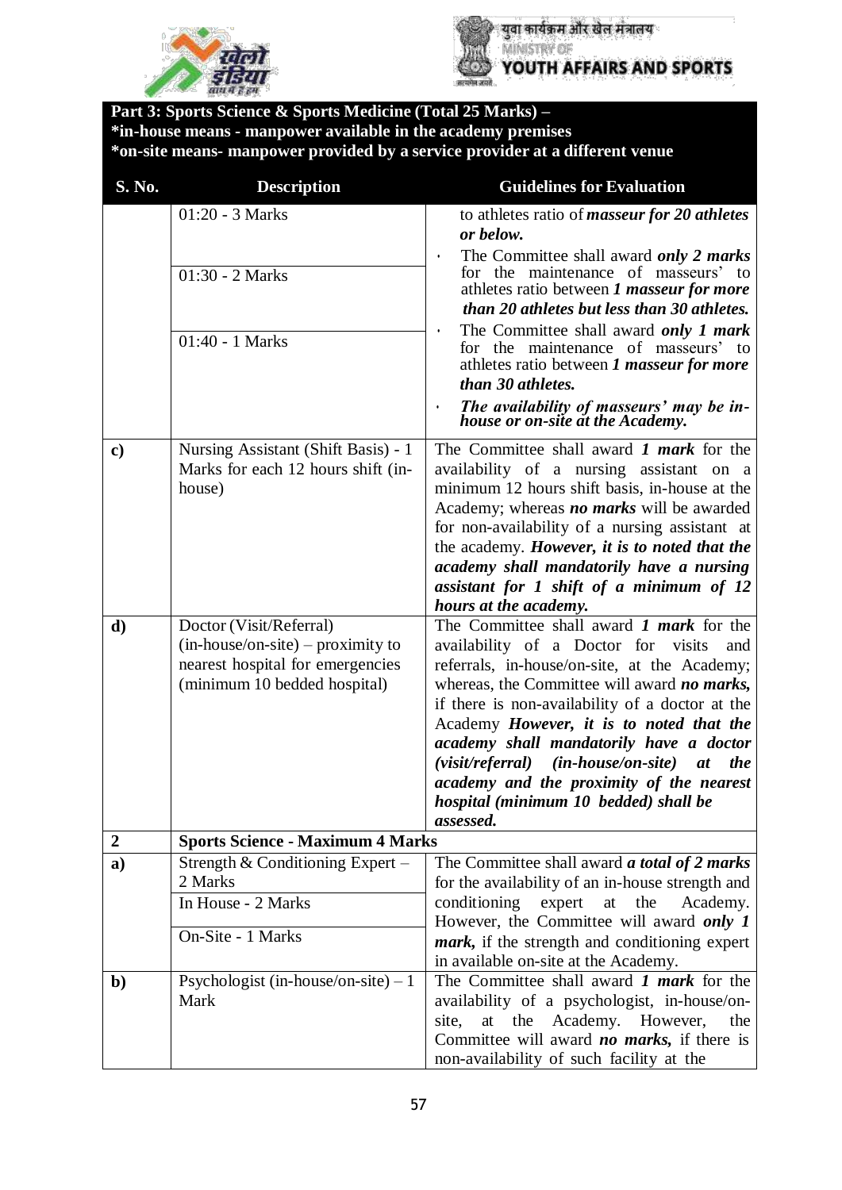**Part 3: Sports Science & Sports Medicine (Total 25 Marks) –**
**\*in-house means - manpower available in the academy premises**
**\*on-site means- manpower provided by a service provider at a different venue**

| S. No. | Description | Guidelines for Evaluation |
|---|---|---|
| | 01:20 - 3 Marks | to athletes ratio of ***masseur for 20 athletes or below.*** |
| | 01:30 - 2 Marks | • The Committee shall award ***only 2 marks*** for the maintenance of masseurs' to athletes ratio between ***1 masseur for more than 20 athletes but less than 30 athletes.*** |
| | 01:40 - 1 Marks | • The Committee shall award ***only 1 mark*** for the maintenance of masseurs' to athletes ratio between ***1 masseur for more than 30 athletes.*** • ***The availability of masseurs' may be in-house or on-site at the Academy.*** |
| **c)** | Nursing Assistant (Shift Basis) - 1 Marks for each 12 hours shift (in-house) | The Committee shall award ***1 mark*** for the availability of a nursing assistant on a minimum 12 hours shift basis, in-house at the Academy; whereas ***no marks*** will be awarded for non-availability of a nursing assistant at the academy. ***However, it is to noted that the academy shall mandatorily have a nursing assistant for 1 shift of a minimum of 12 hours at the academy.*** |
| **d)** | Doctor (Visit/Referral) (in-house/on-site) – proximity to nearest hospital for emergencies (minimum 10 bedded hospital) | The Committee shall award ***1 mark*** for the availability of a Doctor for visits and referrals, in-house/on-site, at the Academy; whereas, the Committee will award ***no marks,*** if there is non-availability of a doctor at the Academy ***However, it is to noted that the academy shall mandatorily have a doctor (visit/referral) (in-house/on-site) at the academy and the proximity of the nearest hospital (minimum 10 bedded) shall be assessed.*** |
| **2** | **Sports Science - Maximum 4 Marks** | |
| **a)** | Strength & Conditioning Expert – 2 Marks<br>In House - 2 Marks<br>On-Site - 1 Marks | The Committee shall award ***a total of 2 marks*** for the availability of an in-house strength and conditioning expert at the Academy. However, the Committee will award ***only 1 mark,*** if the strength and conditioning expert in available on-site at the Academy. |
| **b)** | Psychologist (in-house/on-site) – 1 Mark | The Committee shall award ***1 mark*** for the availability of a psychologist, in-house/on-site, at the Academy. However, the Committee will award ***no marks,*** if there is non-availability of such facility at the |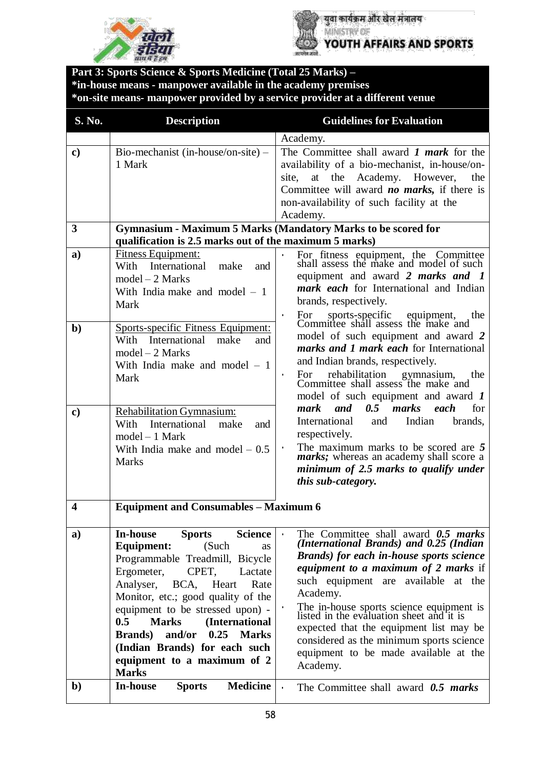**Part 3: Sports Science & Sports Medicine (Total 25 Marks) –**
***in-house means - manpower available in the academy premises**
***on-site means- manpower provided by a service provider at a different venue**

| S. No. | Description | Guidelines for Evaluation |
|---|---|---|
| | | Academy. |
| **c)** | Bio-mechanist (in-house/on-site) – 1 Mark | The Committee shall award ***1 mark*** for the availability of a bio-mechanist, in-house/on-site, at the Academy. However, the Committee will award ***no marks,*** if there is non-availability of such facility at the Academy. |
| **3** | **Gymnasium - Maximum 5 Marks (Mandatory Marks to be scored for qualification is 2.5 marks out of the maximum 5 marks)** | |
| **a)** | <u>Fitness Equipment:</u><br>With International make and model – 2 Marks<br>With India make and model – 1 Mark | • For fitness equipment, the Committee shall assess the make and model of such equipment and award ***2 marks and 1 mark each*** for International and Indian brands, respectively.<br>• For sports-specific equipment, the Committee shall assess the make and model of such equipment and award ***2 marks and 1 mark each*** for International and Indian brands, respectively.<br>• For rehabilitation gymnasium, the Committee shall assess the make and model of such equipment and award ***1 mark and 0.5 marks each*** for International and Indian brands, respectively.<br>• The maximum marks to be scored are ***5 marks;*** whereas an academy shall score a ***minimum of 2.5 marks to qualify under this sub-category.*** |
| **b)** | <u>Sports-specific Fitness Equipment:</u><br>With International make and model – 2 Marks<br>With India make and model – 1 Mark | |
| **c)** | <u>Rehabilitation Gymnasium:</u><br>With International make and model – 1 Mark<br>With India make and model – 0.5 Marks | |
| **4** | **Equipment and Consumables – Maximum 6** | |
| **a)** | **In-house Sports Science Equipment:** (Such as Programmable Treadmill, Bicycle Ergometer, CPET, Lactate Analyser, BCA, Heart Rate Monitor, etc.; good quality of the equipment to be stressed upon) - **0.5 Marks (International Brands) and/or 0.25 Marks (Indian Brands) for each such equipment to a maximum of 2 Marks** | • The Committee shall award ***0.5 marks (International Brands) and 0.25 (Indian Brands) for each in-house sports science equipment to a maximum of 2 marks*** if such equipment are available at the Academy.<br>• The in-house sports science equipment is listed in the evaluation sheet and it is expected that the equipment list may be considered as the minimum sports science equipment to be made available at the Academy. |
| **b)** | **In-house Sports Medicine** | • The Committee shall award ***0.5 marks*** |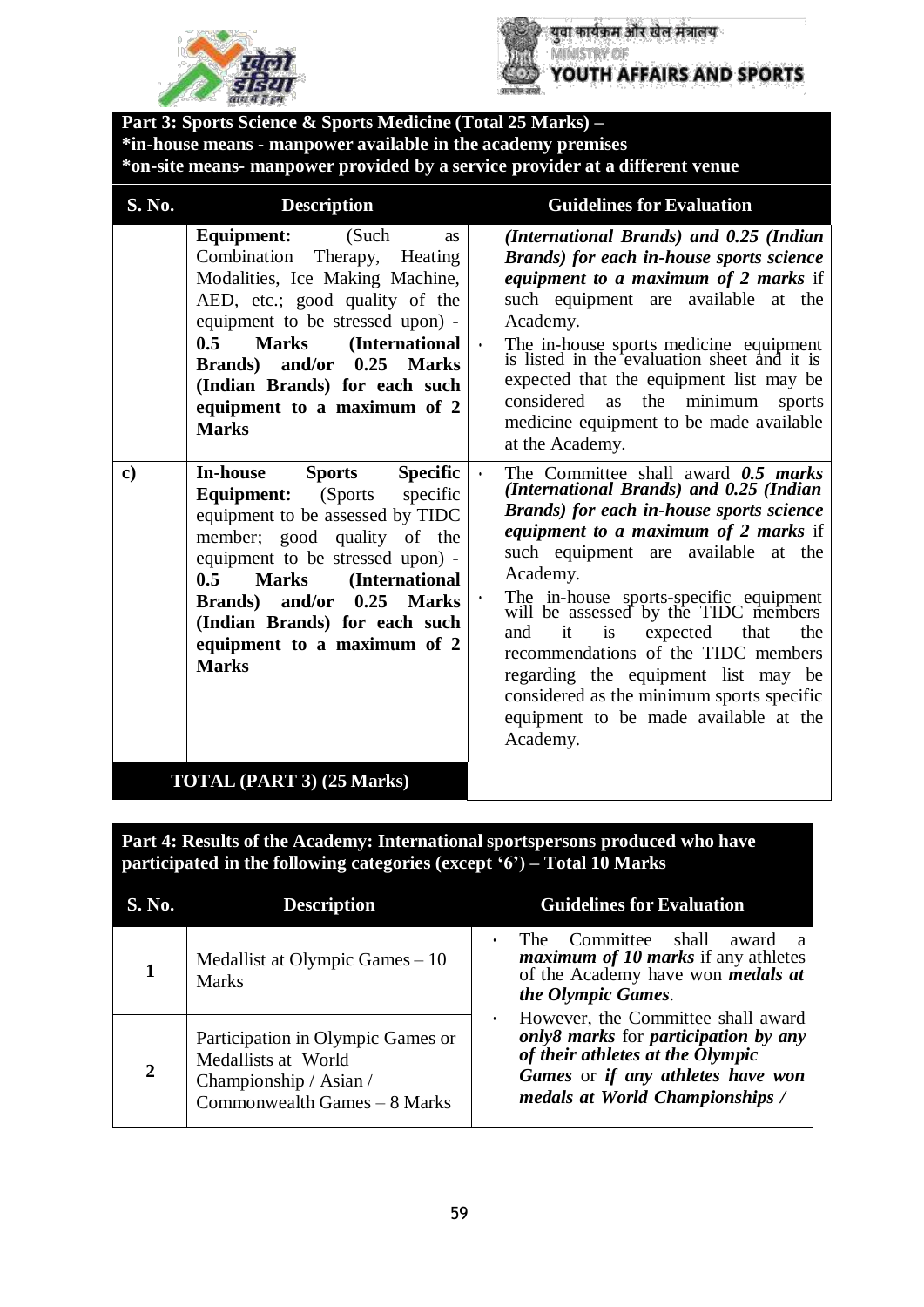**Part 3: Sports Science & Sports Medicine (Total 25 Marks) –**
***in-house means - manpower available in the academy premises**
***on-site means- manpower provided by a service provider at a different venue**

| S. No. | Description | Guidelines for Evaluation |
|---|---|---|
| | **Equipment:** (Such as Combination Therapy, Heating Modalities, Ice Making Machine, AED, etc.; good quality of the equipment to be stressed upon) - **0.5 Marks (International Brands) and/or 0.25 Marks (Indian Brands) for each such equipment to a maximum of 2 Marks** | ***(International Brands) and 0.25 (Indian Brands) for each in-house sports science equipment to a maximum of 2 marks*** if such equipment are available at the Academy.<br>• The in-house sports medicine equipment is listed in the evaluation sheet and it is expected that the equipment list may be considered as the minimum sports medicine equipment to be made available at the Academy. |
| **c)** | **In-house Sports Specific Equipment:** (Sports specific equipment to be assessed by TIDC member; good quality of the equipment to be stressed upon) - **0.5 Marks (International Brands) and/or 0.25 Marks (Indian Brands) for each such equipment to a maximum of 2 Marks** | • The Committee shall award ***0.5 marks (International Brands) and 0.25 (Indian Brands) for each in-house sports science equipment to a maximum of 2 marks*** if such equipment are available at the Academy.<br>• The in-house sports-specific equipment will be assessed by the TIDC members and it is expected that the recommendations of the TIDC members regarding the equipment list may be considered as the minimum sports specific equipment to be made available at the Academy. |
| **TOTAL (PART 3) (25 Marks)** | | |

**Part 4: Results of the Academy: International sportspersons produced who have participated in the following categories (except '6') – Total 10 Marks**

| S. No. | Description | Guidelines for Evaluation |
|---|---|---|
| **1** | Medallist at Olympic Games – 10 Marks | • The Committee shall award a ***maximum of 10 marks*** if any athletes of the Academy have won ***medals at the Olympic Games***.<br>• However, the Committee shall award ***only8 marks*** for ***participation by any of their athletes at the Olympic Games*** or ***if any athletes have won medals at World Championships /*** |
| **2** | Participation in Olympic Games or Medallists at World Championship / Asian / Commonwealth Games – 8 Marks | |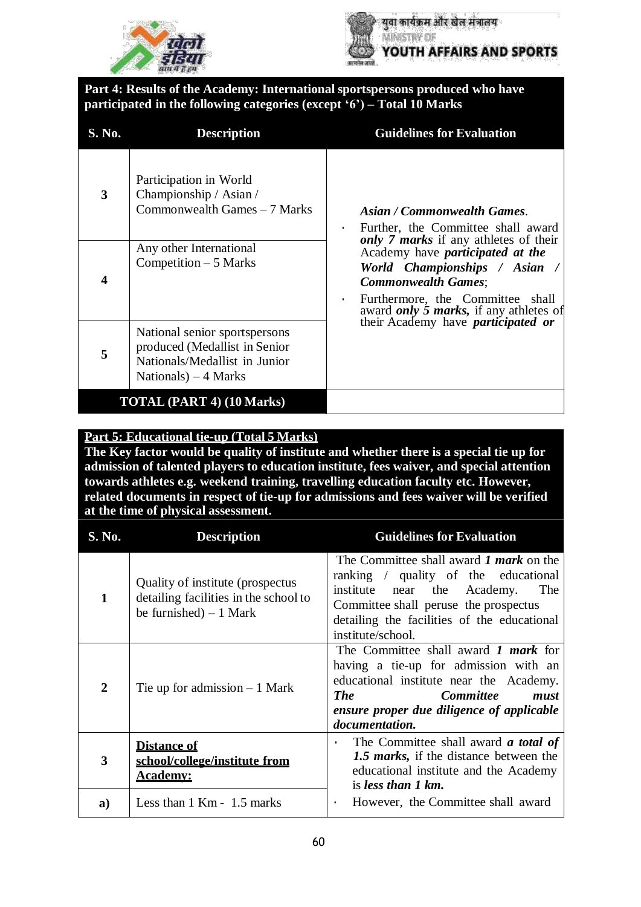**Part 4: Results of the Academy: International sportspersons produced who have participated in the following categories (except '6') – Total 10 Marks**

| S. No. | Description | Guidelines for Evaluation |
|---|---|---|
| 3 | Participation in World Championship / Asian / Commonwealth Games – 7 Marks | ***Asian / Commonwealth Games***.<br>• Further, the Committee shall award ***only 7 marks*** if any athletes of their Academy have ***participated at the World Championships / Asian / Commonwealth Games***;<br>• Furthermore, the Committee shall award ***only 5 marks,*** if any athletes of their Academy have ***participated or*** |
| 4 | Any other International Competition – 5 Marks | |
| 5 | National senior sportspersons produced (Medallist in Senior Nationals/Medallist in Junior Nationals) – 4 Marks | |
| **TOTAL (PART 4) (10 Marks)** | | |

**Part 5: Educational tie-up (Total 5 Marks)**

**The Key factor would be quality of institute and whether there is a special tie up for admission of talented players to education institute, fees waiver, and special attention towards athletes e.g. weekend training, travelling education faculty etc. However, related documents in respect of tie-up for admissions and fees waiver will be verified at the time of physical assessment.**

| S. No. | Description | Guidelines for Evaluation |
|---|---|---|
| 1 | Quality of institute (prospectus detailing facilities in the school to be furnished) – 1 Mark | The Committee shall award ***1 mark*** on the ranking / quality of the educational institute near the Academy. The Committee shall peruse the prospectus detailing the facilities of the educational institute/school. |
| 2 | Tie up for admission – 1 Mark | The Committee shall award ***1 mark*** for having a tie-up for admission with an educational institute near the Academy. ***The Committee must ensure proper due diligence of applicable documentation.*** |
| 3 | **Distance of school/college/institute from Academy:** | • The Committee shall award ***a total of 1.5 marks,*** if the distance between the educational institute and the Academy is ***less than 1 km.***<br>• However, the Committee shall award |
| a) | Less than 1 Km - 1.5 marks | |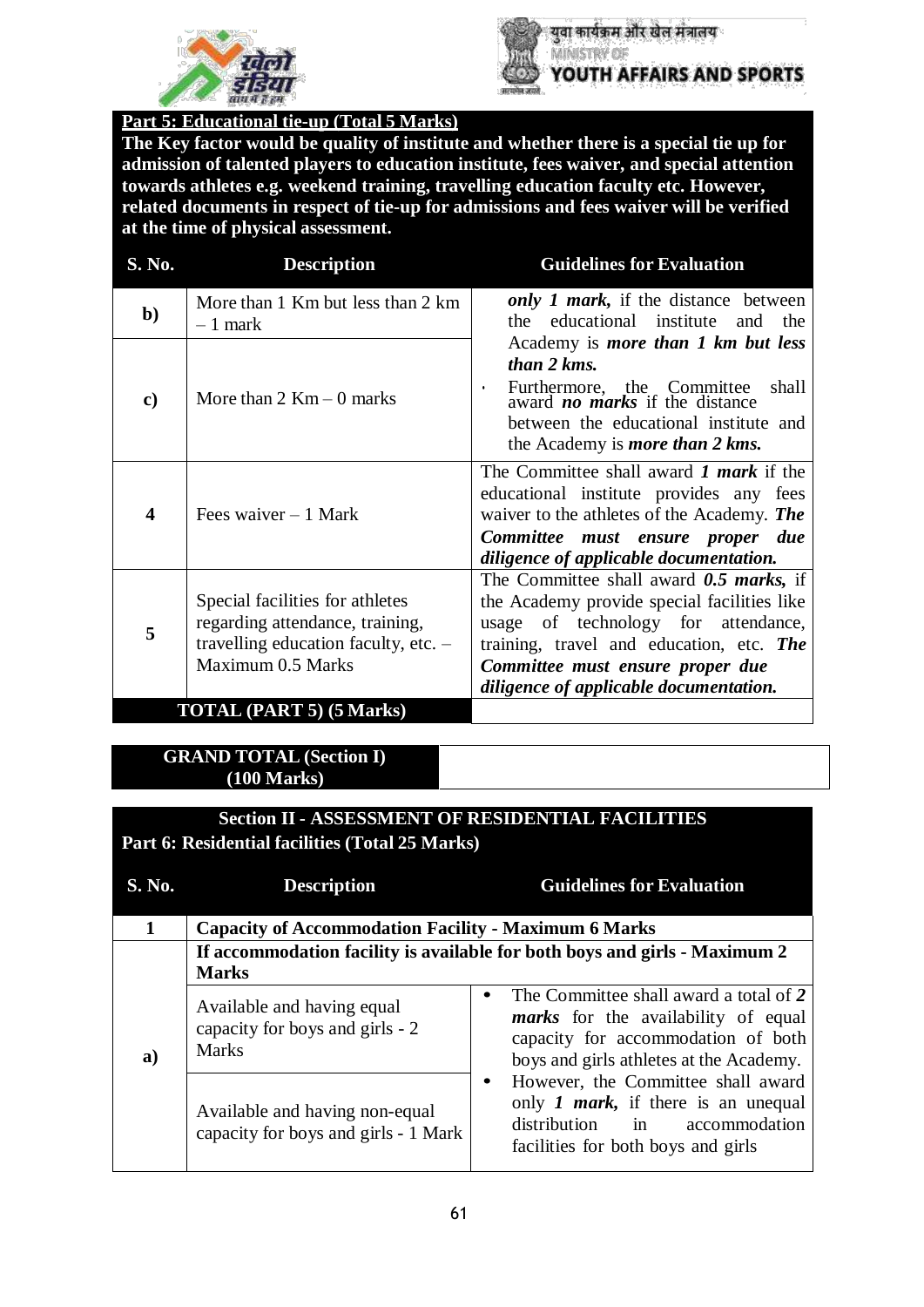**Part 5: Educational tie-up (Total 5 Marks)**

**The Key factor would be quality of institute and whether there is a special tie up for admission of talented players to education institute, fees waiver, and special attention towards athletes e.g. weekend training, travelling education faculty etc. However, related documents in respect of tie-up for admissions and fees waiver will be verified at the time of physical assessment.**

| S. No. | Description | Guidelines for Evaluation |
|---|---|---|
| b) | More than 1 Km but less than 2 km – 1 mark | ***only 1 mark,*** if the distance between the educational institute and the Academy is ***more than 1 km but less than 2 kms.*** <br> • Furthermore, the Committee shall award ***no marks*** if the distance between the educational institute and the Academy is ***more than 2 kms.*** |
| c) | More than 2 Km – 0 marks | |
| 4 | Fees waiver – 1 Mark | The Committee shall award ***1 mark*** if the educational institute provides any fees waiver to the athletes of the Academy. ***The Committee must ensure proper due diligence of applicable documentation.*** |
| 5 | Special facilities for athletes regarding attendance, training, travelling education faculty, etc. – Maximum 0.5 Marks | The Committee shall award ***0.5 marks,*** if the Academy provide special facilities like usage of technology for attendance, training, travel and education, etc. ***The Committee must ensure proper due diligence of applicable documentation.*** |
| **TOTAL (PART 5) (5 Marks)** | | |

| **GRAND TOTAL (Section I) (100 Marks)** | |
|---|---|

**Section II - ASSESSMENT OF RESIDENTIAL FACILITIES**

**Part 6: Residential facilities (Total 25 Marks)**

| S. No. | Description | Guidelines for Evaluation |
|---|---|---|
| 1 | **Capacity of Accommodation Facility - Maximum 6 Marks** | |
| a) | **If accommodation facility is available for both boys and girls - Maximum 2 Marks** | |
| | Available and having equal capacity for boys and girls - 2 Marks | • The Committee shall award a total of ***2 marks*** for the availability of equal capacity for accommodation of both boys and girls athletes at the Academy. <br> • However, the Committee shall award only ***1 mark,*** if there is an unequal distribution in accommodation facilities for both boys and girls |
| | Available and having non-equal capacity for boys and girls - 1 Mark | |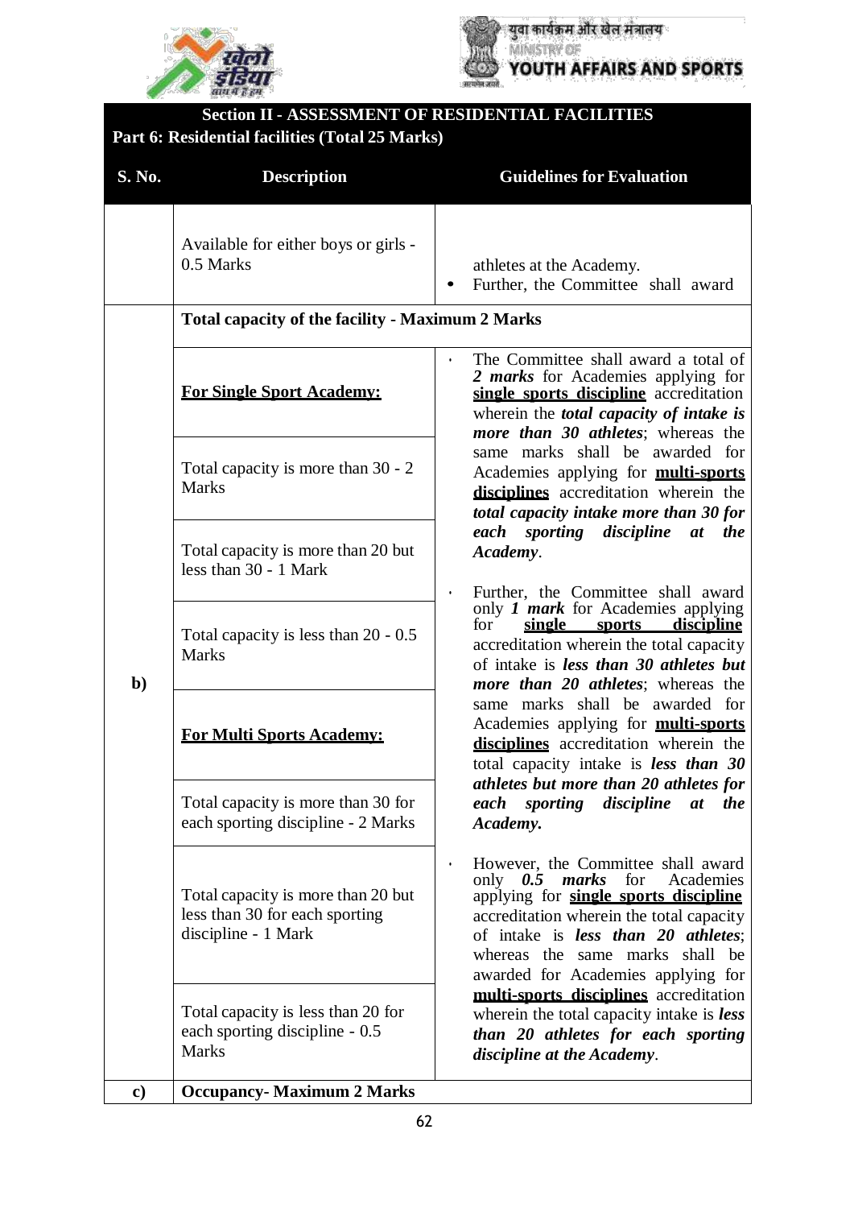**Section II - ASSESSMENT OF RESIDENTIAL FACILITIES**

**Part 6: Residential facilities (Total 25 Marks)**

| S. No. | Description | Guidelines for Evaluation |
|---|---|---|
| | Available for either boys or girls - 0.5 Marks | athletes at the Academy.<br>• Further, the Committee shall award |
| b) | **Total capacity of the facility - Maximum 2 Marks** | |
| | **For Single Sport Academy:**<br><br>Total capacity is more than 30 - 2 Marks<br><br>Total capacity is more than 20 but less than 30 - 1 Mark<br><br>Total capacity is less than 20 - 0.5 Marks<br><br>**For Multi Sports Academy:**<br><br>Total capacity is more than 30 for each sporting discipline - 2 Marks<br><br>Total capacity is more than 20 but less than 30 for each sporting discipline - 1 Mark<br><br>Total capacity is less than 20 for each sporting discipline - 0.5 Marks | • The Committee shall award a total of ***2 marks*** for Academies applying for **single sports discipline** accreditation wherein the ***total capacity of intake is more than 30 athletes***; whereas the same marks shall be awarded for Academies applying for **multi-sports disciplines** accreditation wherein the ***total capacity intake more than 30 for each sporting discipline at the Academy***.<br><br>• Further, the Committee shall award only ***1 mark*** for Academies applying for **single sports discipline** accreditation wherein the total capacity of intake is ***less than 30 athletes but more than 20 athletes***; whereas the same marks shall be awarded for Academies applying for **multi-sports disciplines** accreditation wherein the total capacity intake is ***less than 30 athletes but more than 20 athletes for each sporting discipline at the Academy.***<br><br>• However, the Committee shall award only ***0.5 marks*** for Academies applying for **single sports discipline** accreditation wherein the total capacity of intake is ***less than 20 athletes***; whereas the same marks shall be awarded for Academies applying for **multi-sports disciplines** accreditation wherein the total capacity intake is ***less than 20 athletes for each sporting discipline at the Academy***. |
| c) | **Occupancy- Maximum 2 Marks** | |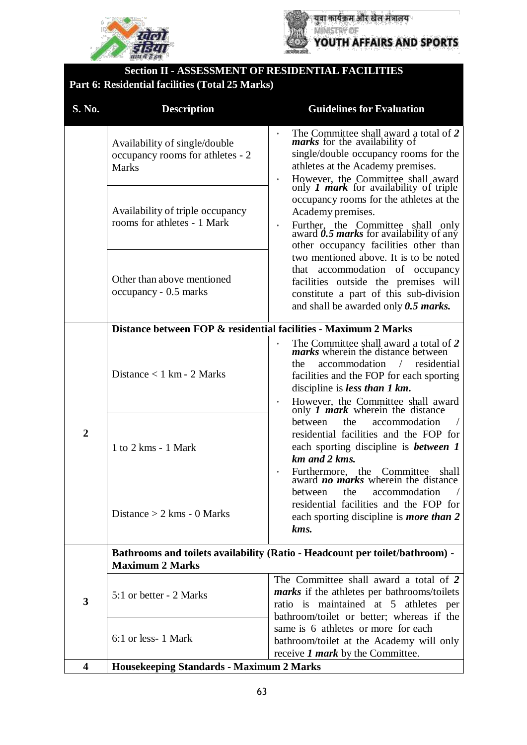## Section II - ASSESSMENT OF RESIDENTIAL FACILITIES

### Part 6: Residential facilities (Total 25 Marks)

| S. No. | Description | Guidelines for Evaluation |
|---|---|---|
| | Availability of single/double occupancy rooms for athletes - 2 Marks | • The Committee shall award a total of ***2 marks*** for the availability of single/double occupancy rooms for the athletes at the Academy premises. • However, the Committee shall award only ***1 mark*** for availability of triple occupancy rooms for the athletes at the Academy premises. • Further, the Committee shall only award ***0.5 marks*** for availability of any other occupancy facilities other than two mentioned above. It is to be noted that accommodation of occupancy facilities outside the premises will constitute a part of this sub-division and shall be awarded only ***0.5 marks.*** |
| | Availability of triple occupancy rooms for athletes - 1 Mark | |
| | Other than above mentioned occupancy - 0.5 marks | |
| **2** | **Distance between FOP & residential facilities - Maximum 2 Marks** | |
| | Distance < 1 km - 2 Marks | • The Committee shall award a total of ***2 marks*** wherein the distance between the accommodation / residential facilities and the FOP for each sporting discipline is ***less than 1 km.*** • However, the Committee shall award only ***1 mark*** wherein the distance between the accommodation / residential facilities and the FOP for each sporting discipline is ***between 1 km and 2 kms.*** • Furthermore, the Committee shall award ***no marks*** wherein the distance between the accommodation / residential facilities and the FOP for each sporting discipline is ***more than 2 kms.*** |
| | 1 to 2 kms - 1 Mark | |
| | Distance > 2 kms - 0 Marks | |
| **3** | **Bathrooms and toilets availability (Ratio - Headcount per toilet/bathroom) - Maximum 2 Marks** | |
| | 5:1 or better - 2 Marks | The Committee shall award a total of ***2 marks*** if the athletes per bathrooms/toilets ratio is maintained at 5 athletes per bathroom/toilet or better; whereas if the same is 6 athletes or more for each bathroom/toilet at the Academy will only receive ***1 mark*** by the Committee. |
| | 6:1 or less- 1 Mark | |
| **4** | **Housekeeping Standards - Maximum 2 Marks** | |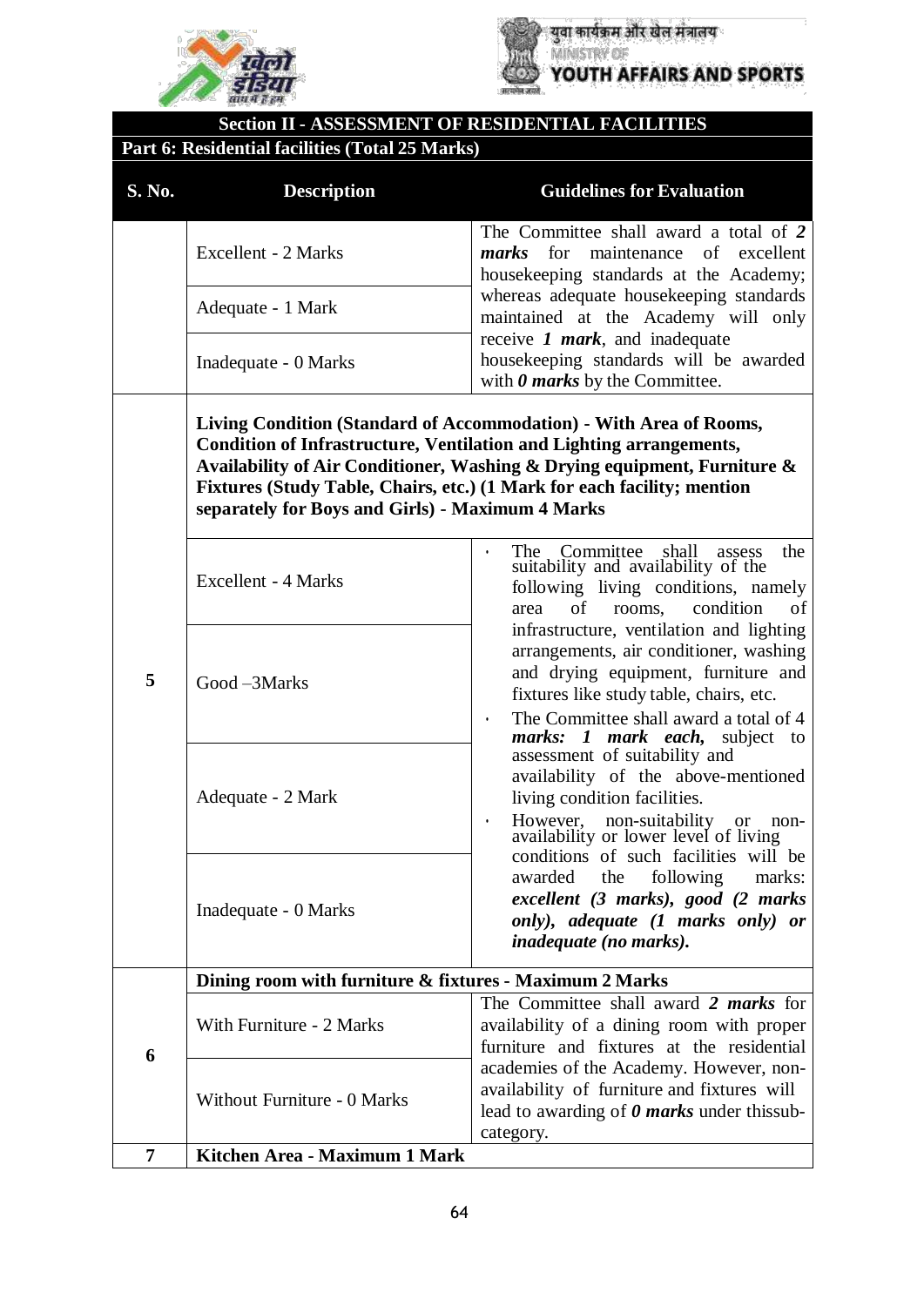## Section II - ASSESSMENT OF RESIDENTIAL FACILITIES

### Part 6: Residential facilities (Total 25 Marks)

| S. No. | Description | Guidelines for Evaluation |
|---|---|---|
| | Excellent - 2 Marks | The Committee shall award a total of ***2 marks*** for maintenance of excellent housekeeping standards at the Academy; whereas adequate housekeeping standards maintained at the Academy will only receive ***1 mark***, and inadequate housekeeping standards will be awarded with ***0 marks*** by the Committee. |
| | Adequate - 1 Mark | |
| | Inadequate - 0 Marks | |
| 5 | **Living Condition (Standard of Accommodation) - With Area of Rooms, Condition of Infrastructure, Ventilation and Lighting arrangements, Availability of Air Conditioner, Washing & Drying equipment, Furniture & Fixtures (Study Table, Chairs, etc.) (1 Mark for each facility; mention separately for Boys and Girls) - Maximum 4 Marks** | |
| | Excellent - 4 Marks | • The Committee shall assess the suitability and availability of the following living conditions, namely area of rooms, condition of infrastructure, ventilation and lighting arrangements, air conditioner, washing and drying equipment, furniture and fixtures like study table, chairs, etc.<br>• The Committee shall award a total of 4 ***marks: 1 mark each,*** subject to assessment of suitability and availability of the above-mentioned living condition facilities.<br>• However, non-suitability or non-availability or lower level of living conditions of such facilities will be awarded the following marks: ***excellent (3 marks), good (2 marks only), adequate (1 marks only) or inadequate (no marks).*** |
| | Good –3Marks | |
| | Adequate - 2 Mark | |
| | Inadequate - 0 Marks | |
| 6 | **Dining room with furniture & fixtures - Maximum 2 Marks** | |
| | With Furniture - 2 Marks | The Committee shall award ***2 marks*** for availability of a dining room with proper furniture and fixtures at the residential academies of the Academy. However, non-availability of furniture and fixtures will lead to awarding of ***0 marks*** under thissub-category. |
| | Without Furniture - 0 Marks | |
| 7 | **Kitchen Area - Maximum 1 Mark** | |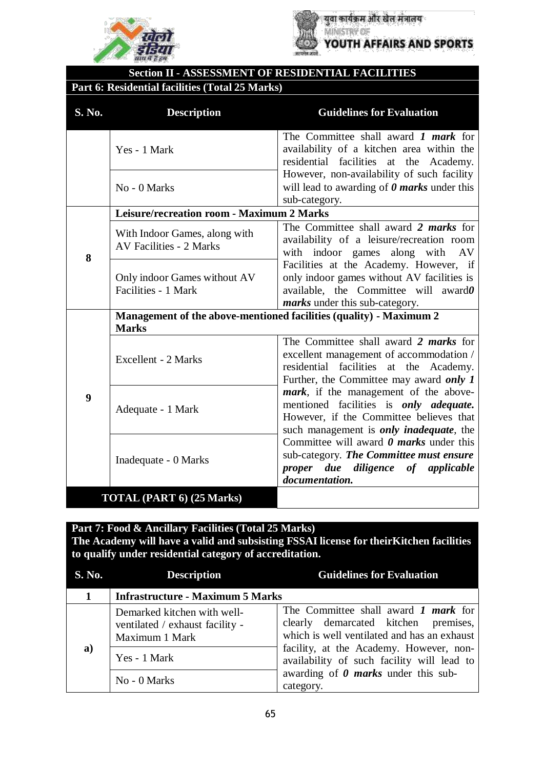## Section II - ASSESSMENT OF RESIDENTIAL FACILITIES

### Part 6: Residential facilities (Total 25 Marks)

| S. No. | Description | Guidelines for Evaluation |
|---|---|---|
| | Yes - 1 Mark | The Committee shall award ***1 mark*** for availability of a kitchen area within the residential facilities at the Academy. However, non-availability of such facility will lead to awarding of ***0 marks*** under this sub-category. |
| | No - 0 Marks | |
| 8 | **Leisure/recreation room - Maximum 2 Marks** | |
| | With Indoor Games, along with AV Facilities - 2 Marks | The Committee shall award ***2 marks*** for availability of a leisure/recreation room with indoor games along with AV Facilities at the Academy. However, if only indoor games without AV facilities is available, the Committee will award***0 marks*** under this sub-category. |
| | Only indoor Games without AV Facilities - 1 Mark | |
| 9 | **Management of the above-mentioned facilities (quality) - Maximum 2 Marks** | |
| | Excellent - 2 Marks | The Committee shall award ***2 marks*** for excellent management of accommodation / residential facilities at the Academy. Further, the Committee may award ***only 1 mark***, if the management of the above-mentioned facilities is ***only adequate.*** However, if the Committee believes that such management is ***only inadequate***, the Committee will award ***0 marks*** under this sub-category. ***The Committee must ensure proper due diligence of applicable documentation.*** |
| | Adequate - 1 Mark | |
| | Inadequate - 0 Marks | |
| **TOTAL (PART 6) (25 Marks)** | | |

### Part 7: Food & Ancillary Facilities (Total 25 Marks)

**The Academy will have a valid and subsisting FSSAI license for theirKitchen facilities to qualify under residential category of accreditation.**

| S. No. | Description | Guidelines for Evaluation |
|---|---|---|
| 1 | **Infrastructure - Maximum 5 Marks** | |
| a) | Demarked kitchen with well-ventilated / exhaust facility - Maximum 1 Mark | The Committee shall award ***1 mark*** for clearly demarcated kitchen premises, which is well ventilated and has an exhaust facility, at the Academy. However, non-availability of such facility will lead to awarding of ***0 marks*** under this sub-category. |
| | Yes - 1 Mark | |
| | No - 0 Marks | |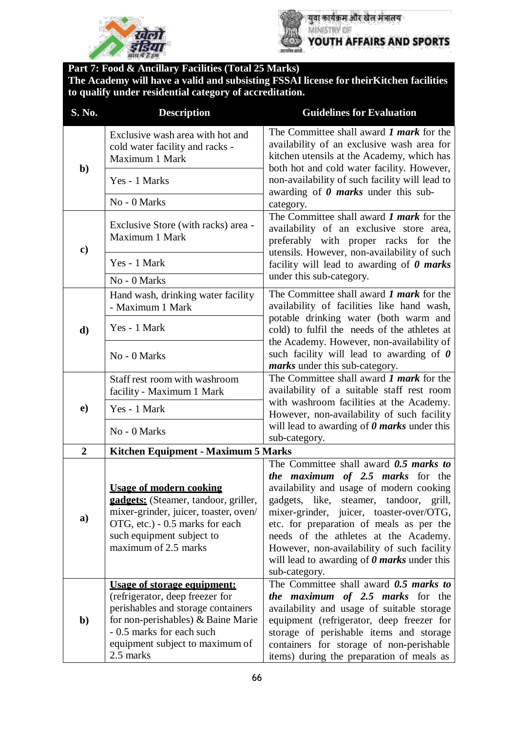**Part 7: Food & Ancillary Facilities (Total 25 Marks)**
**The Academy will have a valid and subsisting FSSAI license for theirKitchen facilities to qualify under residential category of accreditation.**

| S. No. | Description | Guidelines for Evaluation |
|---|---|---|
| b) | Exclusive wash area with hot and cold water facility and racks - Maximum 1 Mark<br>Yes - 1 Marks<br>No - 0 Marks | The Committee shall award ***1 mark*** for the availability of an exclusive wash area for kitchen utensils at the Academy, which has both hot and cold water facility. However, non-availability of such facility will lead to awarding of ***0 marks*** under this sub-category. |
| c) | Exclusive Store (with racks) area - Maximum 1 Mark<br>Yes - 1 Mark<br>No - 0 Marks | The Committee shall award ***1 mark*** for the availability of an exclusive store area, preferably with proper racks for the utensils. However, non-availability of such facility will lead to awarding of ***0 marks*** under this sub-category. |
| d) | Hand wash, drinking water facility - Maximum 1 Mark<br>Yes - 1 Mark<br>No - 0 Marks | The Committee shall award ***1 mark*** for the availability of facilities like hand wash, potable drinking water (both warm and cold) to fulfil the needs of the athletes at the Academy. However, non-availability of such facility will lead to awarding of ***0 marks*** under this sub-category. |
| e) | Staff rest room with washroom facility - Maximum 1 Mark<br>Yes - 1 Mark<br>No - 0 Marks | The Committee shall award ***1 mark*** for the availability of a suitable staff rest room with washroom facilities at the Academy. However, non-availability of such facility will lead to awarding of ***0 marks*** under this sub-category. |
| **2** | **Kitchen Equipment - Maximum 5 Marks** | |
| a) | **Usage of modern cooking gadgets:** (Steamer, tandoor, griller, mixer-grinder, juicer, toaster, oven/ OTG, etc.) - 0.5 marks for each such equipment subject to maximum of 2.5 marks | The Committee shall award ***0.5 marks to the maximum of 2.5 marks*** for the availability and usage of modern cooking gadgets, like, steamer, tandoor, grill, mixer-grinder, juicer, toaster-over/OTG, etc. for preparation of meals as per the needs of the athletes at the Academy. However, non-availability of such facility will lead to awarding of ***0 marks*** under this sub-category. |
| b) | **Usage of storage equipment:** (refrigerator, deep freezer for perishables and storage containers for non-perishables) & Baine Marie - 0.5 marks for each such equipment subject to maximum of 2.5 marks | The Committee shall award ***0.5 marks to the maximum of 2.5 marks*** for the availability and usage of suitable storage equipment (refrigerator, deep freezer for storage of perishable items and storage containers for storage of non-perishable items) during the preparation of meals as |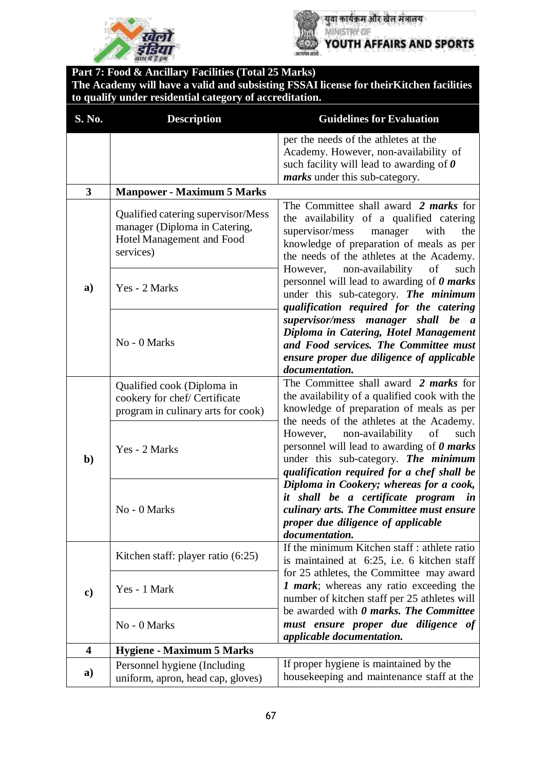**Part 7: Food & Ancillary Facilities (Total 25 Marks)**
**The Academy will have a valid and subsisting FSSAI license for theirKitchen facilities to qualify under residential category of accreditation.**

| S. No. | Description | Guidelines for Evaluation |
|---|---|---|
| | | per the needs of the athletes at the Academy. However, non-availability of such facility will lead to awarding of ***0 marks*** under this sub-category. |
| **3** | **Manpower - Maximum 5 Marks** | |
| **a)** | Qualified catering supervisor/Mess manager (Diploma in Catering, Hotel Management and Food services) | The Committee shall award ***2 marks*** for the availability of a qualified catering supervisor/mess manager with the knowledge of preparation of meals as per the needs of the athletes at the Academy. However, non-availability of such personnel will lead to awarding of ***0 marks*** under this sub-category. ***The minimum qualification required for the catering supervisor/mess manager shall be a Diploma in Catering, Hotel Management and Food services. The Committee must ensure proper due diligence of applicable documentation.*** |
| | Yes - 2 Marks | |
| | No - 0 Marks | |
| **b)** | Qualified cook (Diploma in cookery for chef/ Certificate program in culinary arts for cook) | The Committee shall award ***2 marks*** for the availability of a qualified cook with the knowledge of preparation of meals as per the needs of the athletes at the Academy. However, non-availability of such personnel will lead to awarding of ***0 marks*** under this sub-category. ***The minimum qualification required for a chef shall be Diploma in Cookery; whereas for a cook, it shall be a certificate program in culinary arts. The Committee must ensure proper due diligence of applicable documentation.*** |
| | Yes - 2 Marks | |
| | No - 0 Marks | |
| **c)** | Kitchen staff: player ratio (6:25) | If the minimum Kitchen staff : athlete ratio is maintained at 6:25, i.e. 6 kitchen staff for 25 athletes, the Committee may award ***1 mark***; whereas any ratio exceeding the number of kitchen staff per 25 athletes will be awarded with ***0 marks. The Committee must ensure proper due diligence of applicable documentation.*** |
| | Yes - 1 Mark | |
| | No - 0 Marks | |
| **4** | **Hygiene - Maximum 5 Marks** | |
| **a)** | Personnel hygiene (Including uniform, apron, head cap, gloves) | If proper hygiene is maintained by the housekeeping and maintenance staff at the |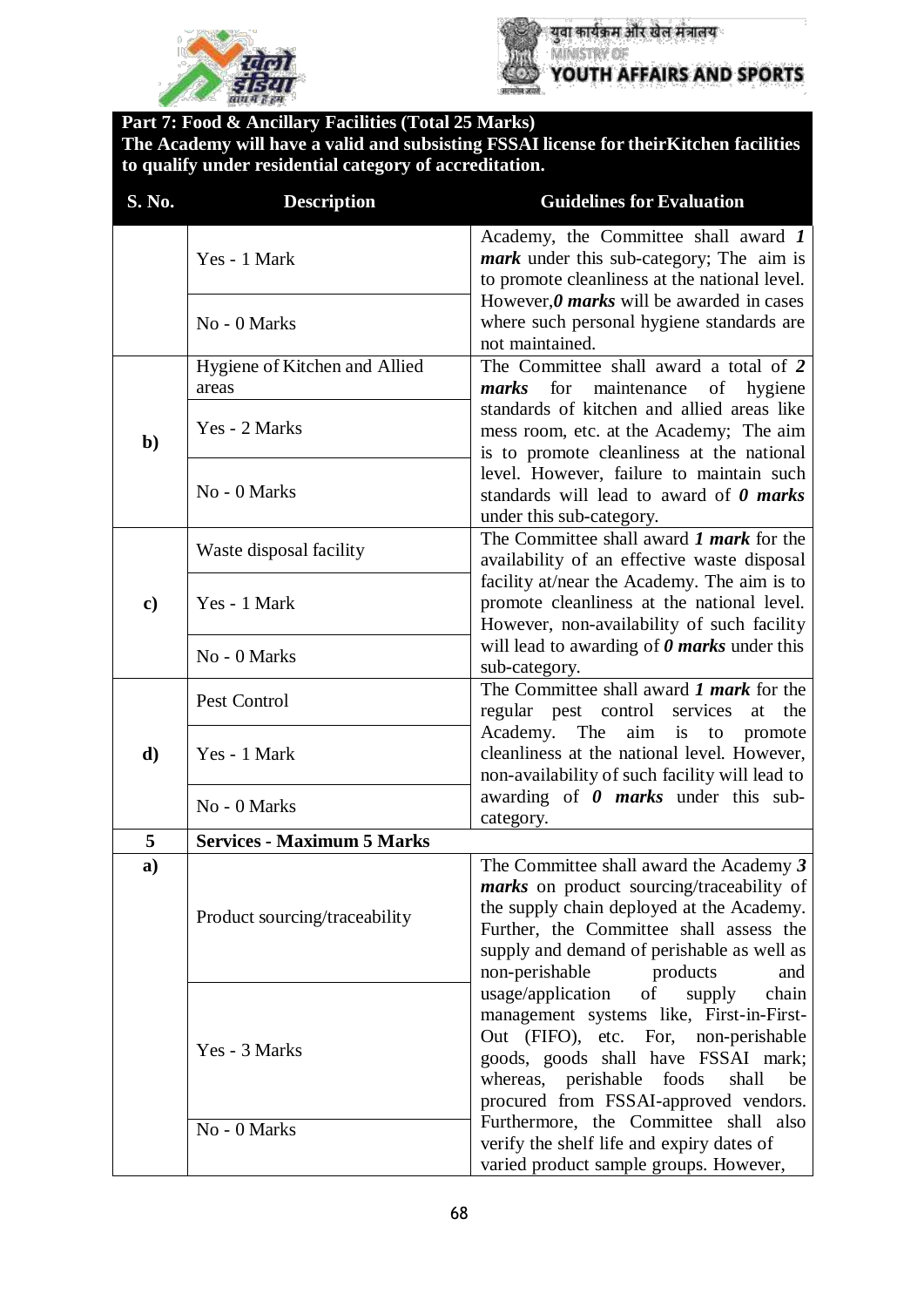**Part 7: Food & Ancillary Facilities (Total 25 Marks)**
**The Academy will have a valid and subsisting FSSAI license for theirKitchen facilities to qualify under residential category of accreditation.**

| S. No. | Description | Guidelines for Evaluation |
|---|---|---|
| | Yes - 1 Mark | Academy, the Committee shall award ***1 mark*** under this sub-category; The aim is to promote cleanliness at the national level. However,***0 marks*** will be awarded in cases where such personal hygiene standards are not maintained. |
| | No - 0 Marks | |
| **b)** | Hygiene of Kitchen and Allied areas | The Committee shall award a total of ***2 marks*** for maintenance of hygiene standards of kitchen and allied areas like mess room, etc. at the Academy; The aim is to promote cleanliness at the national level. However, failure to maintain such standards will lead to award of ***0 marks*** under this sub-category. |
| | Yes - 2 Marks | |
| | No - 0 Marks | |
| **c)** | Waste disposal facility | The Committee shall award ***1 mark*** for the availability of an effective waste disposal facility at/near the Academy. The aim is to promote cleanliness at the national level. However, non-availability of such facility will lead to awarding of ***0 marks*** under this sub-category. |
| | Yes - 1 Mark | |
| | No - 0 Marks | |
| **d)** | Pest Control | The Committee shall award ***1 mark*** for the regular pest control services at the Academy. The aim is to promote cleanliness at the national level. However, non-availability of such facility will lead to awarding of ***0 marks*** under this sub-category. |
| | Yes - 1 Mark | |
| | No - 0 Marks | |
| **5** | **Services - Maximum 5 Marks** | |
| **a)** | Product sourcing/traceability | The Committee shall award the Academy ***3 marks*** on product sourcing/traceability of the supply chain deployed at the Academy. Further, the Committee shall assess the supply and demand of perishable as well as non-perishable products and usage/application of supply chain management systems like, First-in-First-Out (FIFO), etc. For, non-perishable goods, goods shall have FSSAI mark; whereas, perishable foods shall be procured from FSSAI-approved vendors. Furthermore, the Committee shall also verify the shelf life and expiry dates of varied product sample groups. However, |
| | Yes - 3 Marks | |
| | No - 0 Marks | |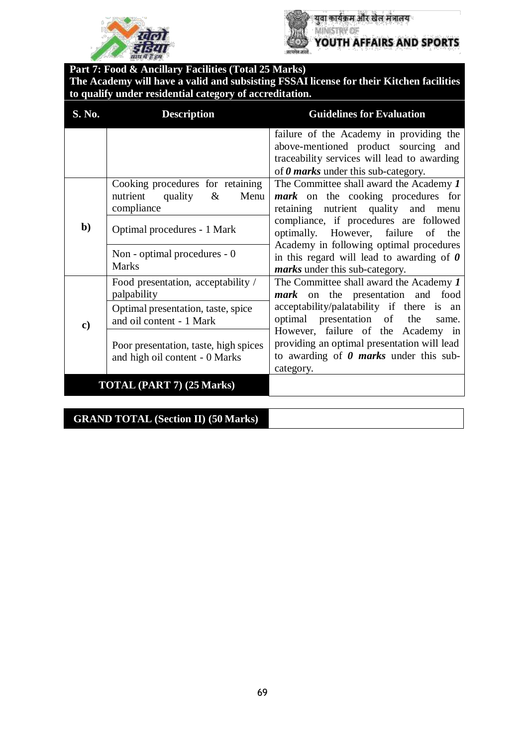**Part 7: Food & Ancillary Facilities (Total 25 Marks)**
**The Academy will have a valid and subsisting FSSAI license for their Kitchen facilities to qualify under residential category of accreditation.**

| S. No. | Description | Guidelines for Evaluation |
|---|---|---|
| | | failure of the Academy in providing the above-mentioned product sourcing and traceability services will lead to awarding of ***0 marks*** under this sub-category. |
| **b)** | Cooking procedures for retaining nutrient quality & Menu compliance | The Committee shall award the Academy ***1 mark*** on the cooking procedures for retaining nutrient quality and menu compliance, if procedures are followed optimally. However, failure of the Academy in following optimal procedures in this regard will lead to awarding of ***0 marks*** under this sub-category. |
| | Optimal procedures - 1 Mark | |
| | Non - optimal procedures - 0 Marks | |
| **c)** | Food presentation, acceptability / palpability | The Committee shall award the Academy ***1 mark*** on the presentation and food acceptability/palatability if there is an optimal presentation of the same. However, failure of the Academy in providing an optimal presentation will lead to awarding of ***0 marks*** under this sub-category. |
| | Optimal presentation, taste, spice and oil content - 1 Mark | |
| | Poor presentation, taste, high spices and high oil content - 0 Marks | |
| **TOTAL (PART 7) (25 Marks)** | | |

| **GRAND TOTAL (Section II) (50 Marks)** | |
|---|---|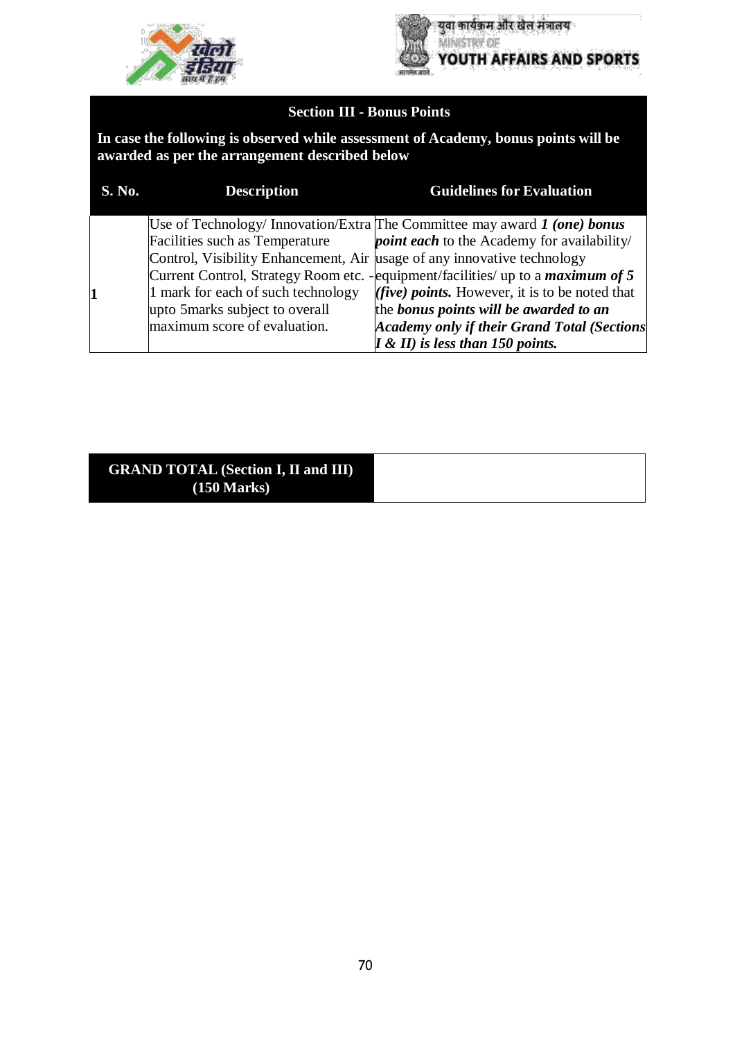## Section III - Bonus Points

**In case the following is observed while assessment of Academy, bonus points will be awarded as per the arrangement described below**

| S. No. | Description | Guidelines for Evaluation |
|---|---|---|
| 1 | Use of Technology/ Innovation/Extra Facilities such as Temperature Control, Visibility Enhancement, Air Current Control, Strategy Room etc. - 1 mark for each of such technology upto 5marks subject to overall maximum score of evaluation. | The Committee may award ***1 (one) bonus point each*** to the Academy for availability/ usage of any innovative technology equipment/facilities/ up to a ***maximum of 5 (five) points.*** However, it is to be noted that the ***bonus points will be awarded to an Academy only if their Grand Total (Sections I & II) is less than 150 points.*** |

| GRAND TOTAL (Section I, II and III) (150 Marks) | |
|---|---|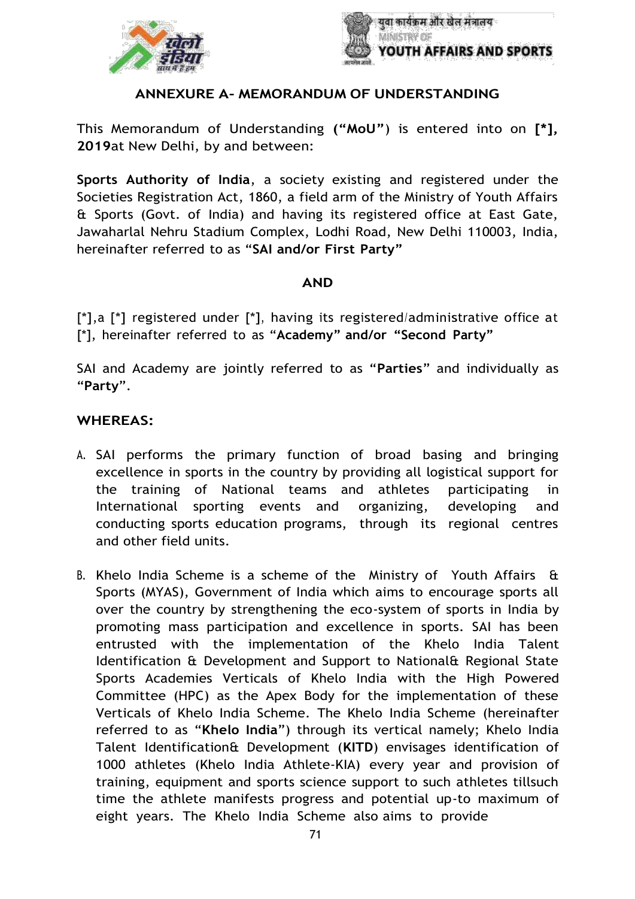## ANNEXURE A- MEMORANDUM OF UNDERSTANDING

This Memorandum of Understanding **("MoU")** is entered into on **[*], 2019**at New Delhi, by and between:

**Sports Authority of India**, a society existing and registered under the Societies Registration Act, 1860, a field arm of the Ministry of Youth Affairs & Sports (Govt. of India) and having its registered office at East Gate, Jawaharlal Nehru Stadium Complex, Lodhi Road, New Delhi 110003, India, hereinafter referred to as "**SAI and/or First Party**"

**AND**

[*],a [*] registered under [*], having its registered/administrative office at [*], hereinafter referred to as "**Academy**" **and/or** "**Second Party**"

SAI and Academy are jointly referred to as "**Parties**" and individually as "**Party**".

**WHEREAS:**

A. SAI performs the primary function of broad basing and bringing excellence in sports in the country by providing all logistical support for the training of National teams and athletes participating in International sporting events and organizing, developing and conducting sports education programs, through its regional centres and other field units.

B. Khelo India Scheme is a scheme of the Ministry of Youth Affairs & Sports (MYAS), Government of India which aims to encourage sports all over the country by strengthening the eco-system of sports in India by promoting mass participation and excellence in sports. SAI has been entrusted with the implementation of the Khelo India Talent Identification & Development and Support to National& Regional State Sports Academies Verticals of Khelo India with the High Powered Committee (HPC) as the Apex Body for the implementation of these Verticals of Khelo India Scheme. The Khelo India Scheme (hereinafter referred to as "**Khelo India**") through its vertical namely; Khelo India Talent Identification& Development (**KITD**) envisages identification of 1000 athletes (Khelo India Athlete-KIA) every year and provision of training, equipment and sports science support to such athletes tillsuch time the athlete manifests progress and potential up-to maximum of eight years. The Khelo India Scheme also aims to provide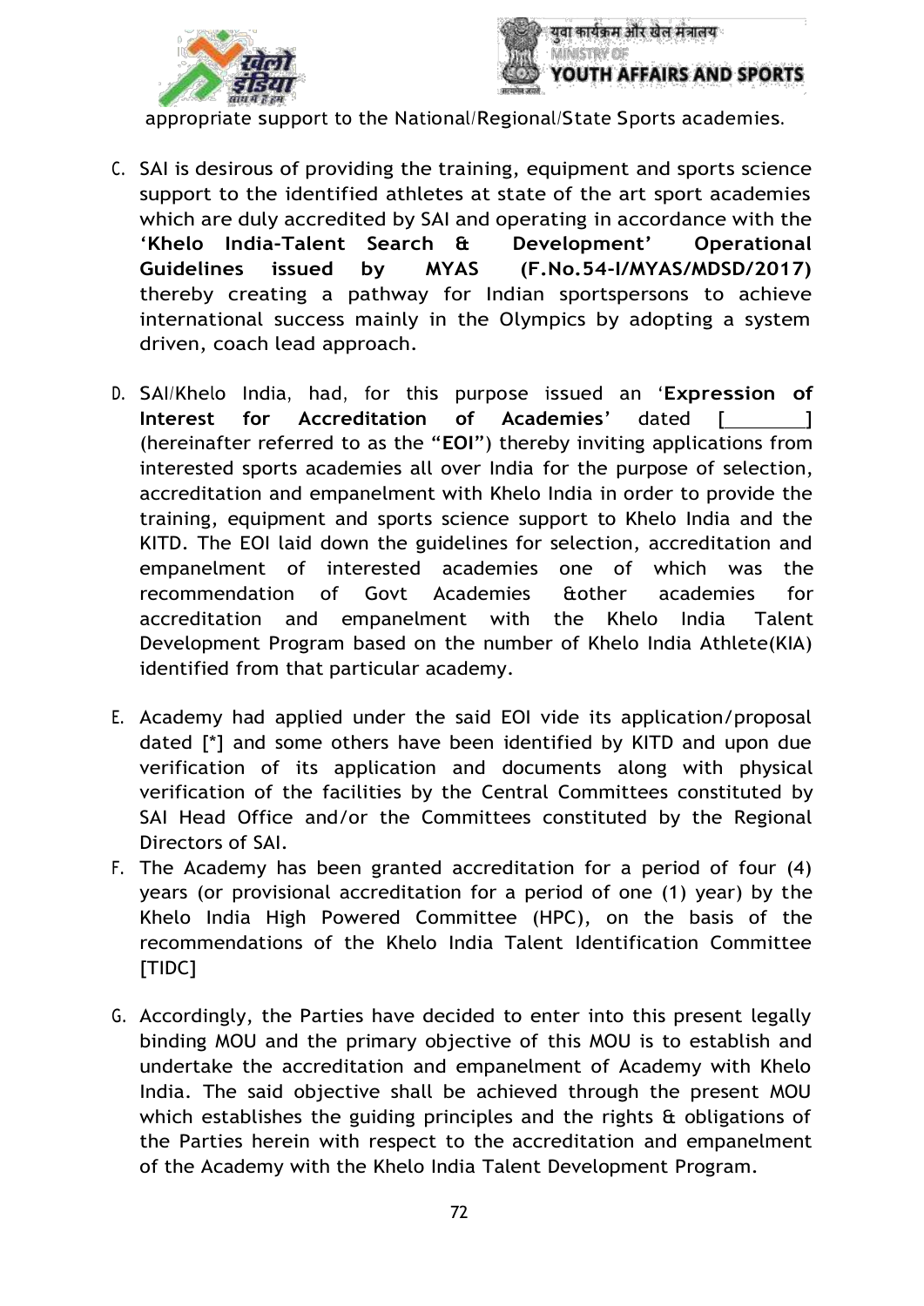appropriate support to the National/Regional/State Sports academies.

C. SAI is desirous of providing the training, equipment and sports science support to the identified athletes at state of the art sport academies which are duly accredited by SAI and operating in accordance with the **'Khelo India-Talent Search & Development' Operational Guidelines issued by MYAS (F.No.54-I/MYAS/MDSD/2017)** thereby creating a pathway for Indian sportspersons to achieve international success mainly in the Olympics by adopting a system driven, coach lead approach.

D. SAI/Khelo India, had, for this purpose issued an '**Expression of Interest for Accreditation of Academies'** dated [________] (hereinafter referred to as the "**EOI**") thereby inviting applications from interested sports academies all over India for the purpose of selection, accreditation and empanelment with Khelo India in order to provide the training, equipment and sports science support to Khelo India and the KITD. The EOI laid down the guidelines for selection, accreditation and empanelment of interested academies one of which was the recommendation of Govt Academies &other academies for accreditation and empanelment with the Khelo India Talent Development Program based on the number of Khelo India Athlete(KIA) identified from that particular academy.

E. Academy had applied under the said EOI vide its application/proposal dated [*] and some others have been identified by KITD and upon due verification of its application and documents along with physical verification of the facilities by the Central Committees constituted by SAI Head Office and/or the Committees constituted by the Regional Directors of SAI.

F. The Academy has been granted accreditation for a period of four (4) years (or provisional accreditation for a period of one (1) year) by the Khelo India High Powered Committee (HPC), on the basis of the recommendations of the Khelo India Talent Identification Committee [TIDC]

G. Accordingly, the Parties have decided to enter into this present legally binding MOU and the primary objective of this MOU is to establish and undertake the accreditation and empanelment of Academy with Khelo India. The said objective shall be achieved through the present MOU which establishes the guiding principles and the rights & obligations of the Parties herein with respect to the accreditation and empanelment of the Academy with the Khelo India Talent Development Program.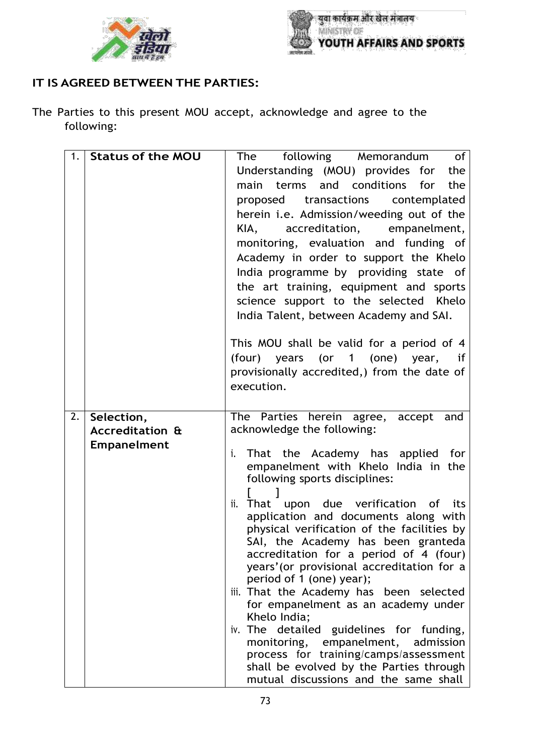**IT IS AGREED BETWEEN THE PARTIES:**

The Parties to this present MOU accept, acknowledge and agree to the following:

| | | |
|---|---|---|
| 1. | **Status of the MOU** | The following Memorandum of Understanding (MOU) provides for the main terms and conditions for the proposed transactions contemplated herein i.e. Admission/weeding out of the KIA, accreditation, empanelment, monitoring, evaluation and funding of Academy in order to support the Khelo India programme by providing state of the art training, equipment and sports science support to the selected Khelo India Talent, between Academy and SAI.<br><br>This MOU shall be valid for a period of 4 (four) years (or 1 (one) year, if provisionally accredited,) from the date of execution. |
| 2. | **Selection, Accreditation & Empanelment** | The Parties herein agree, accept and acknowledge the following:<br><br>i. That the Academy has applied for empanelment with Khelo India in the following sports disciplines:<br>[ ]<br>ii. That upon due verification of its application and documents along with physical verification of the facilities by SAI, the Academy has been granteda accreditation for a period of 4 (four) years'(or provisional accreditation for a period of 1 (one) year);<br>iii. That the Academy has been selected for empanelment as an academy under Khelo India;<br>iv. The detailed guidelines for funding, monitoring, empanelment, admission process for training/camps/assessment shall be evolved by the Parties through mutual discussions and the same shall |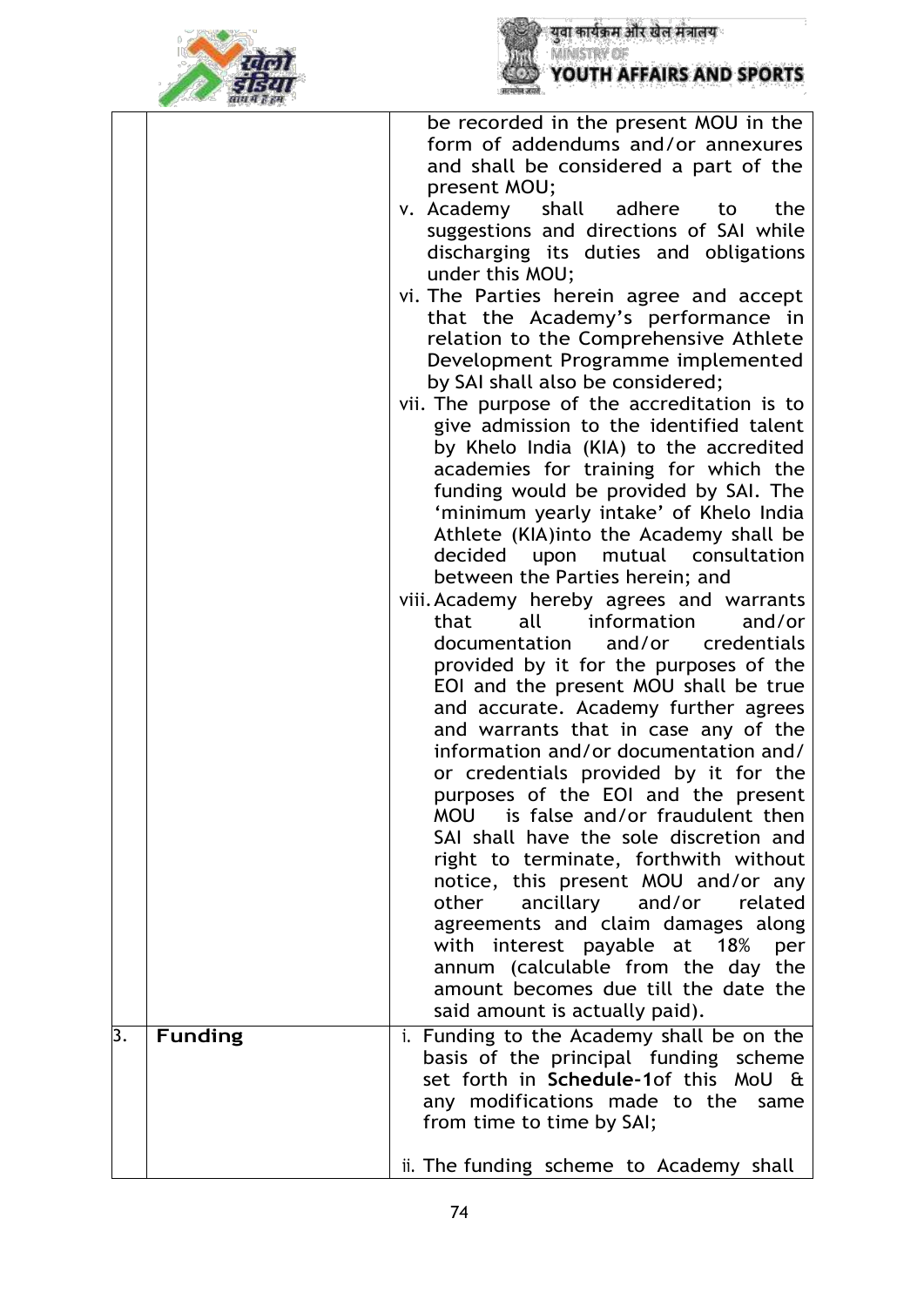|  |  |  |
|---|---|---|
|  |  | be recorded in the present MOU in the form of addendums and/or annexures and shall be considered a part of the present MOU;<br>v. Academy shall adhere to the suggestions and directions of SAI while discharging its duties and obligations under this MOU;<br>vi. The Parties herein agree and accept that the Academy's performance in relation to the Comprehensive Athlete Development Programme implemented by SAI shall also be considered;<br>vii. The purpose of the accreditation is to give admission to the identified talent by Khelo India (KIA) to the accredited academies for training for which the funding would be provided by SAI. The 'minimum yearly intake' of Khelo India Athlete (KIA)into the Academy shall be decided upon mutual consultation between the Parties herein; and<br>viii. Academy hereby agrees and warrants that all information and/or documentation and/or credentials provided by it for the purposes of the EOI and the present MOU shall be true and accurate. Academy further agrees and warrants that in case any of the information and/or documentation and/or credentials provided by it for the purposes of the EOI and the present MOU is false and/or fraudulent then SAI shall have the sole discretion and right to terminate, forthwith without notice, this present MOU and/or any other ancillary and/or related agreements and claim damages along with interest payable at 18% per annum (calculable from the day the amount becomes due till the date the said amount is actually paid). |
| 3. | **Funding** | i. Funding to the Academy shall be on the basis of the principal funding scheme set forth in **Schedule-1**of this MoU & any modifications made to the same from time to time by SAI;<br><br>ii. The funding scheme to Academy shall |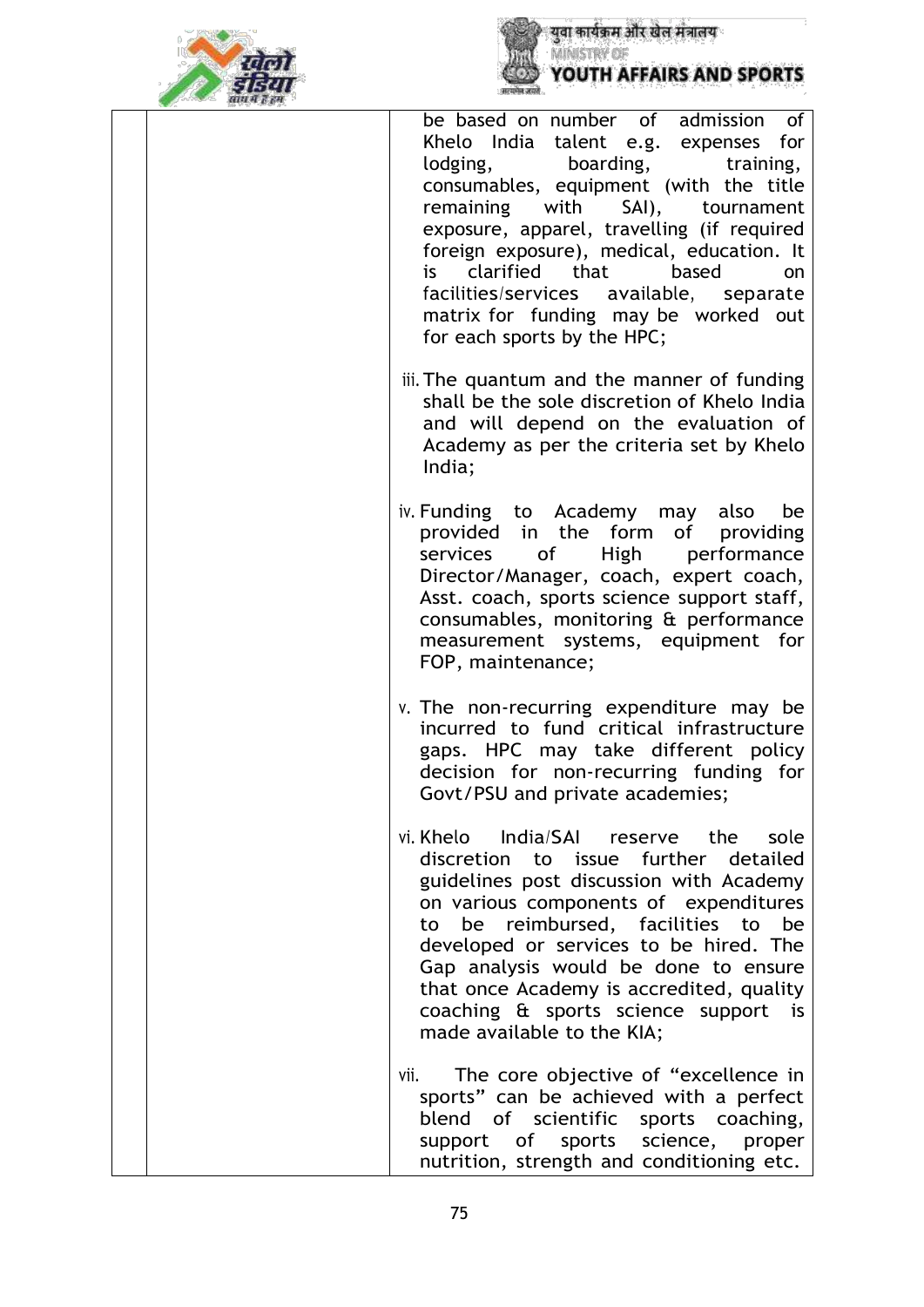| | | be based on number of admission of Khelo India talent e.g. expenses for lodging, boarding, training, consumables, equipment (with the title remaining with SAI), tournament exposure, apparel, travelling (if required foreign exposure), medical, education. It is clarified that based on facilities/services available, separate matrix for funding may be worked out for each sports by the HPC;<br><br>iii. The quantum and the manner of funding shall be the sole discretion of Khelo India and will depend on the evaluation of Academy as per the criteria set by Khelo India;<br><br>iv. Funding to Academy may also be provided in the form of providing services of High performance Director/Manager, coach, expert coach, Asst. coach, sports science support staff, consumables, monitoring & performance measurement systems, equipment for FOP, maintenance;<br><br>v. The non-recurring expenditure may be incurred to fund critical infrastructure gaps. HPC may take different policy decision for non-recurring funding for Govt/PSU and private academies;<br><br>vi. Khelo India/SAI reserve the sole discretion to issue further detailed guidelines post discussion with Academy on various components of expenditures to be reimbursed, facilities to be developed or services to be hired. The Gap analysis would be done to ensure that once Academy is accredited, quality coaching & sports science support is made available to the KIA;<br><br>vii. The core objective of "excellence in sports" can be achieved with a perfect blend of scientific sports coaching, support of sports science, proper nutrition, strength and conditioning etc. |
|---|---|---|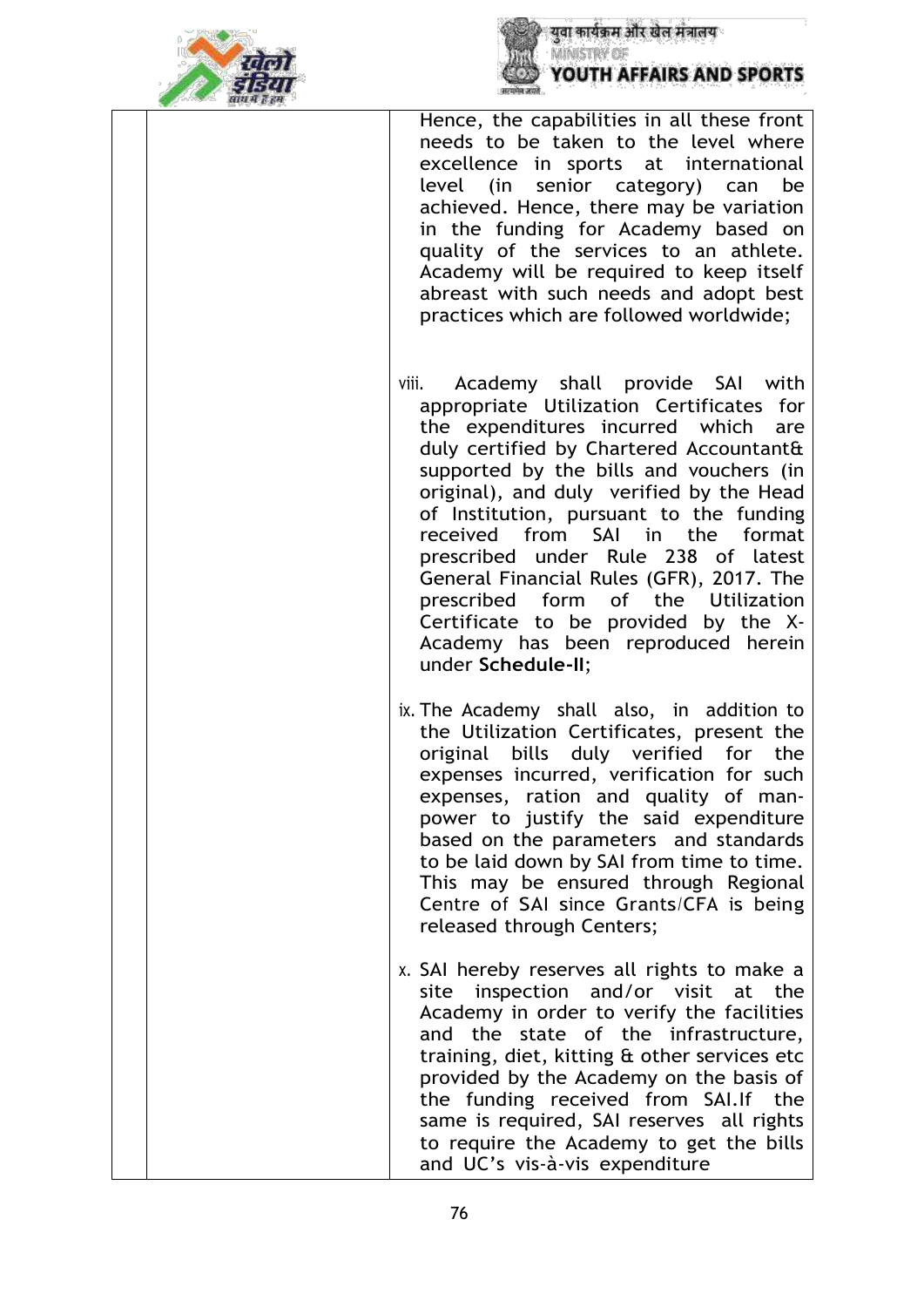| | | |
|---|---|---|
| | | Hence, the capabilities in all these front needs to be taken to the level where excellence in sports at international level (in senior category) can be achieved. Hence, there may be variation in the funding for Academy based on quality of the services to an athlete. Academy will be required to keep itself abreast with such needs and adopt best practices which are followed worldwide;<br><br>viii. Academy shall provide SAI with appropriate Utilization Certificates for the expenditures incurred which are duly certified by Chartered Accountant& supported by the bills and vouchers (in original), and duly verified by the Head of Institution, pursuant to the funding received from SAI in the format prescribed under Rule 238 of latest General Financial Rules (GFR), 2017. The prescribed form of the Utilization Certificate to be provided by the X-Academy has been reproduced herein under **Schedule-II**;<br><br>ix. The Academy shall also, in addition to the Utilization Certificates, present the original bills duly verified for the expenses incurred, verification for such expenses, ration and quality of man-power to justify the said expenditure based on the parameters and standards to be laid down by SAI from time to time. This may be ensured through Regional Centre of SAI since Grants/CFA is being released through Centers;<br><br>x. SAI hereby reserves all rights to make a site inspection and/or visit at the Academy in order to verify the facilities and the state of the infrastructure, training, diet, kitting & other services etc provided by the Academy on the basis of the funding received from SAI.If the same is required, SAI reserves all rights to require the Academy to get the bills and UC's vis-à-vis expenditure |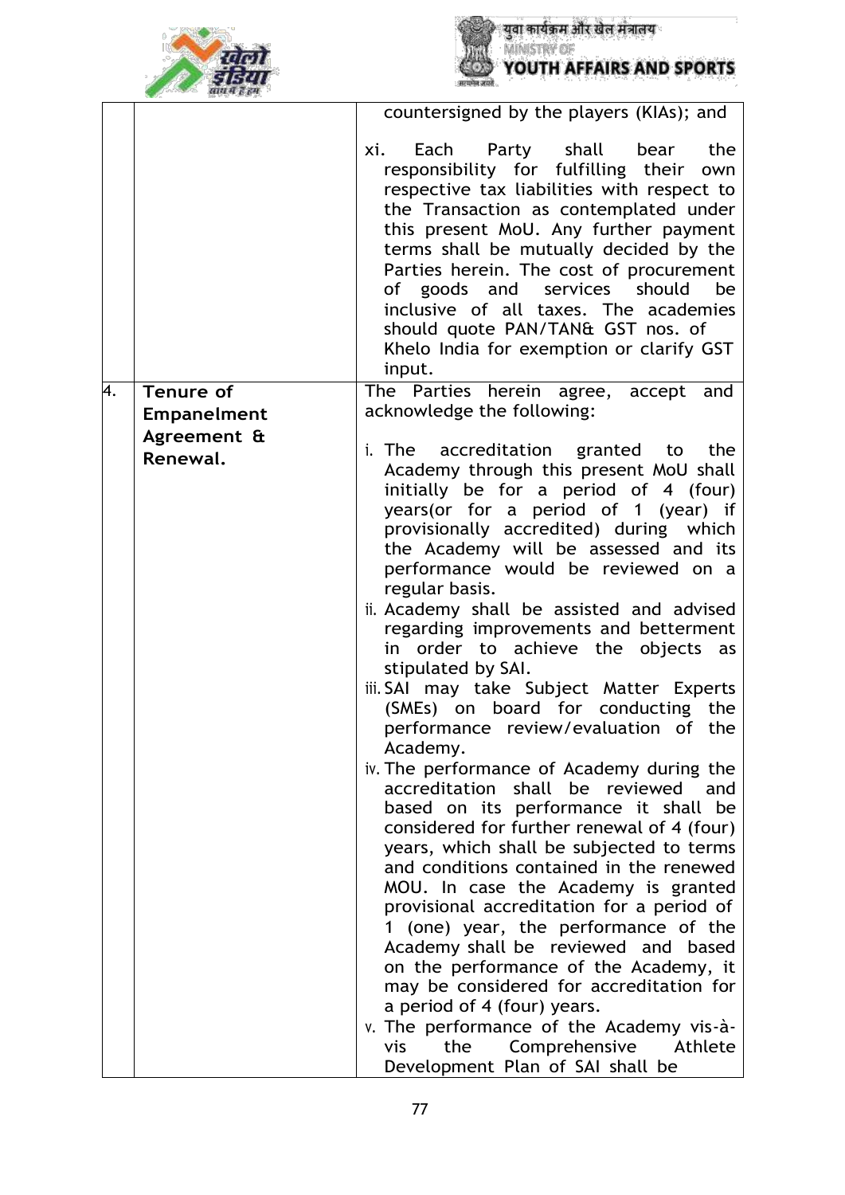| | | |
|---|---|---|
| | | countersigned by the players (KIAs); and<br><br>xi. Each Party shall bear the responsibility for fulfilling their own respective tax liabilities with respect to the Transaction as contemplated under this present MoU. Any further payment terms shall be mutually decided by the Parties herein. The cost of procurement of goods and services should be inclusive of all taxes. The academies should quote PAN/TAN& GST nos. of Khelo India for exemption or clarify GST input. |
| 4. | **Tenure of Empanelment Agreement & Renewal.** | The Parties herein agree, accept and acknowledge the following:<br><br>i. The accreditation granted to the Academy through this present MoU shall initially be for a period of 4 (four) years(or for a period of 1 (year) if provisionally accredited) during which the Academy will be assessed and its performance would be reviewed on a regular basis.<br>ii. Academy shall be assisted and advised regarding improvements and betterment in order to achieve the objects as stipulated by SAI.<br>iii. SAI may take Subject Matter Experts (SMEs) on board for conducting the performance review/evaluation of the Academy.<br>iv. The performance of Academy during the accreditation shall be reviewed and based on its performance it shall be considered for further renewal of 4 (four) years, which shall be subjected to terms and conditions contained in the renewed MOU. In case the Academy is granted provisional accreditation for a period of 1 (one) year, the performance of the Academy shall be reviewed and based on the performance of the Academy, it may be considered for accreditation for a period of 4 (four) years.<br>v. The performance of the Academy vis-à-vis the Comprehensive Athlete Development Plan of SAI shall be |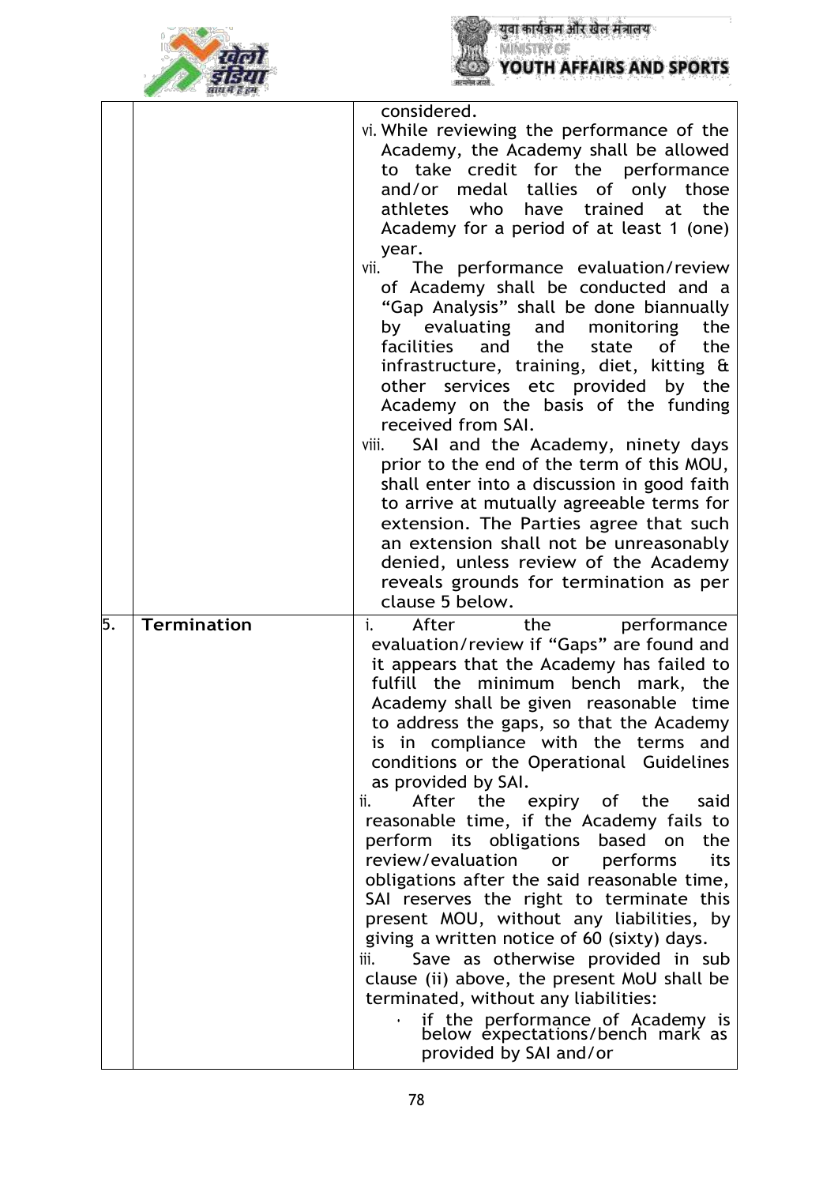|  |  |  |
|---|---|---|
|  |  | considered.<br>vi. While reviewing the performance of the Academy, the Academy shall be allowed to take credit for the performance and/or medal tallies of only those athletes who have trained at the Academy for a period of at least 1 (one) year.<br>vii. The performance evaluation/review of Academy shall be conducted and a "Gap Analysis" shall be done biannually by evaluating and monitoring the facilities and the state of the infrastructure, training, diet, kitting & other services etc provided by the Academy on the basis of the funding received from SAI.<br>viii. SAI and the Academy, ninety days prior to the end of the term of this MOU, shall enter into a discussion in good faith to arrive at mutually agreeable terms for extension. The Parties agree that such an extension shall not be unreasonably denied, unless review of the Academy reveals grounds for termination as per clause 5 below. |
| 5. | **Termination** | i. After the performance evaluation/review if "Gaps" are found and it appears that the Academy has failed to fulfill the minimum bench mark, the Academy shall be given reasonable time to address the gaps, so that the Academy is in compliance with the terms and conditions or the Operational Guidelines as provided by SAI.<br>ii. After the expiry of the said reasonable time, if the Academy fails to perform its obligations based on the review/evaluation or performs its obligations after the said reasonable time, SAI reserves the right to terminate this present MOU, without any liabilities, by giving a written notice of 60 (sixty) days.<br>iii. Save as otherwise provided in sub clause (ii) above, the present MoU shall be terminated, without any liabilities:<br>• if the performance of Academy is below expectations/bench mark as provided by SAI and/or |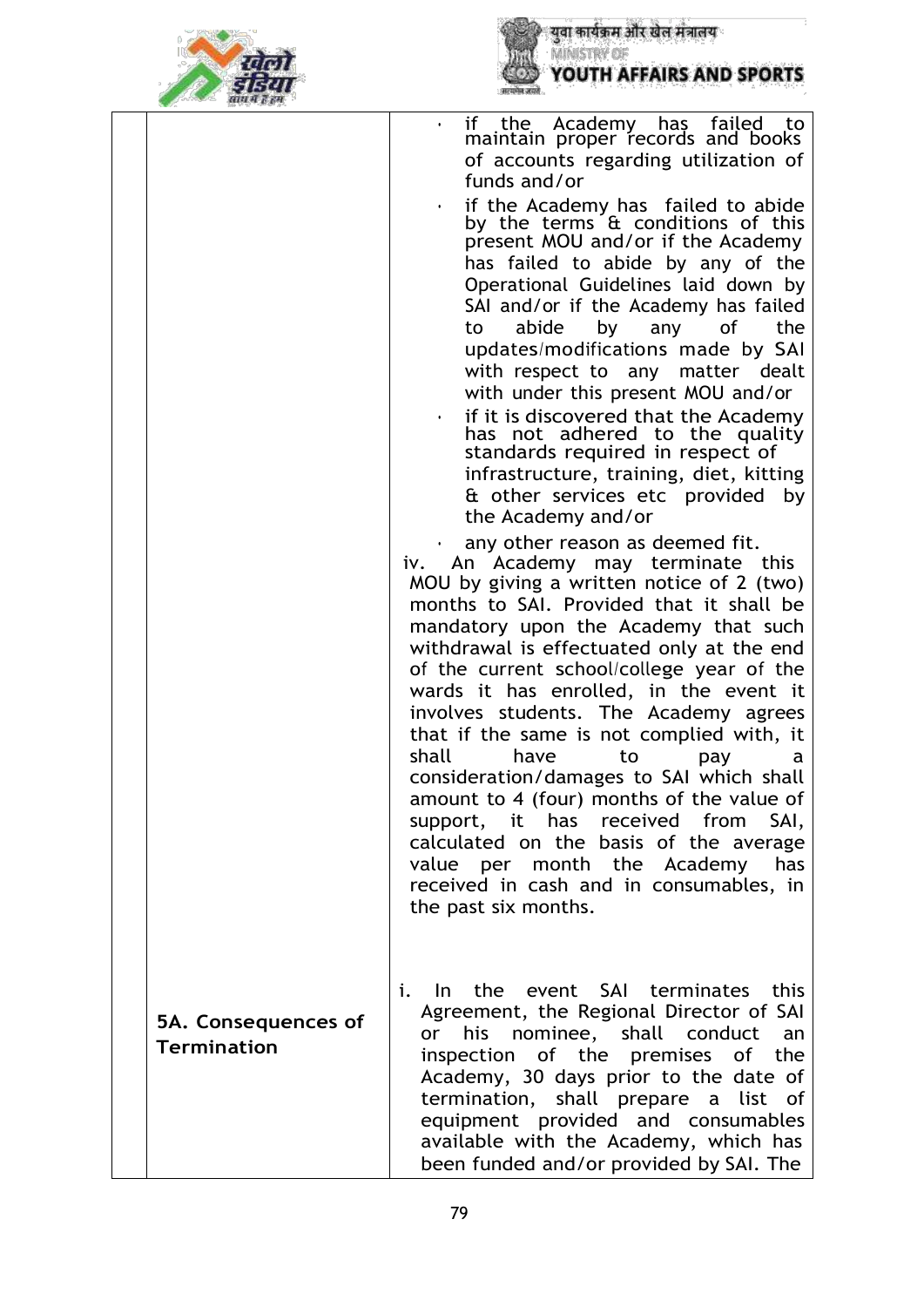| | | |
|---|---|---|
| | | • if the Academy has failed to maintain proper records and books of accounts regarding utilization of funds and/or<br>• if the Academy has failed to abide by the terms & conditions of this present MOU and/or if the Academy has failed to abide by any of the Operational Guidelines laid down by SAI and/or if the Academy has failed to abide by any of the updates/modifications made by SAI with respect to any matter dealt with under this present MOU and/or<br>• if it is discovered that the Academy has not adhered to the quality standards required in respect of infrastructure, training, diet, kitting & other services etc provided by the Academy and/or<br>• any other reason as deemed fit.<br>iv. An Academy may terminate this MOU by giving a written notice of 2 (two) months to SAI. Provided that it shall be mandatory upon the Academy that such withdrawal is effectuated only at the end of the current school/college year of the wards it has enrolled, in the event it involves students. The Academy agrees that if the same is not complied with, it shall have to pay a consideration/damages to SAI which shall amount to 4 (four) months of the value of support, it has received from SAI, calculated on the basis of the average value per month the Academy has received in cash and in consumables, in the past six months. |
| | **5A. Consequences of Termination** | i. In the event SAI terminates this Agreement, the Regional Director of SAI or his nominee, shall conduct an inspection of the premises of the Academy, 30 days prior to the date of termination, shall prepare a list of equipment provided and consumables available with the Academy, which has been funded and/or provided by SAI. The |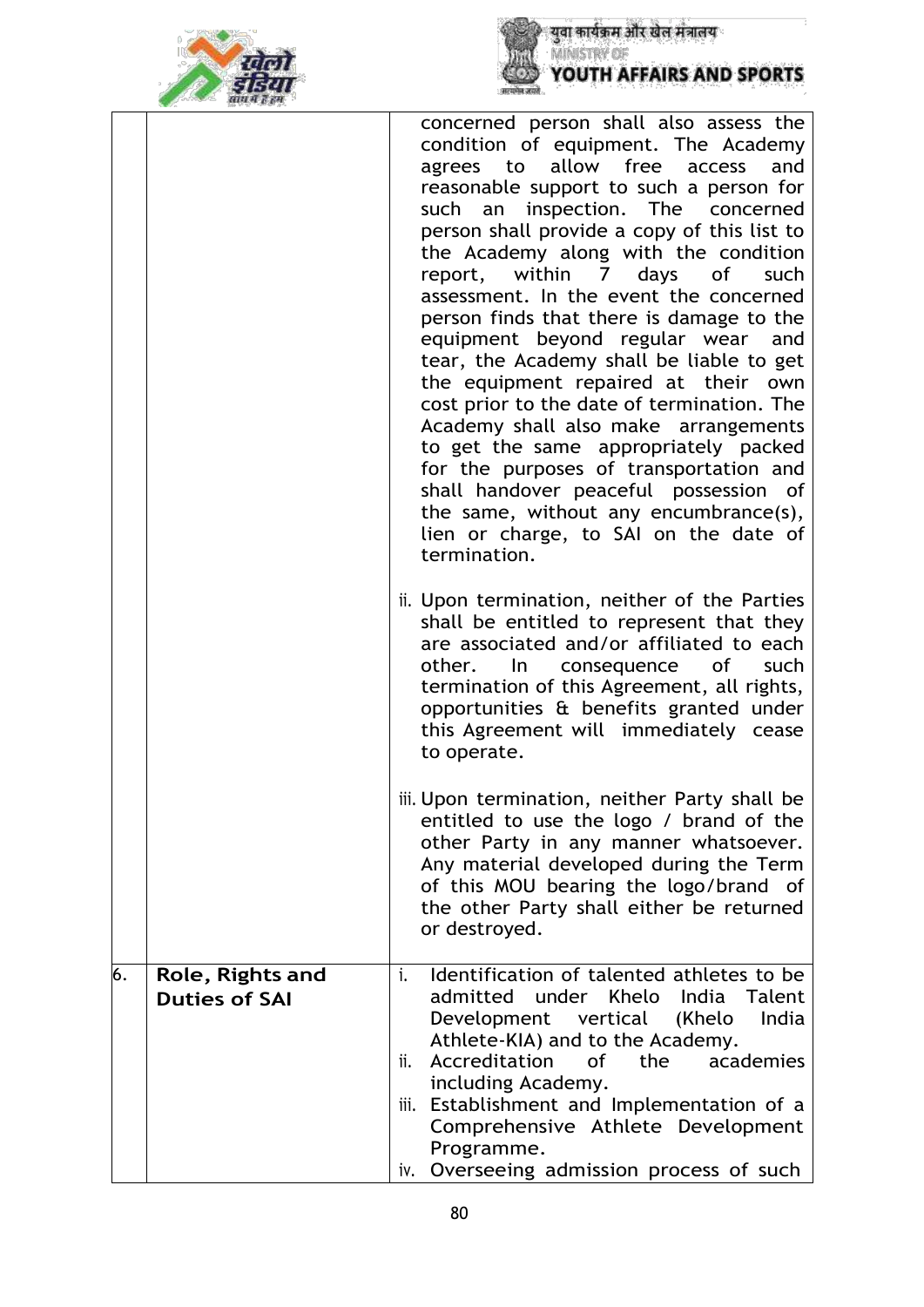| | | |
|---|---|---|
| | | concerned person shall also assess the condition of equipment. The Academy agrees to allow free access and reasonable support to such a person for such an inspection. The concerned person shall provide a copy of this list to the Academy along with the condition report, within 7 days of such assessment. In the event the concerned person finds that there is damage to the equipment beyond regular wear and tear, the Academy shall be liable to get the equipment repaired at their own cost prior to the date of termination. The Academy shall also make arrangements to get the same appropriately packed for the purposes of transportation and shall handover peaceful possession of the same, without any encumbrance(s), lien or charge, to SAI on the date of termination.<br><br>ii. Upon termination, neither of the Parties shall be entitled to represent that they are associated and/or affiliated to each other. In consequence of such termination of this Agreement, all rights, opportunities & benefits granted under this Agreement will immediately cease to operate.<br><br>iii. Upon termination, neither Party shall be entitled to use the logo / brand of the other Party in any manner whatsoever. Any material developed during the Term of this MOU bearing the logo/brand of the other Party shall either be returned or destroyed. |
| 6. | **Role, Rights and Duties of SAI** | i. Identification of talented athletes to be admitted under Khelo India Talent Development vertical (Khelo India Athlete-KIA) and to the Academy.<br>ii. Accreditation of the academies including Academy.<br>iii. Establishment and Implementation of a Comprehensive Athlete Development Programme.<br>iv. Overseeing admission process of such |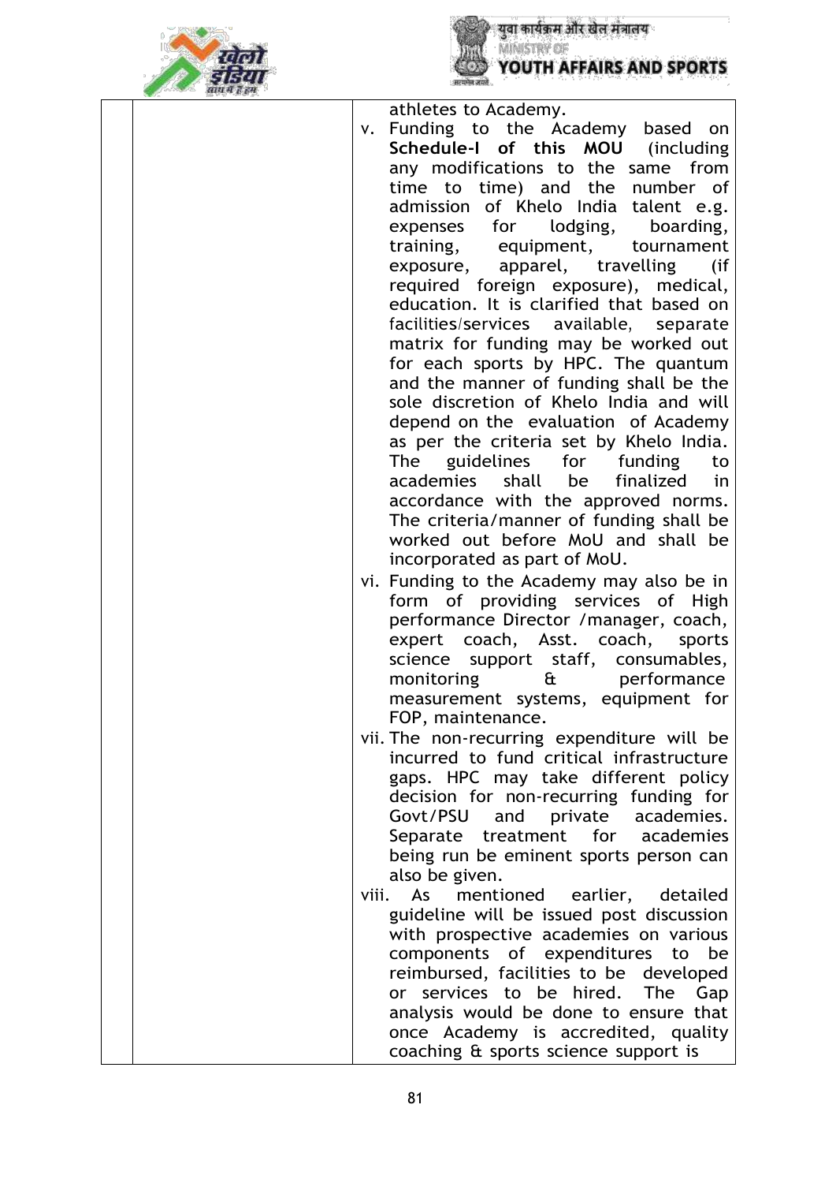| | | athletes to Academy.<br>v. Funding to the Academy based on **Schedule-I of this MOU** (including any modifications to the same from time to time) and the number of admission of Khelo India talent e.g. expenses for lodging, boarding, training, equipment, tournament exposure, apparel, travelling (if required foreign exposure), medical, education. It is clarified that based on facilities/services available, separate matrix for funding may be worked out for each sports by HPC. The quantum and the manner of funding shall be the sole discretion of Khelo India and will depend on the evaluation of Academy as per the criteria set by Khelo India. The guidelines for funding to academies shall be finalized in accordance with the approved norms. The criteria/manner of funding shall be worked out before MoU and shall be incorporated as part of MoU.<br>vi. Funding to the Academy may also be in form of providing services of High performance Director /manager, coach, expert coach, Asst. coach, sports science support staff, consumables, monitoring & performance measurement systems, equipment for FOP, maintenance.<br>vii. The non-recurring expenditure will be incurred to fund critical infrastructure gaps. HPC may take different policy decision for non-recurring funding for Govt/PSU and private academies. Separate treatment for academies being run be eminent sports person can also be given.<br>viii. As mentioned earlier, detailed guideline will be issued post discussion with prospective academies on various components of expenditures to be reimbursed, facilities to be developed or services to be hired. The Gap analysis would be done to ensure that once Academy is accredited, quality coaching & sports science support is |
|---|---|---|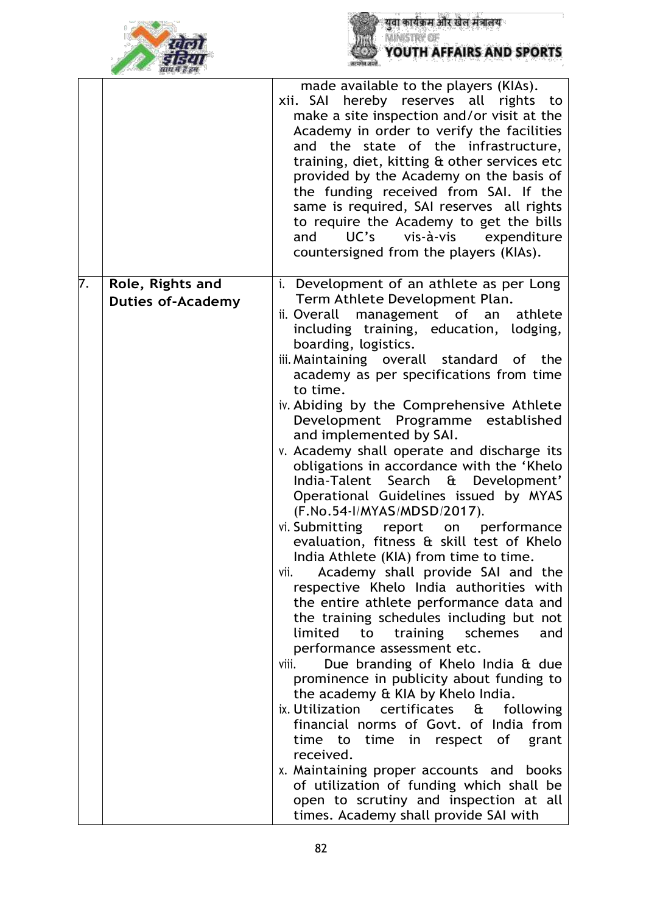|  |  |  |
|---|---|---|
|  |  | made available to the players (KIAs).<br>xii. SAI hereby reserves all rights to make a site inspection and/or visit at the Academy in order to verify the facilities and the state of the infrastructure, training, diet, kitting & other services etc provided by the Academy on the basis of the funding received from SAI. If the same is required, SAI reserves all rights to require the Academy to get the bills and UC's vis-à-vis expenditure countersigned from the players (KIAs). |
| 7. | **Role, Rights and Duties of-Academy** | i. Development of an athlete as per Long Term Athlete Development Plan.<br>ii. Overall management of an athlete including training, education, lodging, boarding, logistics.<br>iii. Maintaining overall standard of the academy as per specifications from time to time.<br>iv. Abiding by the Comprehensive Athlete Development Programme established and implemented by SAI.<br>v. Academy shall operate and discharge its obligations in accordance with the 'Khelo India-Talent Search & Development' Operational Guidelines issued by MYAS (F.No.54-I/MYAS/MDSD/2017).<br>vi. Submitting report on performance evaluation, fitness & skill test of Khelo India Athlete (KIA) from time to time.<br>vii. Academy shall provide SAI and the respective Khelo India authorities with the entire athlete performance data and the training schedules including but not limited to training schemes and performance assessment etc.<br>viii. Due branding of Khelo India & due prominence in publicity about funding to the academy & KIA by Khelo India.<br>ix. Utilization certificates & following financial norms of Govt. of India from time to time in respect of grant received.<br>x. Maintaining proper accounts and books of utilization of funding which shall be open to scrutiny and inspection at all times. Academy shall provide SAI with |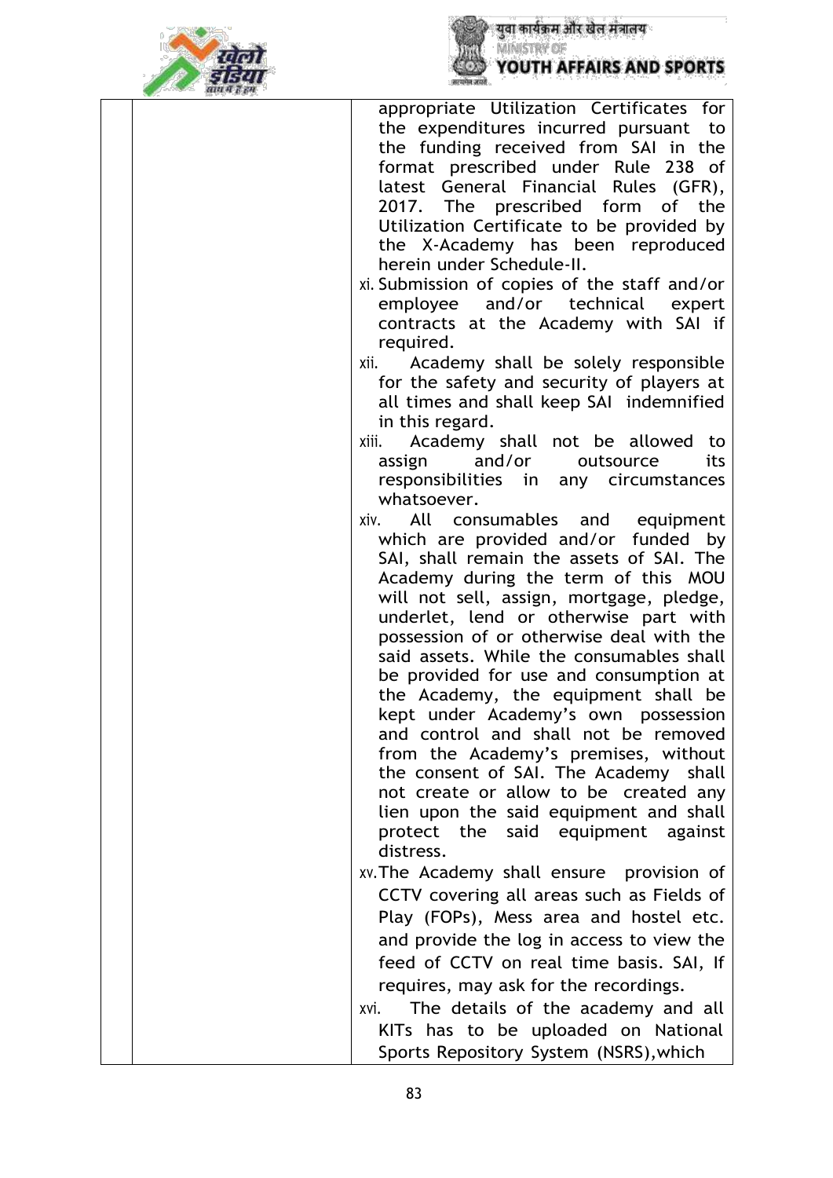| | | |
|---|---|---|
| | | appropriate Utilization Certificates for the expenditures incurred pursuant to the funding received from SAI in the format prescribed under Rule 238 of latest General Financial Rules (GFR), 2017. The prescribed form of the Utilization Certificate to be provided by the X-Academy has been reproduced herein under Schedule-II.<br>xi. Submission of copies of the staff and/or employee and/or technical expert contracts at the Academy with SAI if required.<br>xii. Academy shall be solely responsible for the safety and security of players at all times and shall keep SAI indemnified in this regard.<br>xiii. Academy shall not be allowed to assign and/or outsource its responsibilities in any circumstances whatsoever.<br>xiv. All consumables and equipment which are provided and/or funded by SAI, shall remain the assets of SAI. The Academy during the term of this MOU will not sell, assign, mortgage, pledge, underlet, lend or otherwise part with possession of or otherwise deal with the said assets. While the consumables shall be provided for use and consumption at the Academy, the equipment shall be kept under Academy's own possession and control and shall not be removed from the Academy's premises, without the consent of SAI. The Academy shall not create or allow to be created any lien upon the said equipment and shall protect the said equipment against distress.<br>xv. The Academy shall ensure provision of CCTV covering all areas such as Fields of Play (FOPs), Mess area and hostel etc. and provide the log in access to view the feed of CCTV on real time basis. SAI, If requires, may ask for the recordings.<br>xvi. The details of the academy and all KITs has to be uploaded on National Sports Repository System (NSRS),which |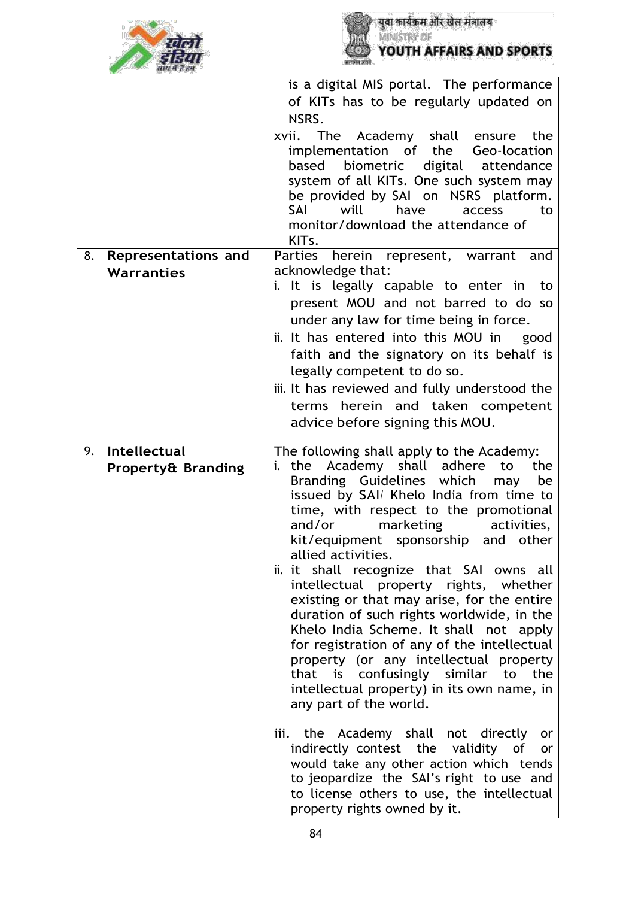| | | |
|---|---|---|
| | | is a digital MIS portal. The performance of KITs has to be regularly updated on NSRS.<br>xvii. The Academy shall ensure the implementation of the Geo-location based biometric digital attendance system of all KITs. One such system may be provided by SAI on NSRS platform. SAI will have access to monitor/download the attendance of KITs. |
| 8. | **Representations and Warranties** | Parties herein represent, warrant and acknowledge that:<br>i. It is legally capable to enter in to present MOU and not barred to do so under any law for time being in force.<br>ii. It has entered into this MOU in good faith and the signatory on its behalf is legally competent to do so.<br>iii. It has reviewed and fully understood the terms herein and taken competent advice before signing this MOU. |
| 9. | **Intellectual Property& Branding** | The following shall apply to the Academy:<br>i. the Academy shall adhere to the Branding Guidelines which may be issued by SAI/ Khelo India from time to time, with respect to the promotional and/or marketing activities, kit/equipment sponsorship and other allied activities.<br>ii. it shall recognize that SAI owns all intellectual property rights, whether existing or that may arise, for the entire duration of such rights worldwide, in the Khelo India Scheme. It shall not apply for registration of any of the intellectual property (or any intellectual property that is confusingly similar to the intellectual property) in its own name, in any part of the world.<br>iii. the Academy shall not directly or indirectly contest the validity of or would take any other action which tends to jeopardize the SAI's right to use and to license others to use, the intellectual property rights owned by it. |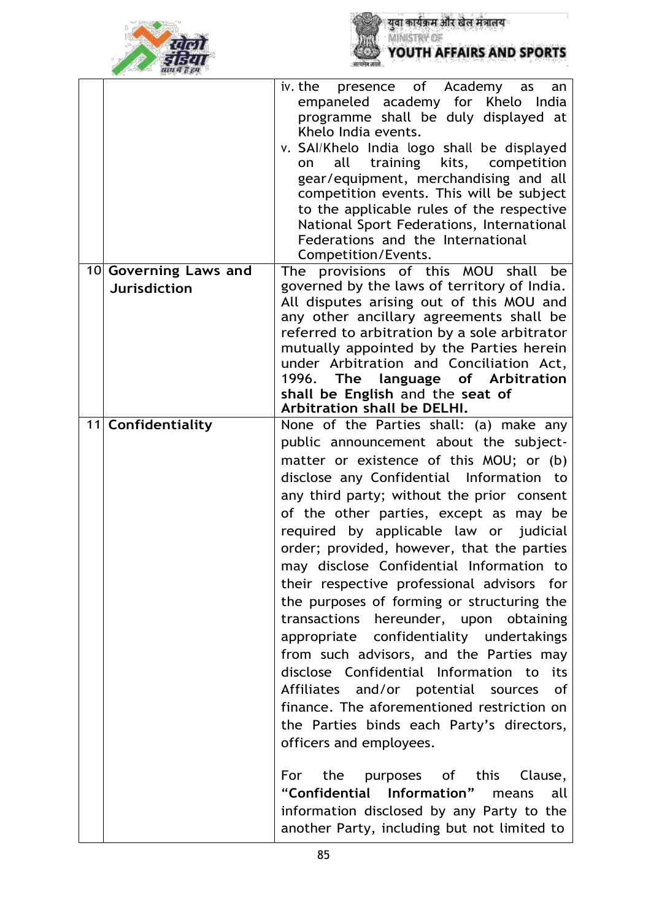| | | |
|---|---|---|
| | | iv. the presence of Academy as an empaneled academy for Khelo India programme shall be duly displayed at Khelo India events.<br>v. SAI/Khelo India logo shall be displayed on all training kits, competition gear/equipment, merchandising and all competition events. This will be subject to the applicable rules of the respective National Sport Federations, International Federations and the International Competition/Events. |
| 10 | **Governing Laws and Jurisdiction** | The provisions of this MOU shall be governed by the laws of territory of India. All disputes arising out of this MOU and any other ancillary agreements shall be referred to arbitration by a sole arbitrator mutually appointed by the Parties herein under Arbitration and Conciliation Act, 1996. **The language of Arbitration shall be English** and the **seat of Arbitration shall be DELHI.** |
| 11 | **Confidentiality** | None of the Parties shall: (a) make any public announcement about the subject-matter or existence of this MOU; or (b) disclose any Confidential Information to any third party; without the prior consent of the other parties, except as may be required by applicable law or judicial order; provided, however, that the parties may disclose Confidential Information to their respective professional advisors for the purposes of forming or structuring the transactions hereunder, upon obtaining appropriate confidentiality undertakings from such advisors, and the Parties may disclose Confidential Information to its Affiliates and/or potential sources of finance. The aforementioned restriction on the Parties binds each Party's directors, officers and employees.<br><br>For the purposes of this Clause, **"Confidential Information"** means all information disclosed by any Party to the another Party, including but not limited to |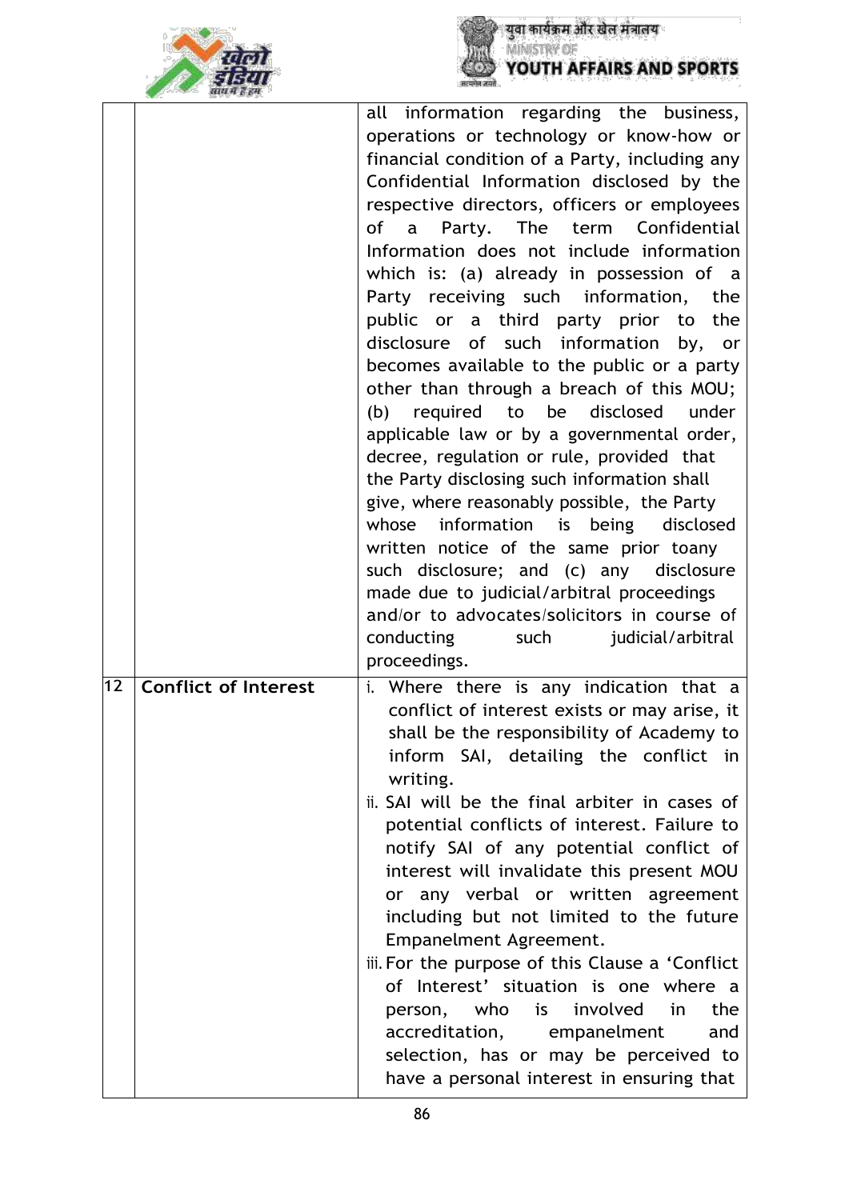| | | |
|---|---|---|
| | | all information regarding the business, operations or technology or know-how or financial condition of a Party, including any Confidential Information disclosed by the respective directors, officers or employees of a Party. The term Confidential Information does not include information which is: (a) already in possession of a Party receiving such information, the public or a third party prior to the disclosure of such information by, or becomes available to the public or a party other than through a breach of this MOU; (b) required to be disclosed under applicable law or by a governmental order, decree, regulation or rule, provided that the Party disclosing such information shall give, where reasonably possible, the Party whose information is being disclosed written notice of the same prior toany such disclosure; and (c) any disclosure made due to judicial/arbitral proceedings and/or to advocates/solicitors in course of conducting such judicial/arbitral proceedings. |
| 12 | **Conflict of Interest** | i. Where there is any indication that a conflict of interest exists or may arise, it shall be the responsibility of Academy to inform SAI, detailing the conflict in writing.<br>ii. SAI will be the final arbiter in cases of potential conflicts of interest. Failure to notify SAI of any potential conflict of interest will invalidate this present MOU or any verbal or written agreement including but not limited to the future Empanelment Agreement.<br>iii. For the purpose of this Clause a 'Conflict of Interest' situation is one where a person, who is involved in the accreditation, empanelment and selection, has or may be perceived to have a personal interest in ensuring that |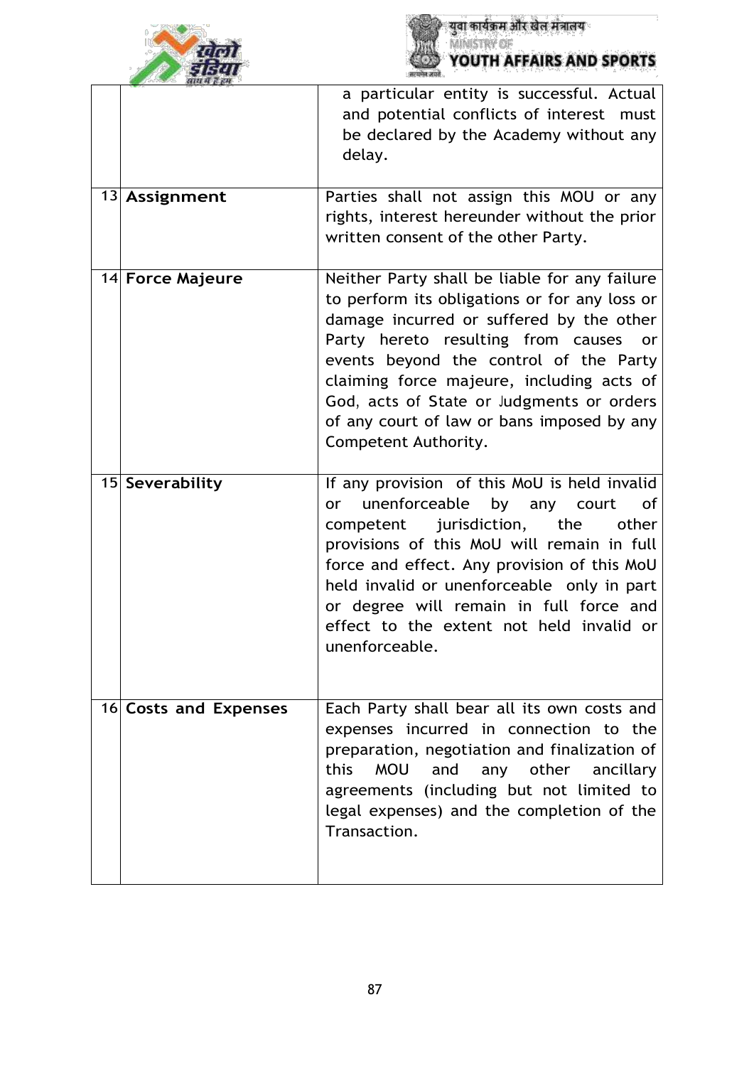| | | |
|---|---|---|
| | | a particular entity is successful. Actual and potential conflicts of interest must be declared by the Academy without any delay. |
| 13 | **Assignment** | Parties shall not assign this MOU or any rights, interest hereunder without the prior written consent of the other Party. |
| 14 | **Force Majeure** | Neither Party shall be liable for any failure to perform its obligations or for any loss or damage incurred or suffered by the other Party hereto resulting from causes or events beyond the control of the Party claiming force majeure, including acts of God, acts of State or Judgments or orders of any court of law or bans imposed by any Competent Authority. |
| 15 | **Severability** | If any provision of this MoU is held invalid or unenforceable by any court of competent jurisdiction, the other provisions of this MoU will remain in full force and effect. Any provision of this MoU held invalid or unenforceable only in part or degree will remain in full force and effect to the extent not held invalid or unenforceable. |
| 16 | **Costs and Expenses** | Each Party shall bear all its own costs and expenses incurred in connection to the preparation, negotiation and finalization of this MOU and any other ancillary agreements (including but not limited to legal expenses) and the completion of the Transaction. |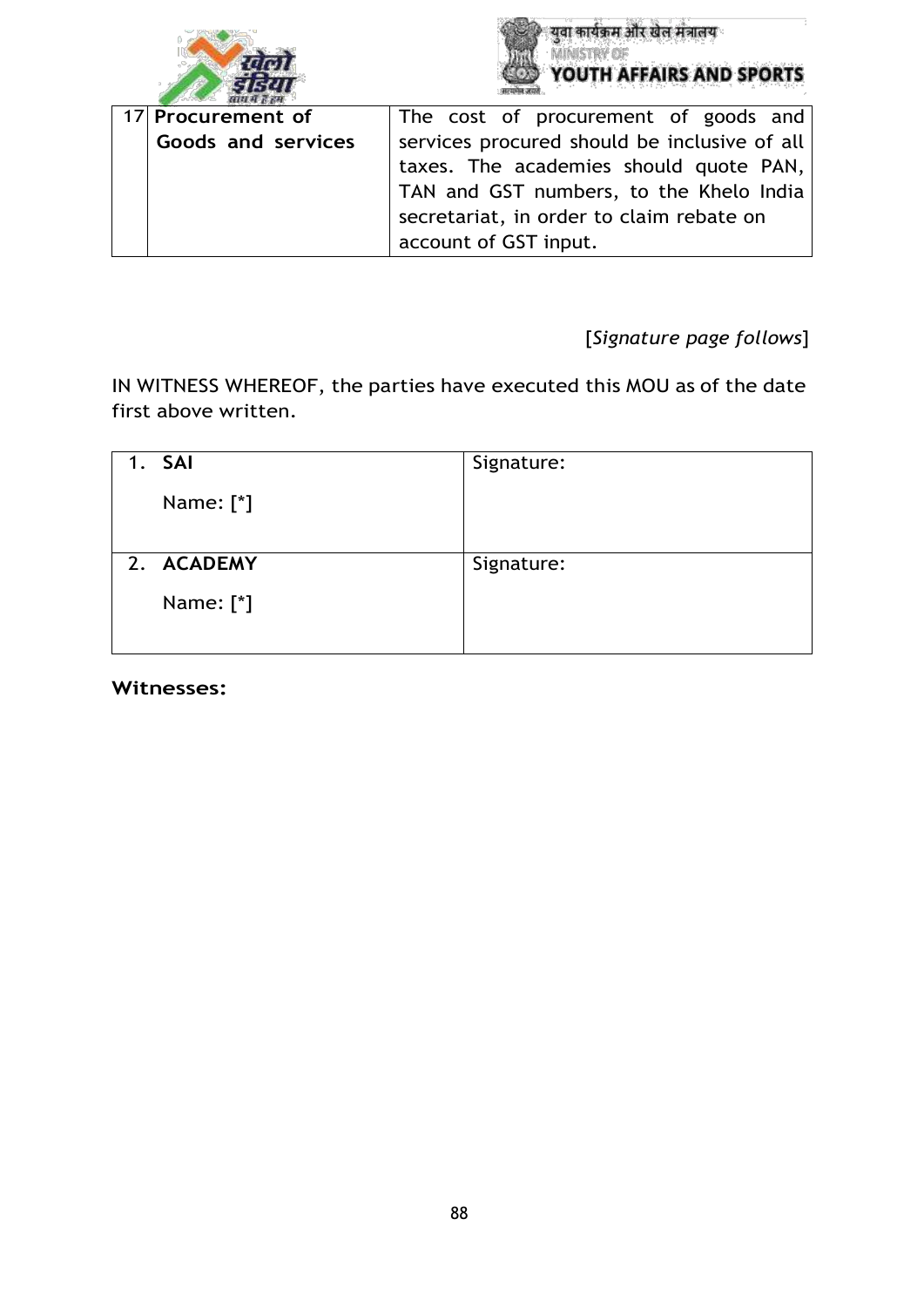| 17 | **Procurement of Goods and services** | The cost of procurement of goods and services procured should be inclusive of all taxes. The academies should quote PAN, TAN and GST numbers, to the Khelo India secretariat, in order to claim rebate on account of GST input. |
|---|---|---|

[*Signature page follows*]

IN WITNESS WHEREOF, the parties have executed this MOU as of the date first above written.

| 1. **SAI**<br><br>Name: [*] | Signature: |
|---|---|
| 2. **ACADEMY**<br><br>Name: [*] | Signature: |

**Witnesses:**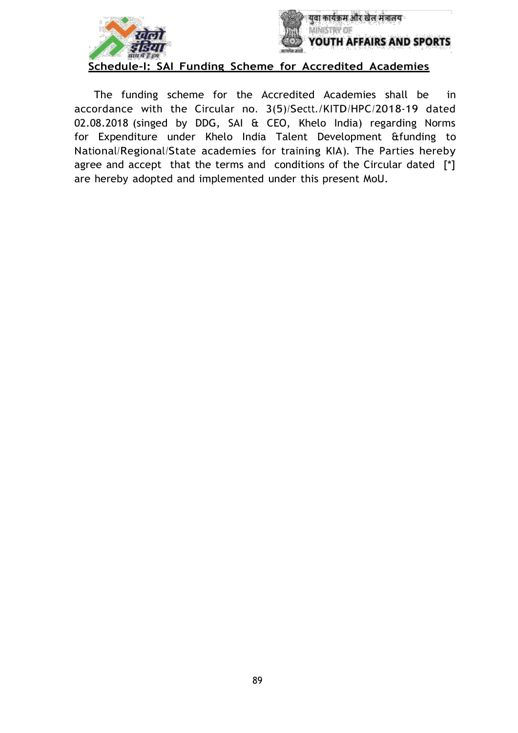## Schedule-I: SAI Funding Scheme for Accredited Academies

The funding scheme for the Accredited Academies shall be in accordance with the Circular no. 3(5)/Sectt./KITD/HPC/2018-19 dated 02.08.2018 (singed by DDG, SAI & CEO, Khelo India) regarding Norms for Expenditure under Khelo India Talent Development &funding to National/Regional/State academies for training KIA). The Parties hereby agree and accept that the terms and conditions of the Circular dated [*] are hereby adopted and implemented under this present MoU.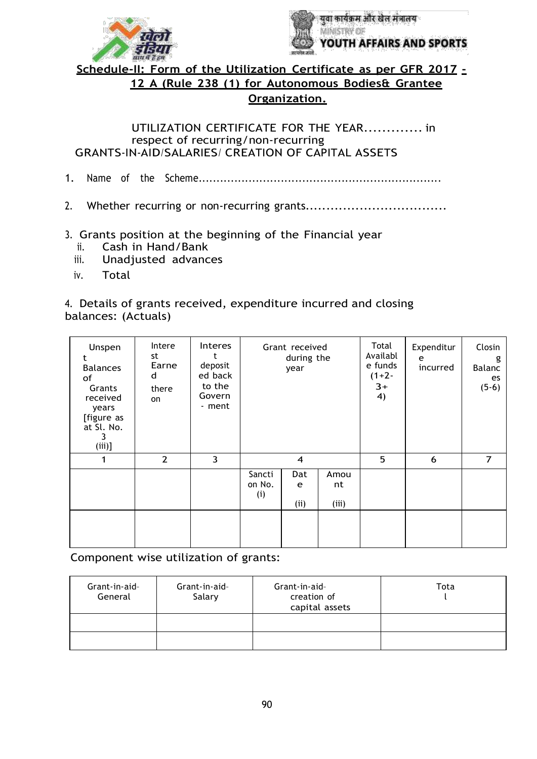युवा कार्यक्रम और खेल मंत्रालय
MINISTRY OF
YOUTH AFFAIRS AND SPORTS

## Schedule-II: Form of the Utilization Certificate as per GFR 2017 - 12 A (Rule 238 (1) for Autonomous Bodies& Grantee Organization.

UTILIZATION CERTIFICATE FOR THE YEAR............. in respect of recurring/non-recurring GRANTS-IN-AID/SALARIES/ CREATION OF CAPITAL ASSETS

1. Name of the Scheme..................................................................

2. Whether recurring or non-recurring grants.................................

3. Grants position at the beginning of the Financial year
   ii. Cash in Hand/Bank
   iii. Unadjusted advances
   iv. Total

4. Details of grants received, expenditure incurred and closing balances: (Actuals)

| Unspent Balances of Grants received years [figure as at Sl. No. 3 (iii)] | Interest Earned thereon | Interest deposited back to the Govern- ment | Grant received during the year | | | Total Available funds (1+2-3+4) | Expenditure incurred | Closing Balances (5-6) |
|---|---|---|---|---|---|---|---|---|
| 1 | 2 | 3 | 4 | | | 5 | 6 | 7 |
| | | | Sanction No. (i) | Date (ii) | Amount (iii) | | | |
| | | | | | | | | |

Component wise utilization of grants:

| Grant-in-aid-General | Grant-in-aid-Salary | Grant-in-aid-creation of capital assets | Total |
|---|---|---|---|
| | | | |
| | | | |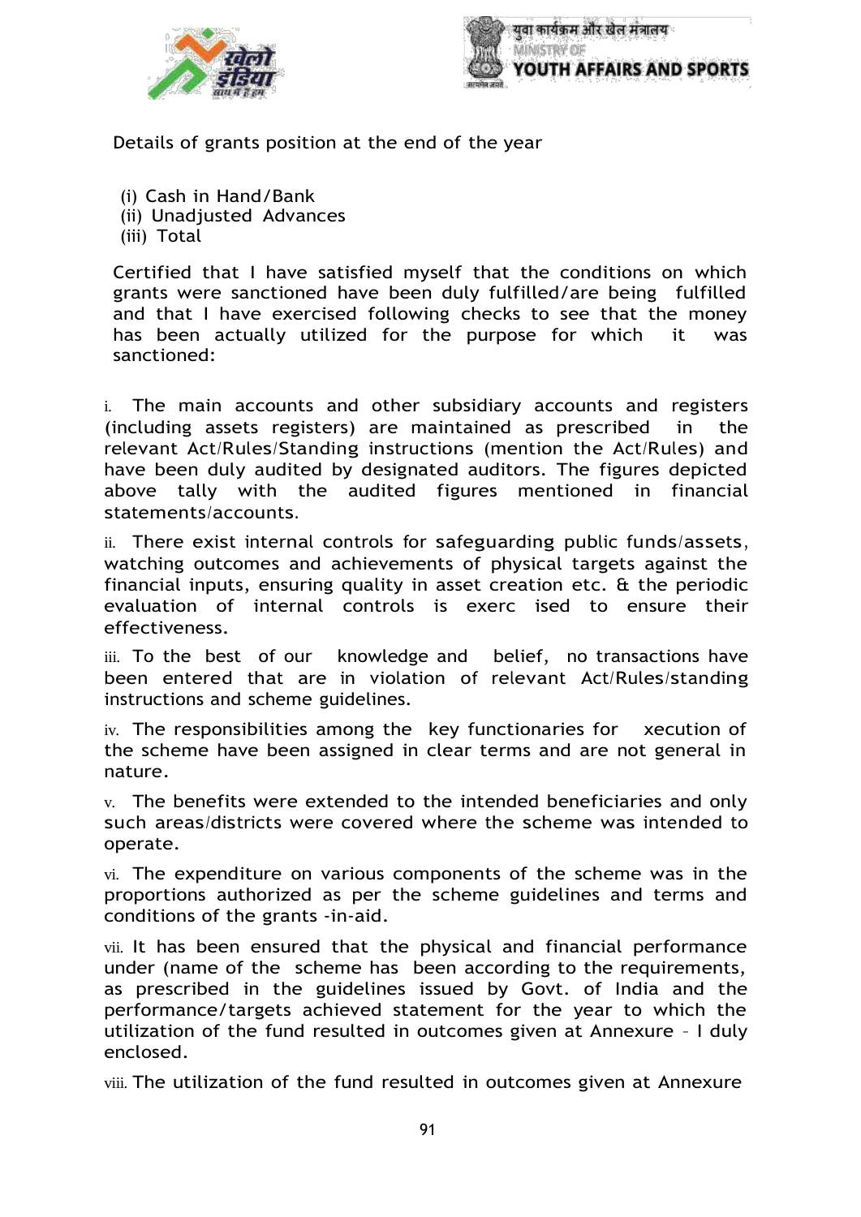Details of grants position at the end of the year

(i) Cash in Hand/Bank
(ii) Unadjusted Advances
(iii) Total

Certified that I have satisfied myself that the conditions on which grants were sanctioned have been duly fulfilled/are being fulfilled and that I have exercised following checks to see that the money has been actually utilized for the purpose for which it was sanctioned:

i. The main accounts and other subsidiary accounts and registers (including assets registers) are maintained as prescribed in the relevant Act/Rules/Standing instructions (mention the Act/Rules) and have been duly audited by designated auditors. The figures depicted above tally with the audited figures mentioned in financial statements/accounts.

ii. There exist internal controls for safeguarding public funds/assets, watching outcomes and achievements of physical targets against the financial inputs, ensuring quality in asset creation etc. & the periodic evaluation of internal controls is exerc ised to ensure their effectiveness.

iii. To the best of our knowledge and belief, no transactions have been entered that are in violation of relevant Act/Rules/standing instructions and scheme guidelines.

iv. The responsibilities among the key functionaries for xecution of the scheme have been assigned in clear terms and are not general in nature.

v. The benefits were extended to the intended beneficiaries and only such areas/districts were covered where the scheme was intended to operate.

vi. The expenditure on various components of the scheme was in the proportions authorized as per the scheme guidelines and terms and conditions of the grants -in-aid.

vii. It has been ensured that the physical and financial performance under (name of the scheme has been according to the requirements, as prescribed in the guidelines issued by Govt. of India and the performance/targets achieved statement for the year to which the utilization of the fund resulted in outcomes given at Annexure – I duly enclosed.

viii. The utilization of the fund resulted in outcomes given at Annexure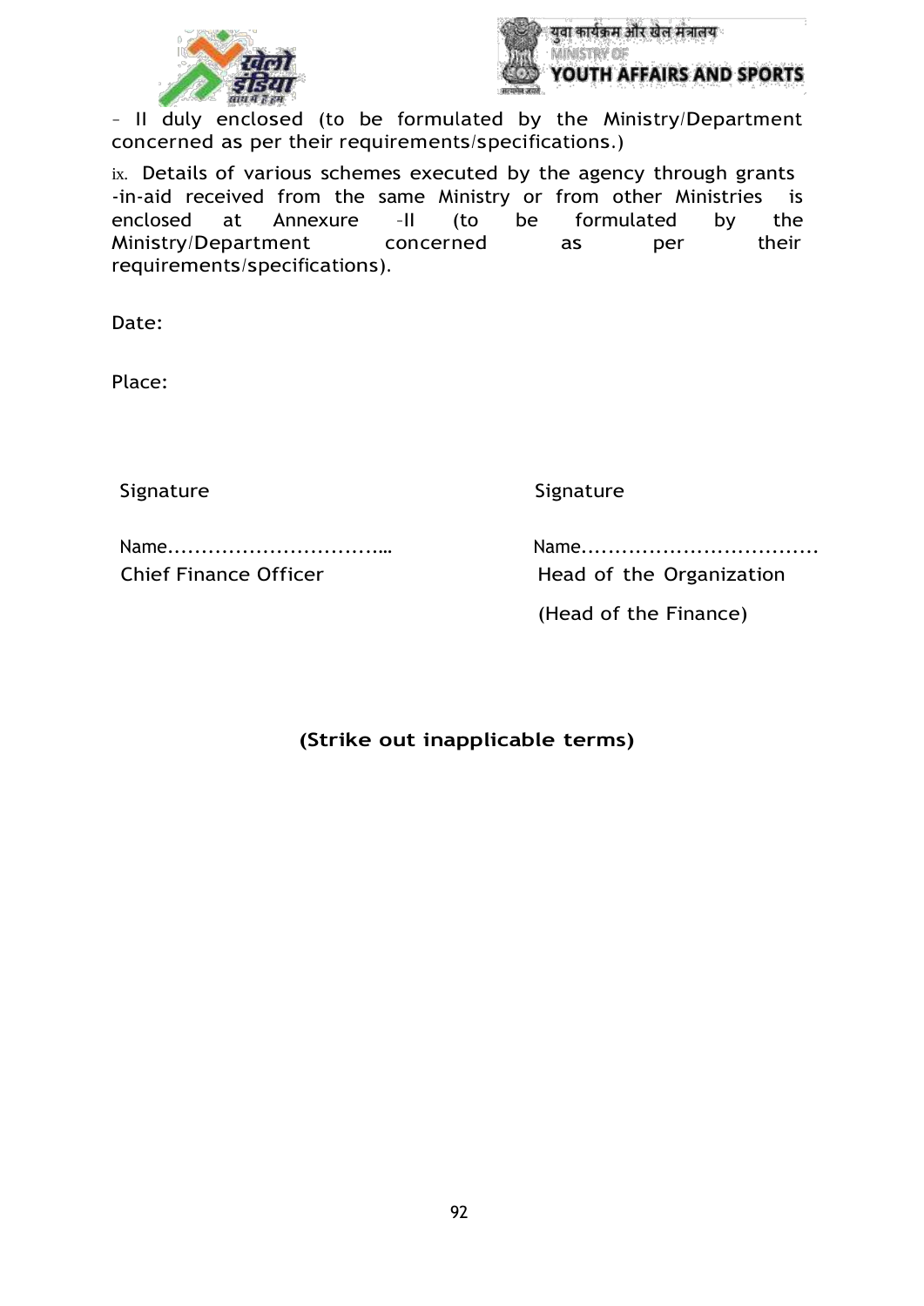– II duly enclosed (to be formulated by the Ministry/Department concerned as per their requirements/specifications.)

ix. Details of various schemes executed by the agency through grants -in-aid received from the same Ministry or from other Ministries is enclosed at Annexure –II (to be formulated by the Ministry/Department concerned as per their requirements/specifications).

Date:

Place:

| | |
|---|---|
| Signature | Signature |
| Name............................... | Name................................. |
| Chief Finance Officer | Head of the Organization |
| | (Head of the Finance) |

**(Strike out inapplicable terms)**